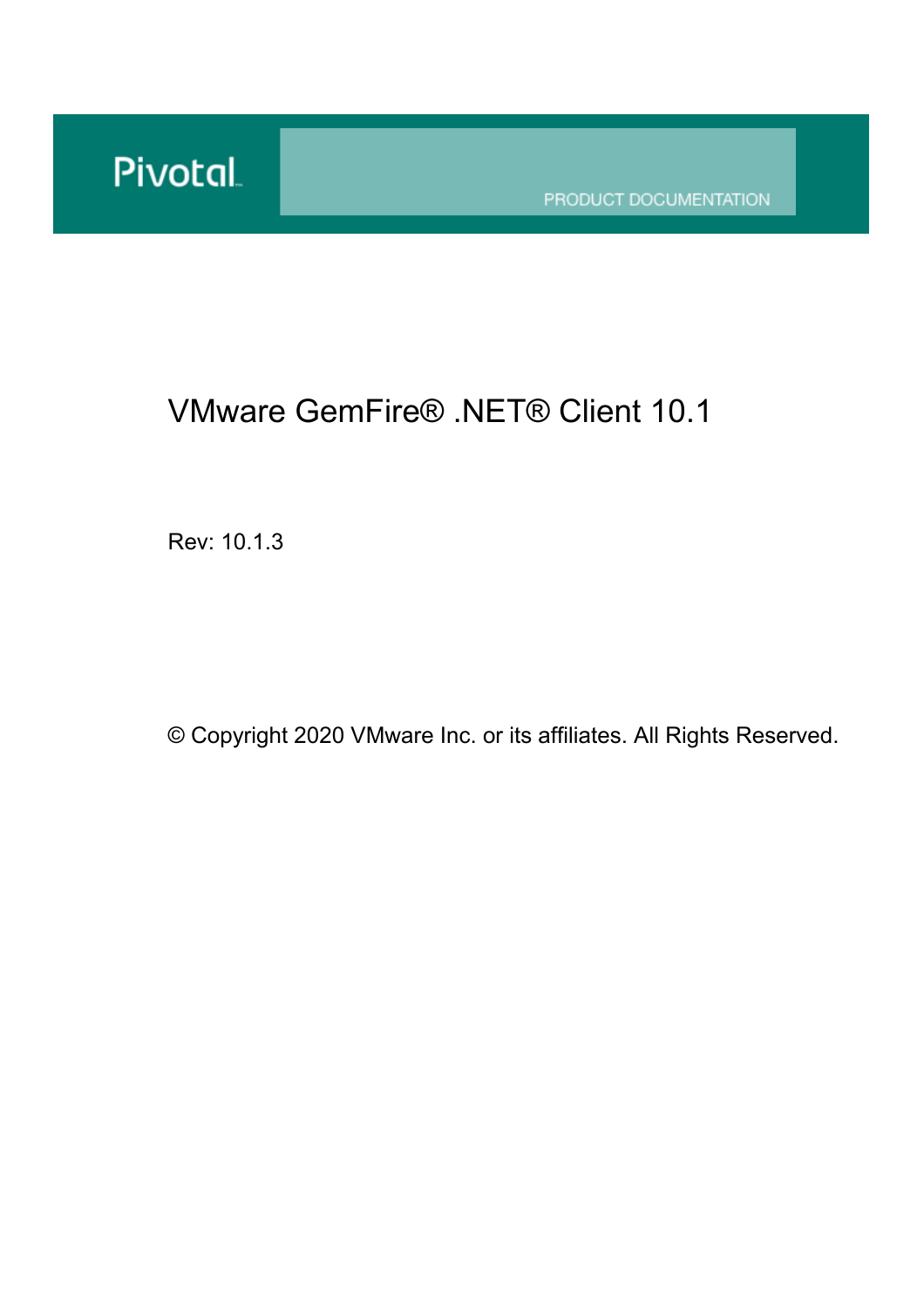Pivotal

PRODUCT DOCUMENTATION

# VMware GemFire® .NET® Client 10.1

Rev: 10.1.3

© Copyright 2020 VMware Inc. or its affiliates. All Rights Reserved.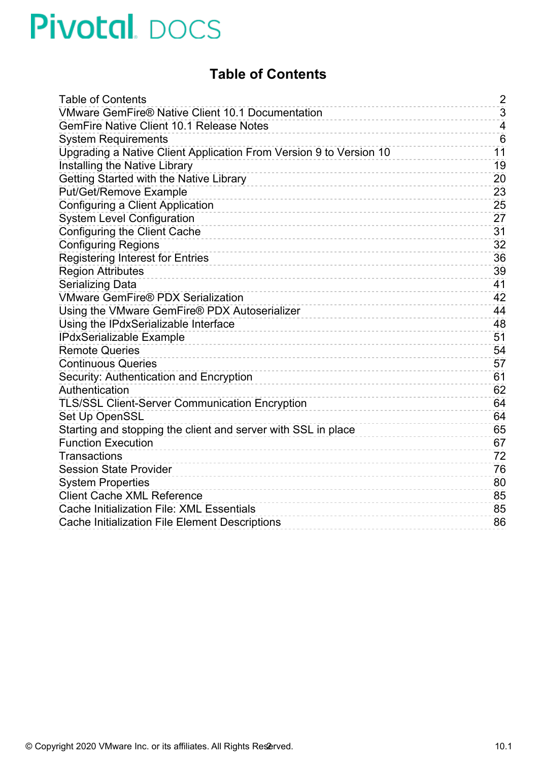# Table of Contents

| | |
|---|---|
| Table of Contents | 2 |
| VMware GemFire® Native Client 10.1 Documentation | 3 |
| GemFire Native Client 10.1 Release Notes | 4 |
| System Requirements | 6 |
| Upgrading a Native Client Application From Version 9 to Version 10 | 11 |
| Installing the Native Library | 19 |
| Getting Started with the Native Library | 20 |
| Put/Get/Remove Example | 23 |
| Configuring a Client Application | 25 |
| System Level Configuration | 27 |
| Configuring the Client Cache | 31 |
| Configuring Regions | 32 |
| Registering Interest for Entries | 36 |
| Region Attributes | 39 |
| Serializing Data | 41 |
| VMware GemFire® PDX Serialization | 42 |
| Using the VMware GemFire® PDX Autoserializer | 44 |
| Using the IPdxSerializable Interface | 48 |
| IPdxSerializable Example | 51 |
| Remote Queries | 54 |
| Continuous Queries | 57 |
| Security: Authentication and Encryption | 61 |
| Authentication | 62 |
| TLS/SSL Client-Server Communication Encryption | 64 |
| Set Up OpenSSL | 64 |
| Starting and stopping the client and server with SSL in place | 65 |
| Function Execution | 67 |
| Transactions | 72 |
| Session State Provider | 76 |
| System Properties | 80 |
| Client Cache XML Reference | 85 |
| Cache Initialization File: XML Essentials | 85 |
| Cache Initialization File Element Descriptions | 86 |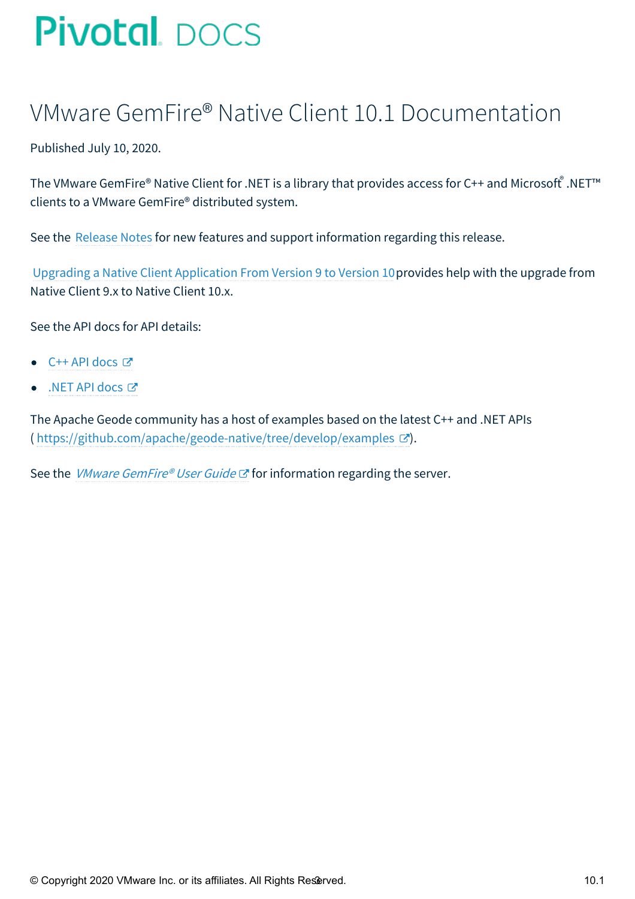# VMware GemFire® Native Client 10.1 Documentation

Published July 10, 2020.

The VMware GemFire® Native Client for .NET is a library that provides access for C++ and Microsoft® .NET™ clients to a VMware GemFire® distributed system.

See the Release Notes for new features and support information regarding this release.

Upgrading a Native Client Application From Version 9 to Version 10 provides help with the upgrade from Native Client 9.x to Native Client 10.x.

See the API docs for API details:

- C++ API docs
- .NET API docs

The Apache Geode community has a host of examples based on the latest C++ and .NET APIs (https://github.com/apache/geode-native/tree/develop/examples).

See the *VMware GemFire® User Guide* for information regarding the server.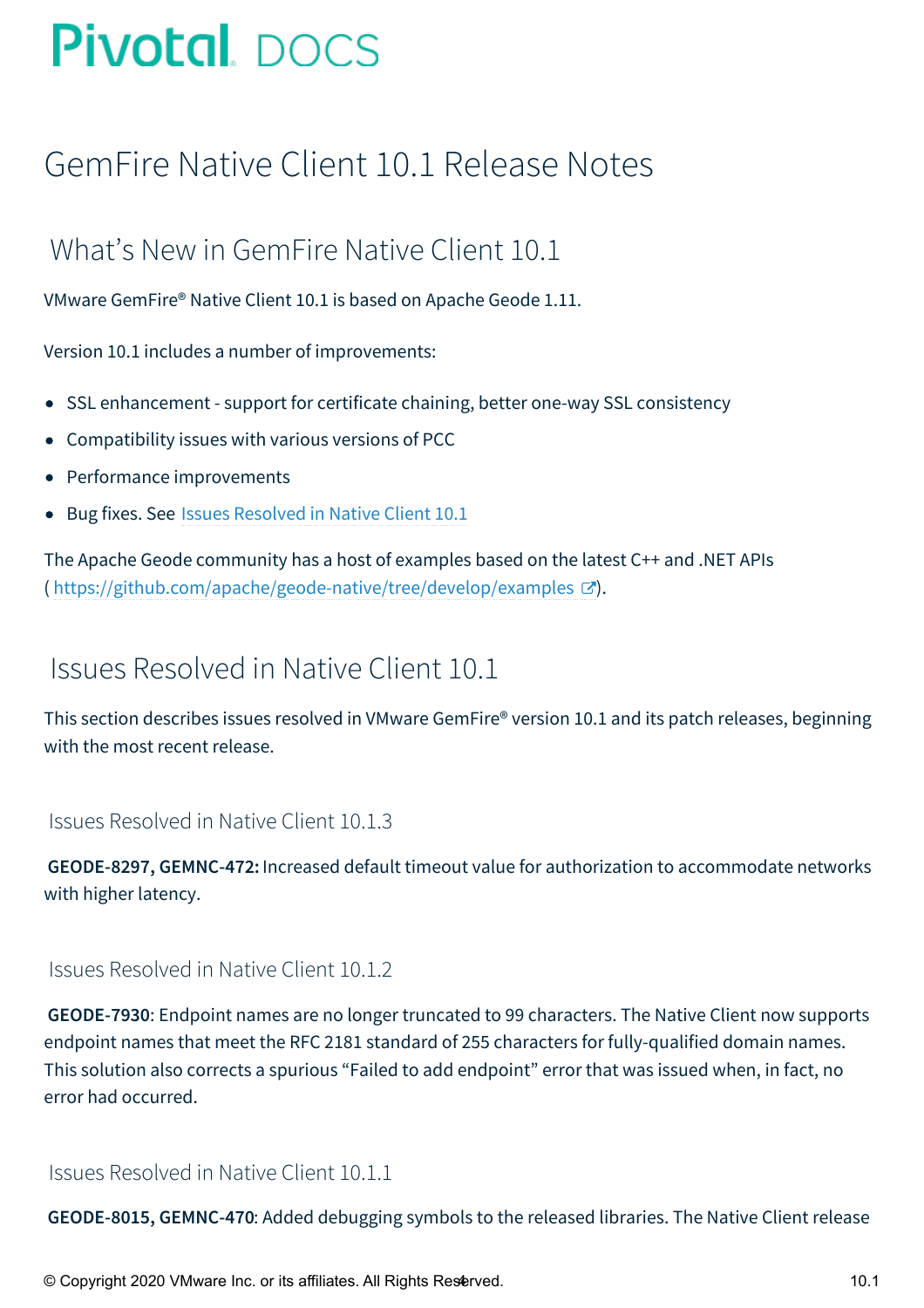# GemFire Native Client 10.1 Release Notes

## What's New in GemFire Native Client 10.1

VMware GemFire® Native Client 10.1 is based on Apache Geode 1.11.

Version 10.1 includes a number of improvements:

- SSL enhancement - support for certificate chaining, better one-way SSL consistency
- Compatibility issues with various versions of PCC
- Performance improvements
- Bug fixes. See Issues Resolved in Native Client 10.1

The Apache Geode community has a host of examples based on the latest C++ and .NET APIs ( https://github.com/apache/geode-native/tree/develop/examples ).

## Issues Resolved in Native Client 10.1

This section describes issues resolved in VMware GemFire® version 10.1 and its patch releases, beginning with the most recent release.

### Issues Resolved in Native Client 10.1.3

**GEODE-8297, GEMNC-472:** Increased default timeout value for authorization to accommodate networks with higher latency.

### Issues Resolved in Native Client 10.1.2

**GEODE-7930**: Endpoint names are no longer truncated to 99 characters. The Native Client now supports endpoint names that meet the RFC 2181 standard of 255 characters for fully-qualified domain names. This solution also corrects a spurious "Failed to add endpoint" error that was issued when, in fact, no error had occurred.

### Issues Resolved in Native Client 10.1.1

**GEODE-8015, GEMNC-470**: Added debugging symbols to the released libraries. The Native Client release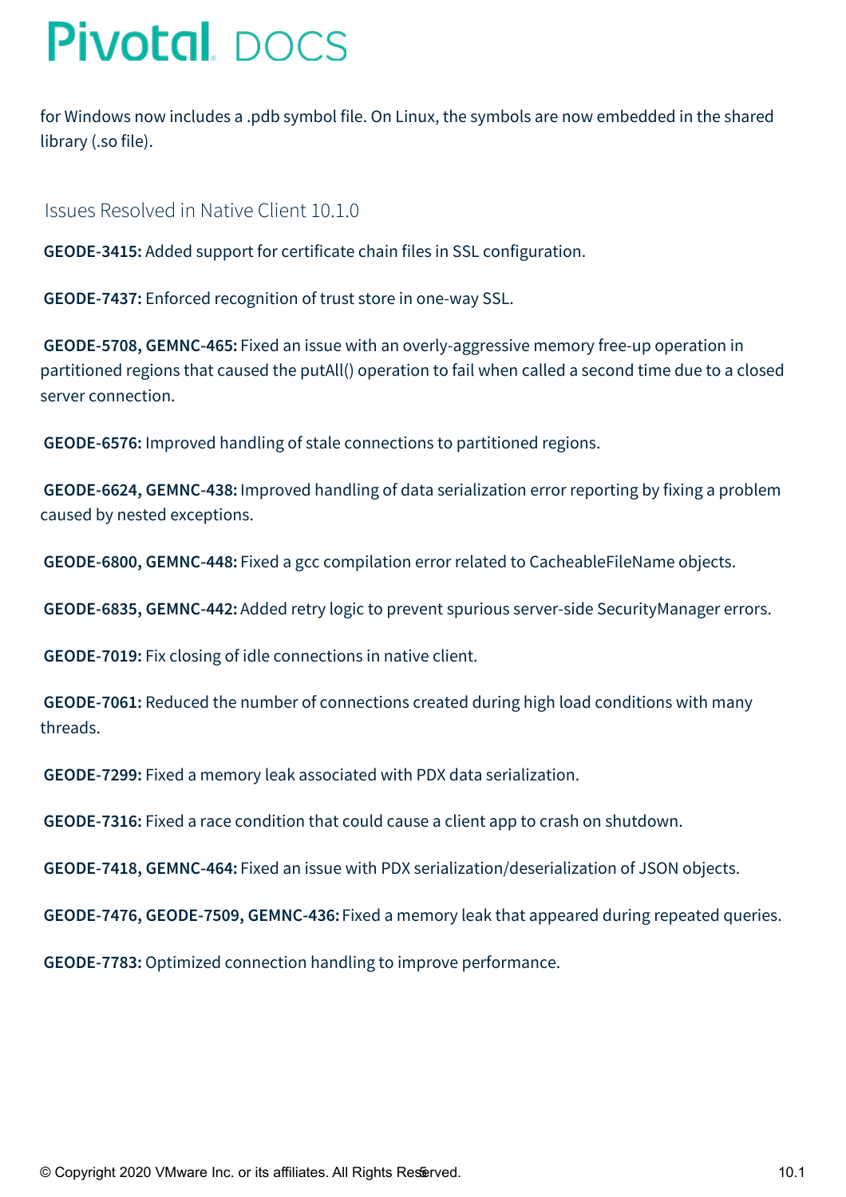for Windows now includes a .pdb symbol file. On Linux, the symbols are now embedded in the shared library (.so file).

## Issues Resolved in Native Client 10.1.0

**GEODE-3415:** Added support for certificate chain files in SSL configuration.

**GEODE-7437:** Enforced recognition of trust store in one-way SSL.

**GEODE-5708, GEMNC-465:** Fixed an issue with an overly-aggressive memory free-up operation in partitioned regions that caused the putAll() operation to fail when called a second time due to a closed server connection.

**GEODE-6576:** Improved handling of stale connections to partitioned regions.

**GEODE-6624, GEMNC-438:** Improved handling of data serialization error reporting by fixing a problem caused by nested exceptions.

**GEODE-6800, GEMNC-448:** Fixed a gcc compilation error related to CacheableFileName objects.

**GEODE-6835, GEMNC-442:** Added retry logic to prevent spurious server-side SecurityManager errors.

**GEODE-7019:** Fix closing of idle connections in native client.

**GEODE-7061:** Reduced the number of connections created during high load conditions with many threads.

**GEODE-7299:** Fixed a memory leak associated with PDX data serialization.

**GEODE-7316:** Fixed a race condition that could cause a client app to crash on shutdown.

**GEODE-7418, GEMNC-464:** Fixed an issue with PDX serialization/deserialization of JSON objects.

**GEODE-7476, GEODE-7509, GEMNC-436:** Fixed a memory leak that appeared during repeated queries.

**GEODE-7783:** Optimized connection handling to improve performance.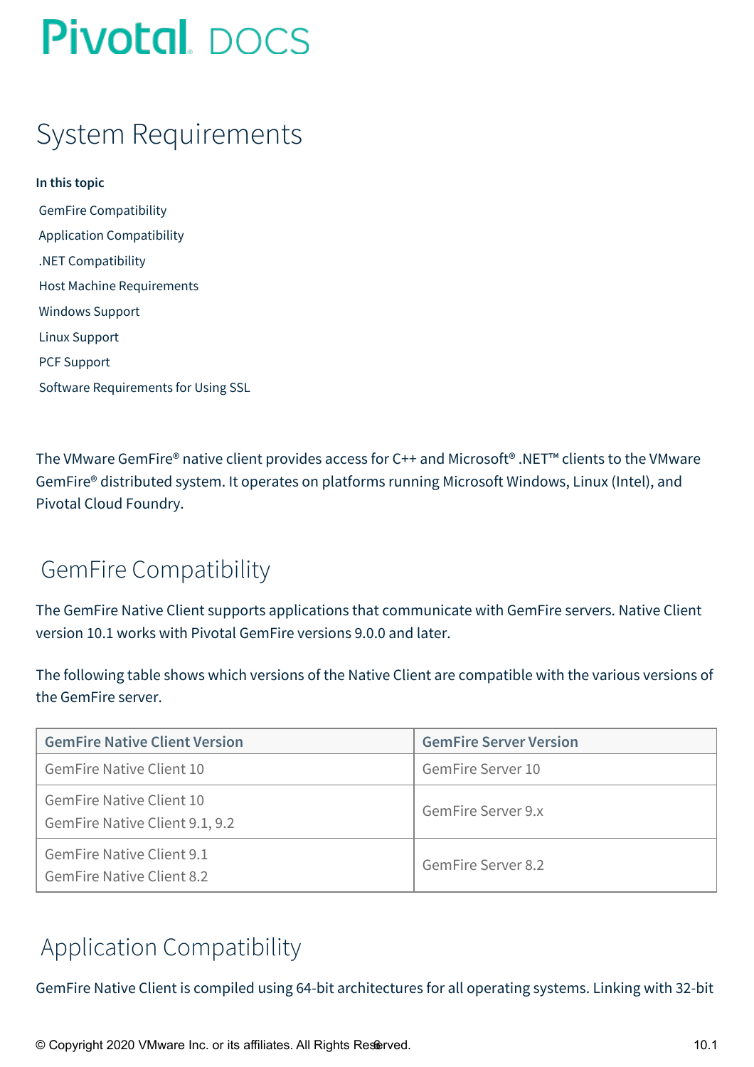# System Requirements

**In this topic**

- GemFire Compatibility
- Application Compatibility
- .NET Compatibility
- Host Machine Requirements
- Windows Support
- Linux Support
- PCF Support
- Software Requirements for Using SSL

The VMware GemFire® native client provides access for C++ and Microsoft® .NET™ clients to the VMware GemFire® distributed system. It operates on platforms running Microsoft Windows, Linux (Intel), and Pivotal Cloud Foundry.

## GemFire Compatibility

The GemFire Native Client supports applications that communicate with GemFire servers. Native Client version 10.1 works with Pivotal GemFire versions 9.0.0 and later.

The following table shows which versions of the Native Client are compatible with the various versions of the GemFire server.

| GemFire Native Client Version | GemFire Server Version |
|---|---|
| GemFire Native Client 10 | GemFire Server 10 |
| GemFire Native Client 10<br>GemFire Native Client 9.1, 9.2 | GemFire Server 9.x |
| GemFire Native Client 9.1<br>GemFire Native Client 8.2 | GemFire Server 8.2 |

## Application Compatibility

GemFire Native Client is compiled using 64-bit architectures for all operating systems. Linking with 32-bit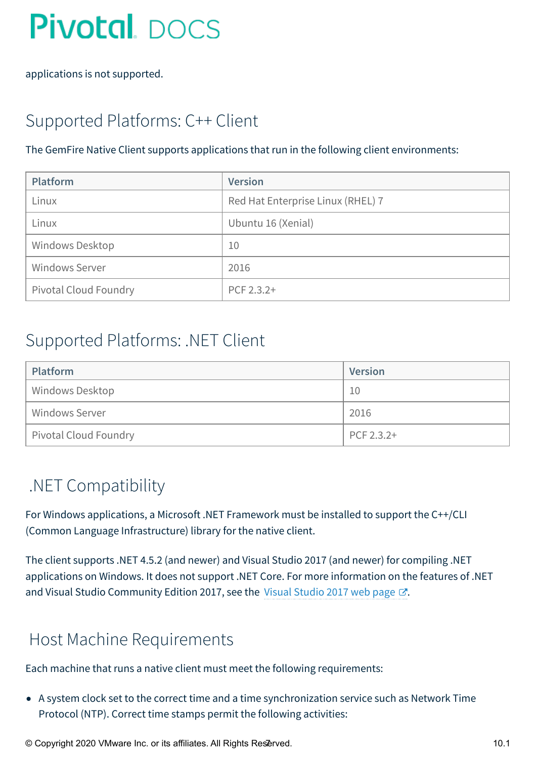applications is not supported.

## Supported Platforms: C++ Client

The GemFire Native Client supports applications that run in the following client environments:

| Platform | Version |
| --- | --- |
| Linux | Red Hat Enterprise Linux (RHEL) 7 |
| Linux | Ubuntu 16 (Xenial) |
| Windows Desktop | 10 |
| Windows Server | 2016 |
| Pivotal Cloud Foundry | PCF 2.3.2+ |

## Supported Platforms: .NET Client

| Platform | Version |
| --- | --- |
| Windows Desktop | 10 |
| Windows Server | 2016 |
| Pivotal Cloud Foundry | PCF 2.3.2+ |

## .NET Compatibility

For Windows applications, a Microsoft .NET Framework must be installed to support the C++/CLI (Common Language Infrastructure) library for the native client.

The client supports .NET 4.5.2 (and newer) and Visual Studio 2017 (and newer) for compiling .NET applications on Windows. It does not support .NET Core. For more information on the features of .NET and Visual Studio Community Edition 2017, see the Visual Studio 2017 web page.

## Host Machine Requirements

Each machine that runs a native client must meet the following requirements:

- A system clock set to the correct time and a time synchronization service such as Network Time Protocol (NTP). Correct time stamps permit the following activities: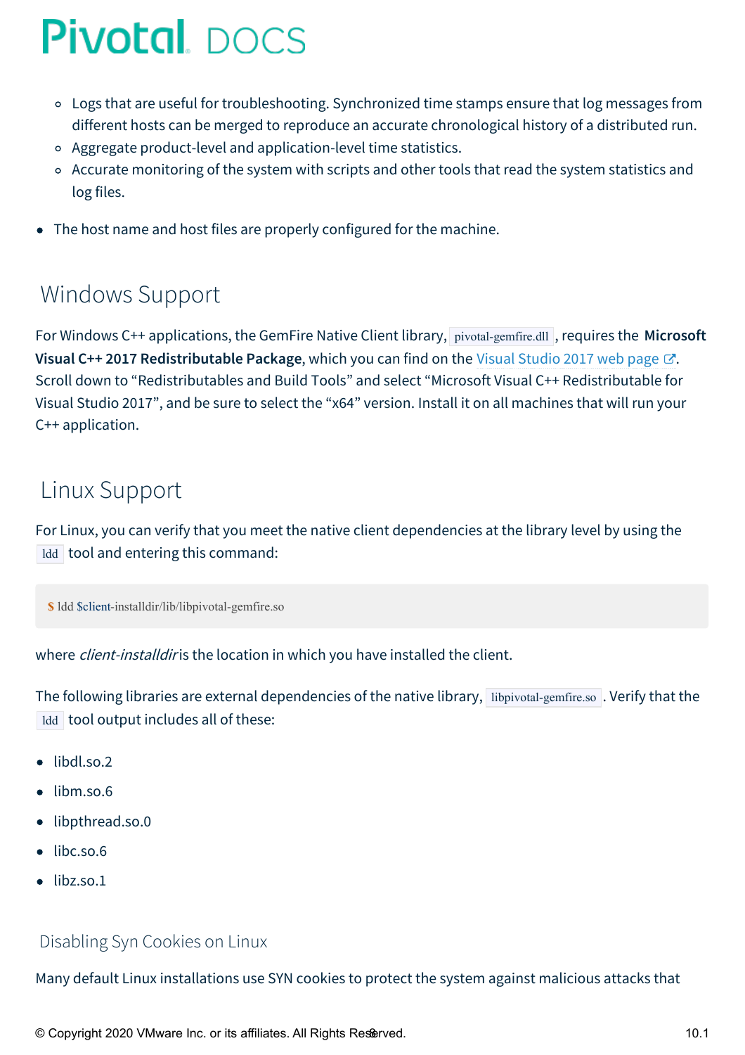- Logs that are useful for troubleshooting. Synchronized time stamps ensure that log messages from different hosts can be merged to reproduce an accurate chronological history of a distributed run.
   - Aggregate product-level and application-level time statistics.
   - Accurate monitoring of the system with scripts and other tools that read the system statistics and log files.

- The host name and host files are properly configured for the machine.

## Windows Support

For Windows C++ applications, the GemFire Native Client library, `pivotal-gemfire.dll`, requires the **Microsoft Visual C++ 2017 Redistributable Package**, which you can find on the Visual Studio 2017 web page. Scroll down to "Redistributables and Build Tools" and select "Microsoft Visual C++ Redistributable for Visual Studio 2017", and be sure to select the "x64" version. Install it on all machines that will run your C++ application.

## Linux Support

For Linux, you can verify that you meet the native client dependencies at the library level by using the `ldd` tool and entering this command:

```
$ ldd $client-installdir/lib/libpivotal-gemfire.so
```

where *client-installdir* is the location in which you have installed the client.

The following libraries are external dependencies of the native library, `libpivotal-gemfire.so`. Verify that the `ldd` tool output includes all of these:

- libdl.so.2
- libm.so.6
- libpthread.so.0
- libc.so.6
- libz.so.1

### Disabling Syn Cookies on Linux

Many default Linux installations use SYN cookies to protect the system against malicious attacks that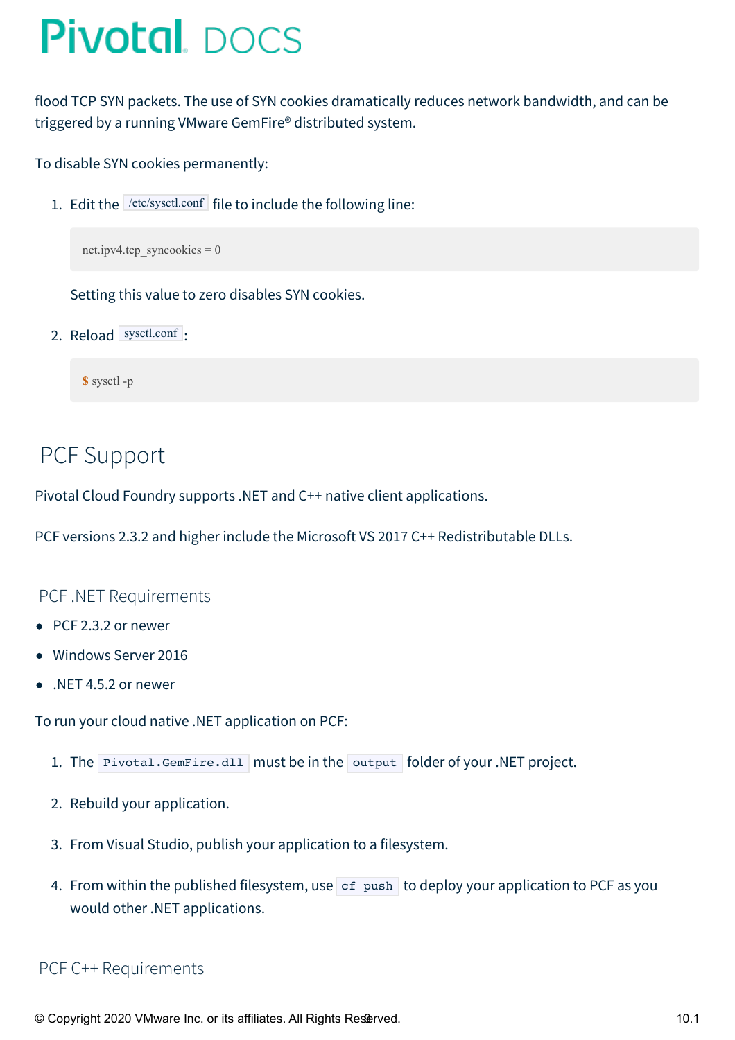flood TCP SYN packets. The use of SYN cookies dramatically reduces network bandwidth, and can be triggered by a running VMware GemFire® distributed system.

To disable SYN cookies permanently:

1. Edit the `/etc/sysctl.conf` file to include the following line:

   ```
   net.ipv4.tcp_syncookies = 0
   ```

   Setting this value to zero disables SYN cookies.

2. Reload `sysctl.conf`:

   ```
   $ sysctl -p
   ```

## PCF Support

Pivotal Cloud Foundry supports .NET and C++ native client applications.

PCF versions 2.3.2 and higher include the Microsoft VS 2017 C++ Redistributable DLLs.

### PCF .NET Requirements

- PCF 2.3.2 or newer
- Windows Server 2016
- .NET 4.5.2 or newer

To run your cloud native .NET application on PCF:

1. The `Pivotal.GemFire.dll` must be in the `output` folder of your .NET project.
2. Rebuild your application.
3. From Visual Studio, publish your application to a filesystem.
4. From within the published filesystem, use `cf push` to deploy your application to PCF as you would other .NET applications.

### PCF C++ Requirements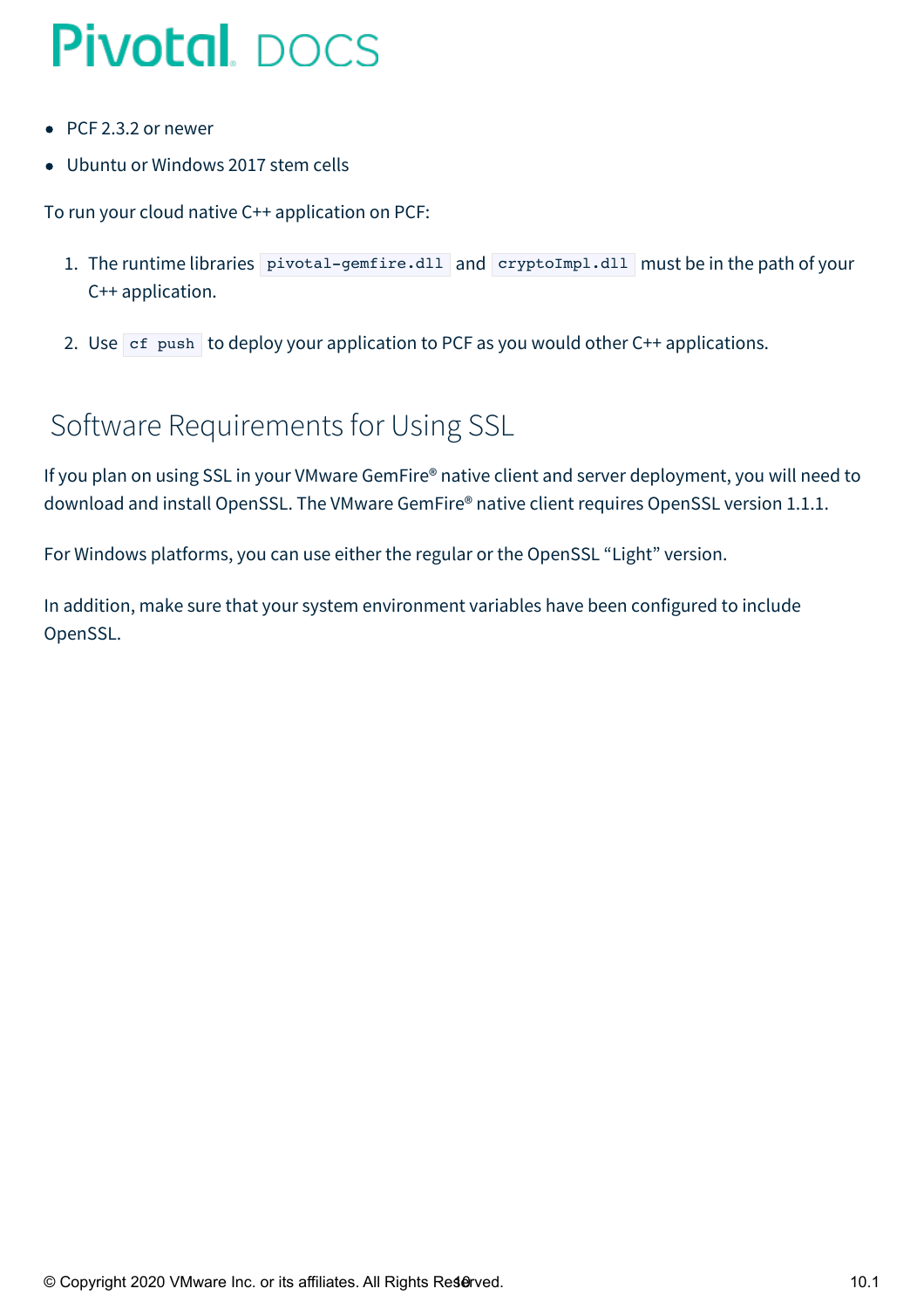- PCF 2.3.2 or newer
- Ubuntu or Windows 2017 stem cells

To run your cloud native C++ application on PCF:

1. The runtime libraries `pivotal-gemfire.dll` and `cryptoImpl.dll` must be in the path of your C++ application.
2. Use `cf push` to deploy your application to PCF as you would other C++ applications.

## Software Requirements for Using SSL

If you plan on using SSL in your VMware GemFire® native client and server deployment, you will need to download and install OpenSSL. The VMware GemFire® native client requires OpenSSL version 1.1.1.

For Windows platforms, you can use either the regular or the OpenSSL “Light” version.

In addition, make sure that your system environment variables have been configured to include OpenSSL.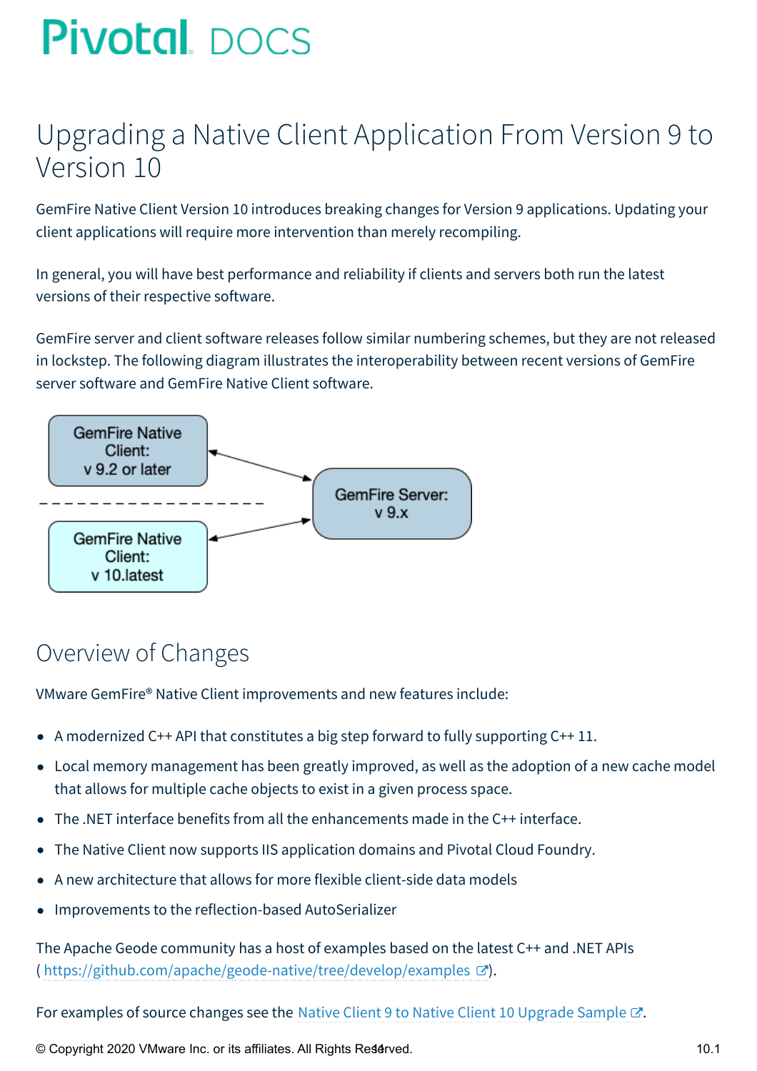# Upgrading a Native Client Application From Version 9 to Version 10

GemFire Native Client Version 10 introduces breaking changes for Version 9 applications. Updating your client applications will require more intervention than merely recompiling.

In general, you will have best performance and reliability if clients and servers both run the latest versions of their respective software.

GemFire server and client software releases follow similar numbering schemes, but they are not released in lockstep. The following diagram illustrates the interoperability between recent versions of GemFire server software and GemFire Native Client software.

GemFire Native Client: v 9.2 or later

GemFire Native Client: v 10.latest

GemFire Server: v 9.x

## Overview of Changes

VMware GemFire® Native Client improvements and new features include:

- A modernized C++ API that constitutes a big step forward to fully supporting C++ 11.
- Local memory management has been greatly improved, as well as the adoption of a new cache model that allows for multiple cache objects to exist in a given process space.
- The .NET interface benefits from all the enhancements made in the C++ interface.
- The Native Client now supports IIS application domains and Pivotal Cloud Foundry.
- A new architecture that allows for more flexible client-side data models
- Improvements to the reflection-based AutoSerializer

The Apache Geode community has a host of examples based on the latest C++ and .NET APIs ( https://github.com/apache/geode-native/tree/develop/examples ).

For examples of source changes see the Native Client 9 to Native Client 10 Upgrade Sample.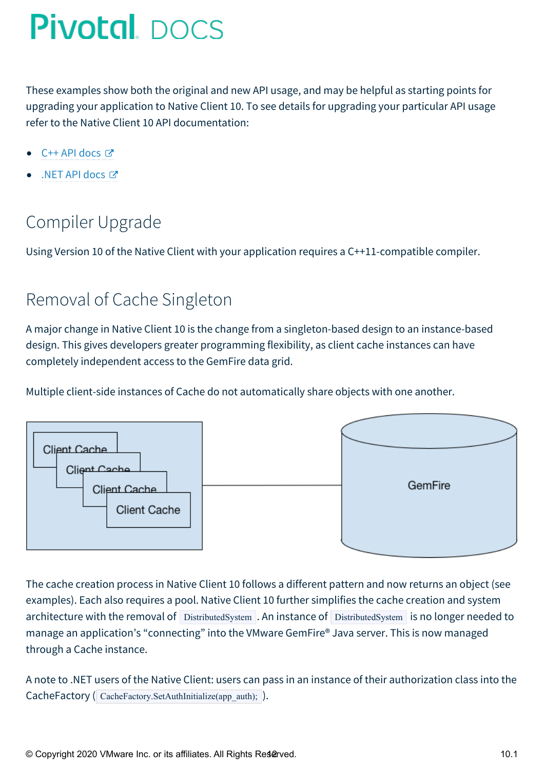These examples show both the original and new API usage, and may be helpful as starting points for upgrading your application to Native Client 10. To see details for upgrading your particular API usage refer to the Native Client 10 API documentation:

- C++ API docs
- .NET API docs

## Compiler Upgrade

Using Version 10 of the Native Client with your application requires a C++11-compatible compiler.

## Removal of Cache Singleton

A major change in Native Client 10 is the change from a singleton-based design to an instance-based design. This gives developers greater programming flexibility, as client cache instances can have completely independent access to the GemFire data grid.

Multiple client-side instances of Cache do not automatically share objects with one another.

Client Cache
Client Cache
Client Cache
Client Cache

GemFire

The cache creation process in Native Client 10 follows a different pattern and now returns an object (see examples). Each also requires a pool. Native Client 10 further simplifies the cache creation and system architecture with the removal of `DistributedSystem`. An instance of `DistributedSystem` is no longer needed to manage an application's "connecting" into the VMware GemFire® Java server. This is now managed through a Cache instance.

A note to .NET users of the Native Client: users can pass in an instance of their authorization class into the CacheFactory ( `CacheFactory.SetAuthInitialize(app_auth);` ).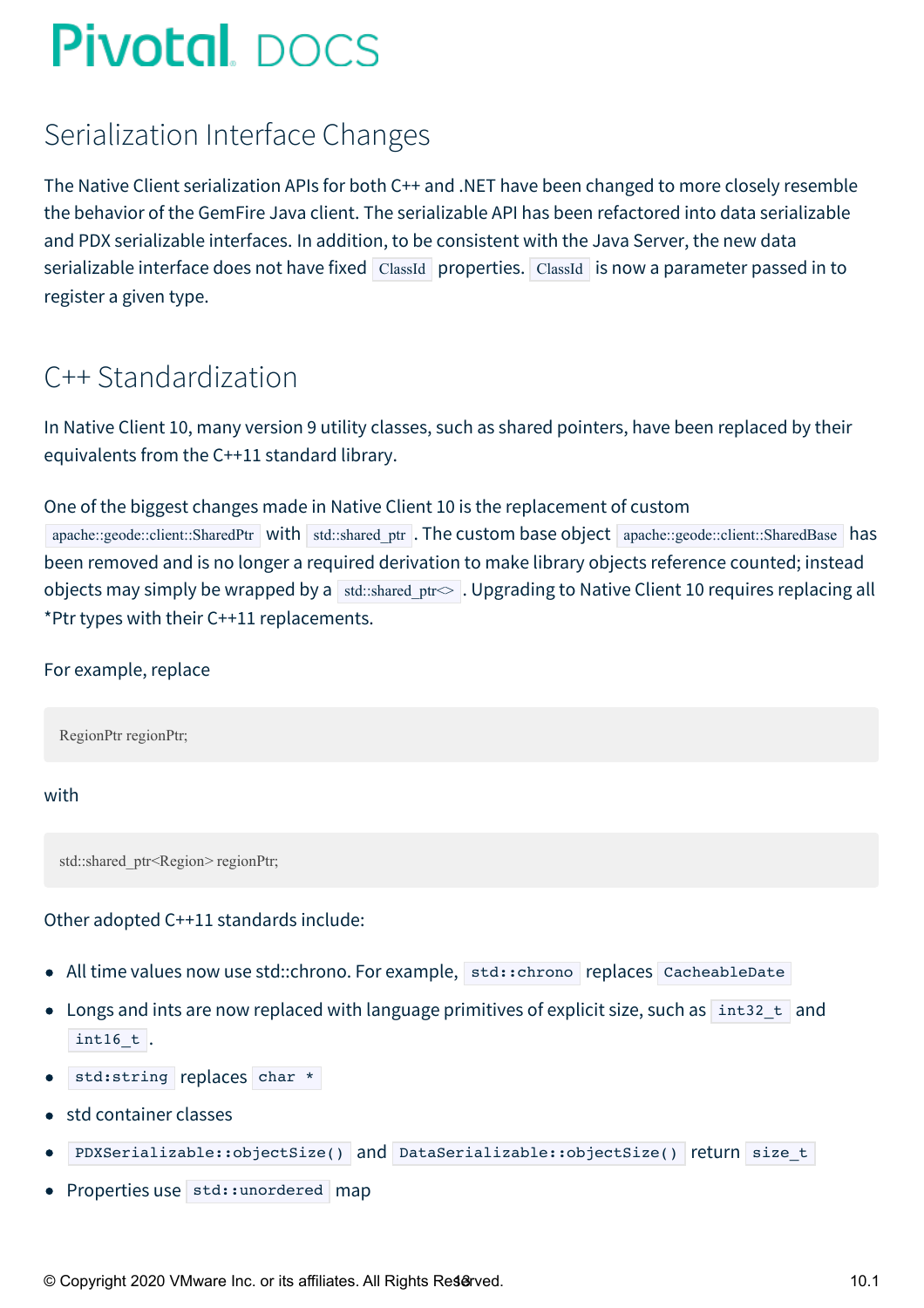## Serialization Interface Changes

The Native Client serialization APIs for both C++ and .NET have been changed to more closely resemble the behavior of the GemFire Java client. The serializable API has been refactored into data serializable and PDX serializable interfaces. In addition, to be consistent with the Java Server, the new data serializable interface does not have fixed `ClassId` properties. `ClassId` is now a parameter passed in to register a given type.

## C++ Standardization

In Native Client 10, many version 9 utility classes, such as shared pointers, have been replaced by their equivalents from the C++11 standard library.

One of the biggest changes made in Native Client 10 is the replacement of custom `apache::geode::client::SharedPtr` with `std::shared_ptr`. The custom base object `apache::geode::client::SharedBase` has been removed and is no longer a required derivation to make library objects reference counted; instead objects may simply be wrapped by a `std::shared_ptr<>`. Upgrading to Native Client 10 requires replacing all *Ptr types with their C++11 replacements.

For example, replace

```
RegionPtr regionPtr;
```

with

```
std::shared_ptr<Region> regionPtr;
```

Other adopted C++11 standards include:

- All time values now use std::chrono. For example, `std::chrono` replaces `CacheableDate`
- Longs and ints are now replaced with language primitives of explicit size, such as `int32_t` and `int16_t`.
- `std:string` replaces `char *`
- std container classes
- `PDXSerializable::objectSize()` and `DataSerializable::objectSize()` return `size_t`
- Properties use `std::unordered` map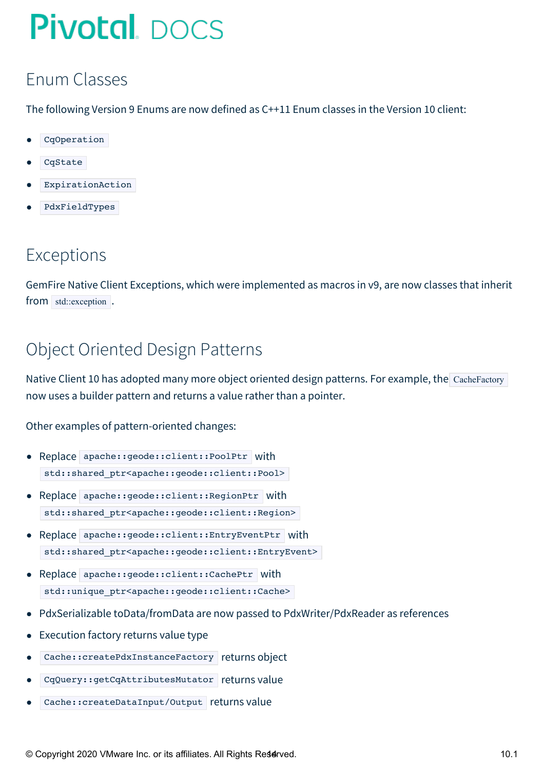## Enum Classes

The following Version 9 Enums are now defined as C++11 Enum classes in the Version 10 client:

- `CqOperation`
- `CqState`
- `ExpirationAction`
- `PdxFieldTypes`

## Exceptions

GemFire Native Client Exceptions, which were implemented as macros in v9, are now classes that inherit from `std::exception`.

## Object Oriented Design Patterns

Native Client 10 has adopted many more object oriented design patterns. For example, the `CacheFactory` now uses a builder pattern and returns a value rather than a pointer.

Other examples of pattern-oriented changes:

- Replace `apache::geode::client::PoolPtr` with `std::shared_ptr<apache::geode::client::Pool>`
- Replace `apache::geode::client::RegionPtr` with `std::shared_ptr<apache::geode::client::Region>`
- Replace `apache::geode::client::EntryEventPtr` with `std::shared_ptr<apache::geode::client::EntryEvent>`
- Replace `apache::geode::client::CachePtr` with `std::unique_ptr<apache::geode::client::Cache>`
- PdxSerializable toData/fromData are now passed to PdxWriter/PdxReader as references
- Execution factory returns value type
- `Cache::createPdxInstanceFactory` returns object
- `CqQuery::getCqAttributesMutator` returns value
- `Cache::createDataInput/Output` returns value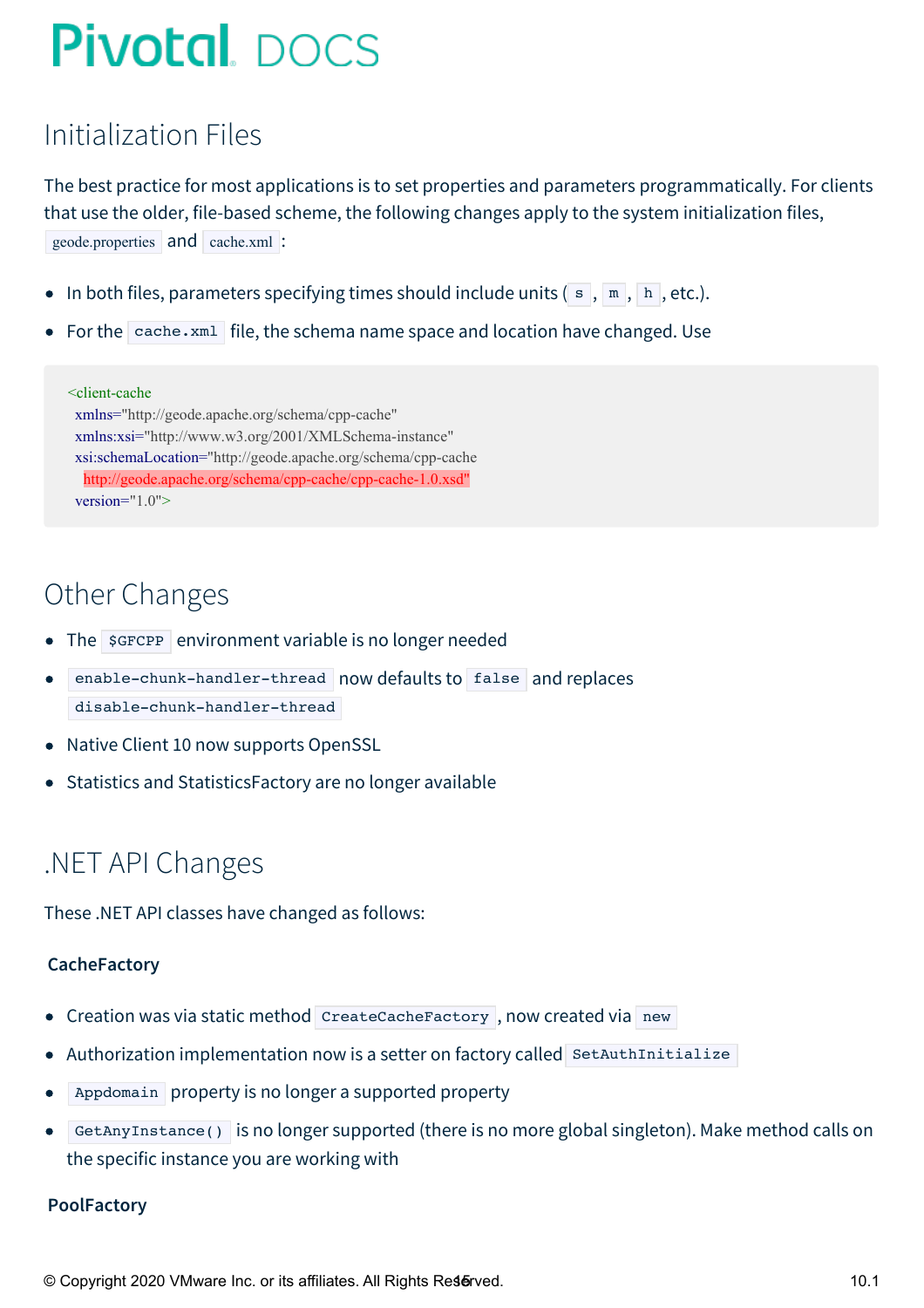## Initialization Files

The best practice for most applications is to set properties and parameters programmatically. For clients that use the older, file-based scheme, the following changes apply to the system initialization files, `geode.properties` and `cache.xml`:

- In both files, parameters specifying times should include units (`s`, `m`, `h`, etc.).
- For the `cache.xml` file, the schema name space and location have changed. Use

```
<client-cache
  xmlns="http://geode.apache.org/schema/cpp-cache"
  xmlns:xsi="http://www.w3.org/2001/XMLSchema-instance"
  xsi:schemaLocation="http://geode.apache.org/schema/cpp-cache
    http://geode.apache.org/schema/cpp-cache/cpp-cache-1.0.xsd"
  version="1.0">
```

## Other Changes

- The `$GFCPP` environment variable is no longer needed
- `enable-chunk-handler-thread` now defaults to `false` and replaces `disable-chunk-handler-thread`
- Native Client 10 now supports OpenSSL
- Statistics and StatisticsFactory are no longer available

## .NET API Changes

These .NET API classes have changed as follows:

### CacheFactory

- Creation was via static method `CreateCacheFactory`, now created via `new`
- Authorization implementation now is a setter on factory called `SetAuthInitialize`
- `Appdomain` property is no longer a supported property
- `GetAnyInstance()` is no longer supported (there is no more global singleton). Make method calls on the specific instance you are working with

### PoolFactory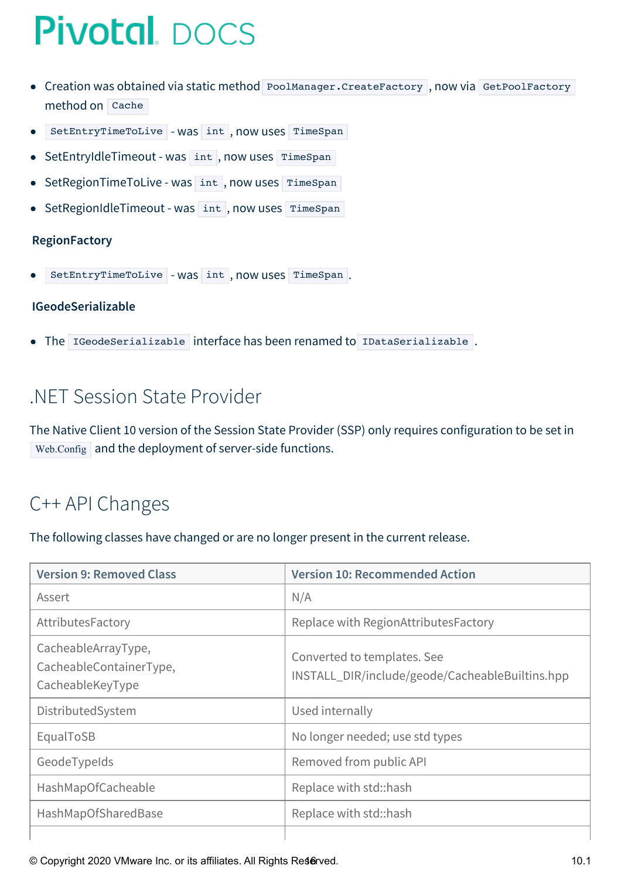- Creation was obtained via static method `PoolManager.CreateFactory`, now via `GetPoolFactory` method on `Cache`
- `SetEntryTimeToLive` - was `int`, now uses `TimeSpan`
- SetEntryIdleTimeout - was `int`, now uses `TimeSpan`
- SetRegionTimeToLive - was `int`, now uses `TimeSpan`
- SetRegionIdleTimeout - was `int`, now uses `TimeSpan`

**RegionFactory**

- `SetEntryTimeToLive` - was `int`, now uses `TimeSpan`.

**IGeodeSerializable**

- The `IGeodeSerializable` interface has been renamed to `IDataSerializable`.

## .NET Session State Provider

The Native Client 10 version of the Session State Provider (SSP) only requires configuration to be set in `Web.Config` and the deployment of server-side functions.

## C++ API Changes

The following classes have changed or are no longer present in the current release.

| Version 9: Removed Class | Version 10: Recommended Action |
|---|---|
| Assert | N/A |
| AttributesFactory | Replace with RegionAttributesFactory |
| CacheableArrayType, CacheableContainerType, CacheableKeyType | Converted to templates. See INSTALL_DIR/include/geode/CacheableBuiltins.hpp |
| DistributedSystem | Used internally |
| EqualToSB | No longer needed; use std types |
| GeodeTypeIds | Removed from public API |
| HashMapOfCacheable | Replace with std::hash |
| HashMapOfSharedBase | Replace with std::hash |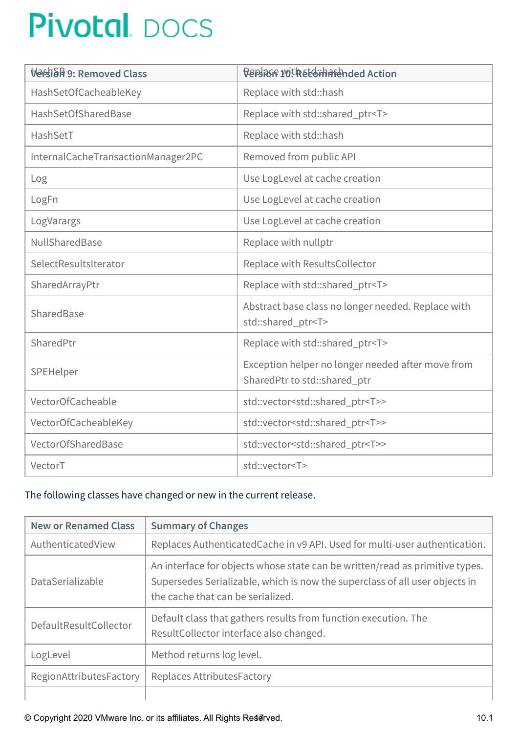| Version 9: Removed Class | Version 10: Recommended Action |
| --- | --- |
| HashSetOfCacheableKey | Replace with std::hash |
| HashSetOfSharedBase | Replace with std::shared_ptr<T> |
| HashSetT | Replace with std::hash |
| InternalCacheTransactionManager2PC | Removed from public API |
| Log | Use LogLevel at cache creation |
| LogFn | Use LogLevel at cache creation |
| LogVarargs | Use LogLevel at cache creation |
| NullSharedBase | Replace with nullptr |
| SelectResultsIterator | Replace with ResultsCollector |
| SharedArrayPtr | Replace with std::shared_ptr<T> |
| SharedBase | Abstract base class no longer needed. Replace with std::shared_ptr<T> |
| SharedPtr | Replace with std::shared_ptr<T> |
| SPEHelper | Exception helper no longer needed after move from SharedPtr to std::shared_ptr |
| VectorOfCacheable | std::vector<std::shared_ptr<T>> |
| VectorOfCacheableKey | std::vector<std::shared_ptr<T>> |
| VectorOfSharedBase | std::vector<std::shared_ptr<T>> |
| VectorT | std::vector<T> |

The following classes have changed or new in the current release.

| New or Renamed Class | Summary of Changes |
| --- | --- |
| AuthenticatedView | Replaces AuthenticatedCache in v9 API. Used for multi-user authentication. |
| DataSerializable | An interface for objects whose state can be written/read as primitive types. Supersedes Serializable, which is now the superclass of all user objects in the cache that can be serialized. |
| DefaultResultCollector | Default class that gathers results from function execution. The ResultCollector interface also changed. |
| LogLevel | Method returns log level. |
| RegionAttributesFactory | Replaces AttributesFactory |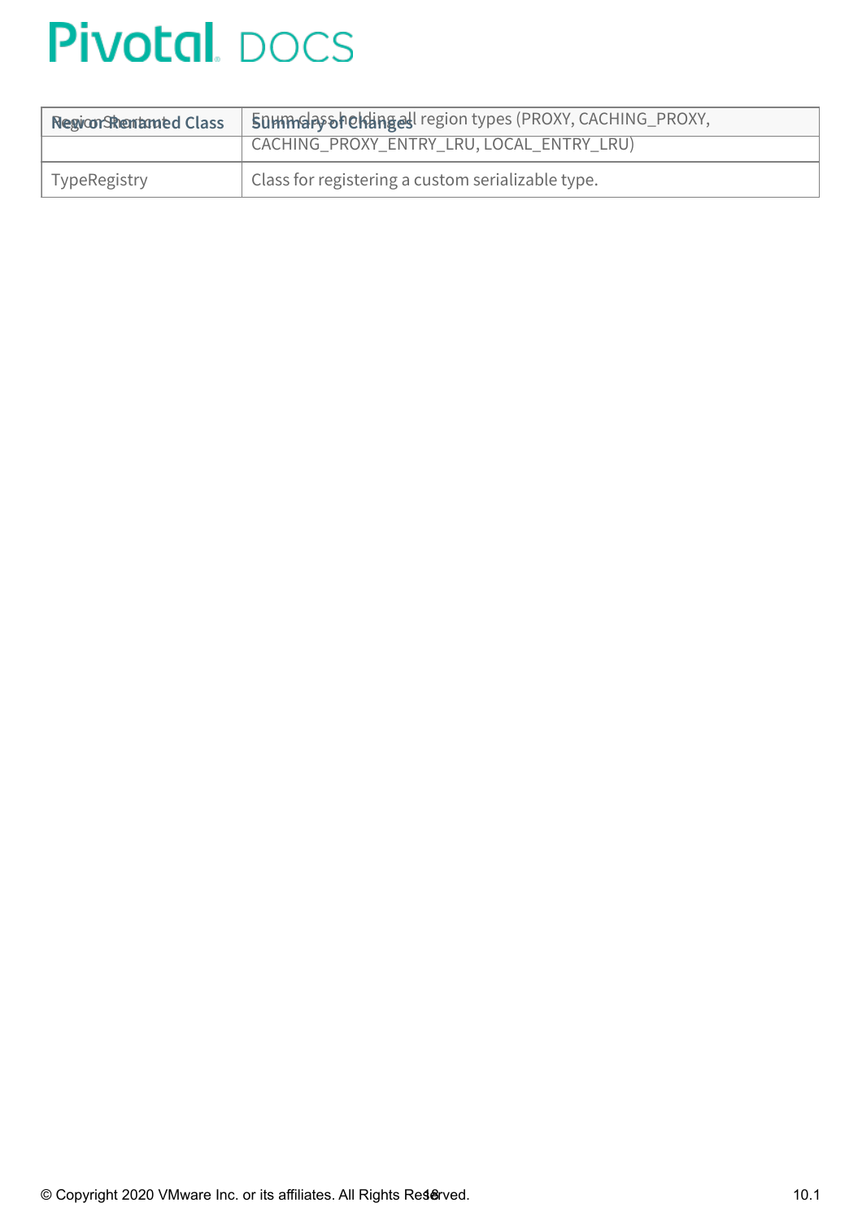| New or Renamed Class | Summary of Changes |
| --- | --- |
| RegionShortcut | Enum class holding all region types (PROXY, CACHING_PROXY, CACHING_PROXY_ENTRY_LRU, LOCAL_ENTRY_LRU) |
| TypeRegistry | Class for registering a custom serializable type. |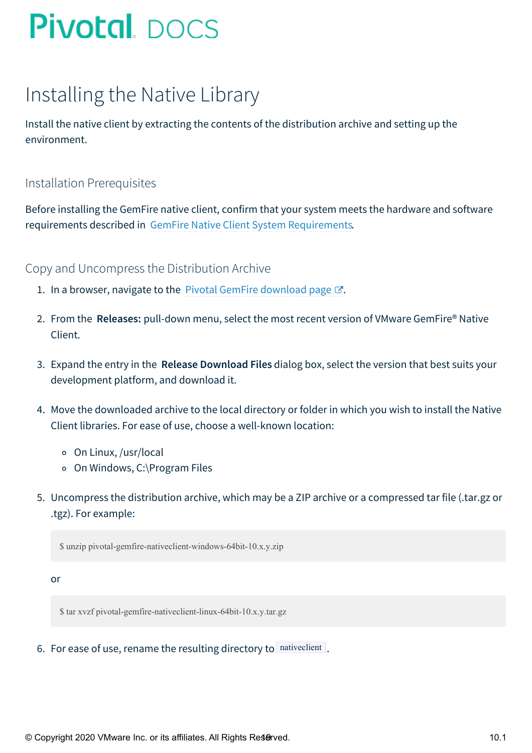# Installing the Native Library

Install the native client by extracting the contents of the distribution archive and setting up the environment.

## Installation Prerequisites

Before installing the GemFire native client, confirm that your system meets the hardware and software requirements described in GemFire Native Client System Requirements.

## Copy and Uncompress the Distribution Archive

1. In a browser, navigate to the Pivotal GemFire download page.
2. From the **Releases:** pull-down menu, select the most recent version of VMware GemFire® Native Client.
3. Expand the entry in the **Release Download Files** dialog box, select the version that best suits your development platform, and download it.
4. Move the downloaded archive to the local directory or folder in which you wish to install the Native Client libraries. For ease of use, choose a well-known location:
   - On Linux, /usr/local
   - On Windows, C:\Program Files
5. Uncompress the distribution archive, which may be a ZIP archive or a compressed tar file (.tar.gz or .tgz). For example:

   ```
   $ unzip pivotal-gemfire-nativeclient-windows-64bit-10.x.y.zip
   ```

   or

   ```
   $ tar xvzf pivotal-gemfire-nativeclient-linux-64bit-10.x.y.tar.gz
   ```

6. For ease of use, rename the resulting directory to `nativeclient`.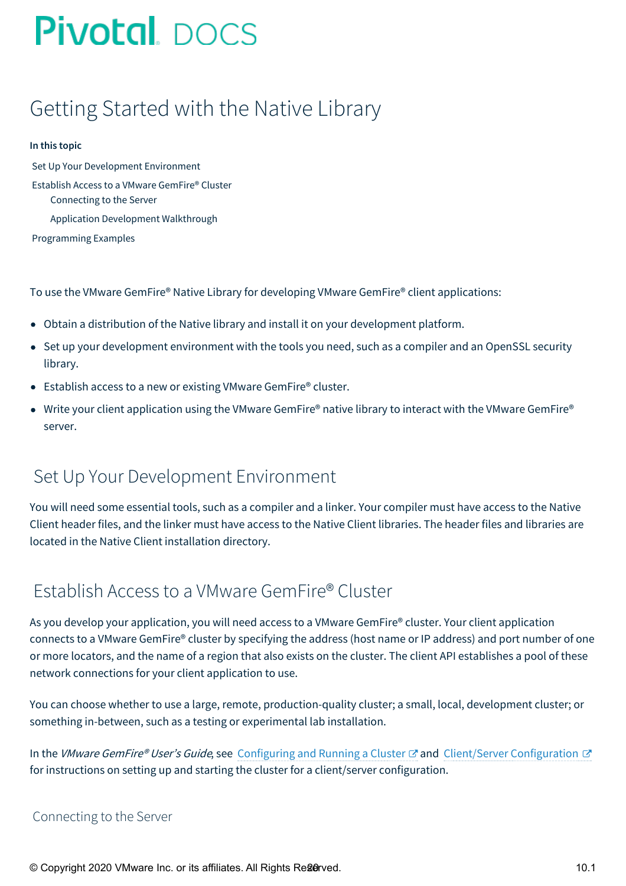# Getting Started with the Native Library

**In this topic**

- Set Up Your Development Environment
- Establish Access to a VMware GemFire® Cluster
  - Connecting to the Server
  - Application Development Walkthrough
- Programming Examples

To use the VMware GemFire® Native Library for developing VMware GemFire® client applications:

- Obtain a distribution of the Native library and install it on your development platform.
- Set up your development environment with the tools you need, such as a compiler and an OpenSSL security library.
- Establish access to a new or existing VMware GemFire® cluster.
- Write your client application using the VMware GemFire® native library to interact with the VMware GemFire® server.

## Set Up Your Development Environment

You will need some essential tools, such as a compiler and a linker. Your compiler must have access to the Native Client header files, and the linker must have access to the Native Client libraries. The header files and libraries are located in the Native Client installation directory.

## Establish Access to a VMware GemFire® Cluster

As you develop your application, you will need access to a VMware GemFire® cluster. Your client application connects to a VMware GemFire® cluster by specifying the address (host name or IP address) and port number of one or more locators, and the name of a region that also exists on the cluster. The client API establishes a pool of these network connections for your client application to use.

You can choose whether to use a large, remote, production-quality cluster; a small, local, development cluster; or something in-between, such as a testing or experimental lab installation.

In the *VMware GemFire® User's Guide*, see Configuring and Running a Cluster and Client/Server Configuration for instructions on setting up and starting the cluster for a client/server configuration.

### Connecting to the Server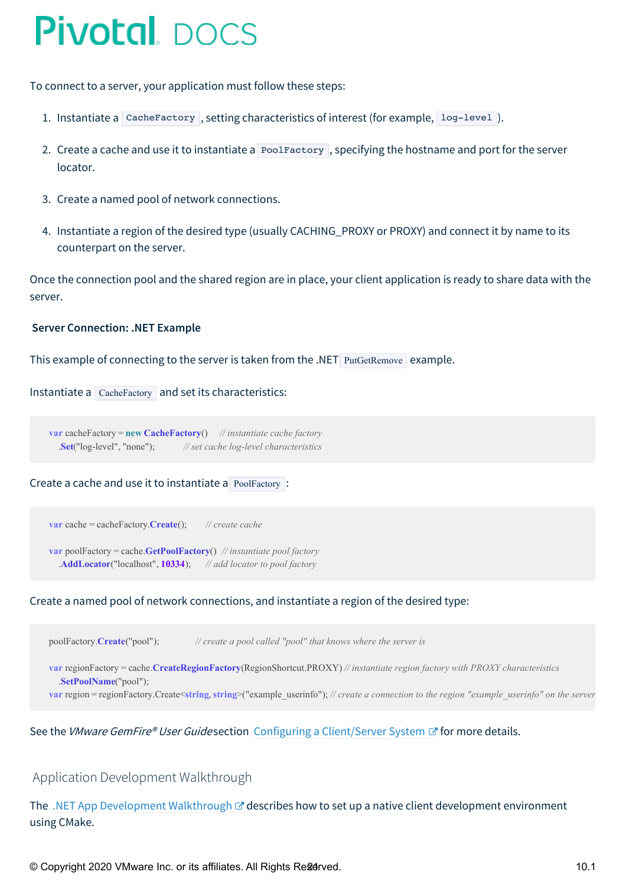To connect to a server, your application must follow these steps:

1. Instantiate a `CacheFactory`, setting characteristics of interest (for example, `log-level`).
2. Create a cache and use it to instantiate a `PoolFactory`, specifying the hostname and port for the server locator.
3. Create a named pool of network connections.
4. Instantiate a region of the desired type (usually CACHING_PROXY or PROXY) and connect it by name to its counterpart on the server.

Once the connection pool and the shared region are in place, your client application is ready to share data with the server.

### Server Connection: .NET Example

This example of connecting to the server is taken from the .NET `PutGetRemove` example.

Instantiate a `CacheFactory` and set its characteristics:

```
var cacheFactory = new CacheFactory()     // instantiate cache factory
    .Set("log-level", "none");            // set cache log-level characteristics
```

Create a cache and use it to instantiate a `PoolFactory`:

```
var cache = cacheFactory.Create();        // create cache

var poolFactory = cache.GetPoolFactory()  // instantiate pool factory
    .AddLocator("localhost", 10334);      // add locator to pool factory
```

Create a named pool of network connections, and instantiate a region of the desired type:

```
poolFactory.Create("pool");               // create a pool called "pool" that knows where the server is

var regionFactory = cache.CreateRegionFactory(RegionShortcut.PROXY) // instantiate region factory with PROXY characteristics
    .SetPoolName("pool");
var region = regionFactory.Create<string, string>("example_userinfo"); // create a connection to the region "example_userinfo" on the server
```

See the *VMware GemFire® User Guide* section Configuring a Client/Server System for more details.

## Application Development Walkthrough

The .NET App Development Walkthrough describes how to set up a native client development environment using CMake.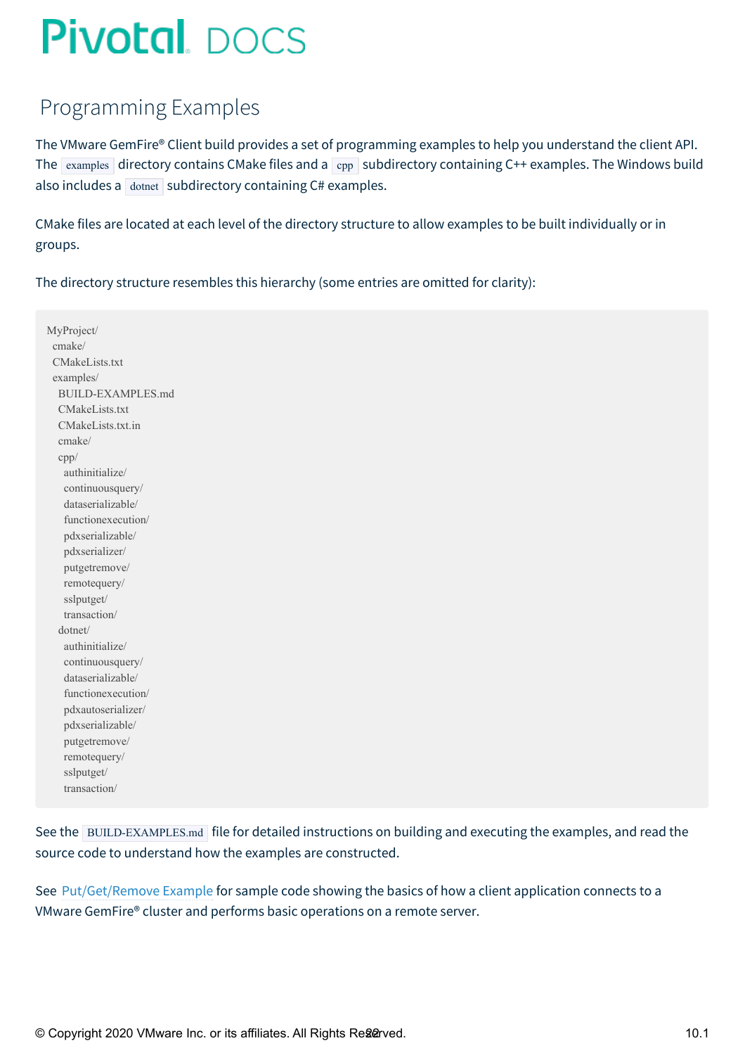# Programming Examples

The VMware GemFire® Client build provides a set of programming examples to help you understand the client API. The `examples` directory contains CMake files and a `cpp` subdirectory containing C++ examples. The Windows build also includes a `dotnet` subdirectory containing C# examples.

CMake files are located at each level of the directory structure to allow examples to be built individually or in groups.

The directory structure resembles this hierarchy (some entries are omitted for clarity):

```
MyProject/
  cmake/
  CMakeLists.txt
  examples/
    BUILD-EXAMPLES.md
    CMakeLists.txt
    CMakeLists.txt.in
    cmake/
    cpp/
      authinitialize/
      continuousquery/
      dataserializable/
      functionexecution/
      pdxserializable/
      pdxserializer/
      putgetremove/
      remotequery/
      sslputget/
      transaction/
    dotnet/
      authinitialize/
      continuousquery/
      dataserializable/
      functionexecution/
      pdxautoserializer/
      pdxserializable/
      putgetremove/
      remotequery/
      sslputget/
      transaction/
```

See the `BUILD-EXAMPLES.md` file for detailed instructions on building and executing the examples, and read the source code to understand how the examples are constructed.

See Put/Get/Remove Example for sample code showing the basics of how a client application connects to a VMware GemFire® cluster and performs basic operations on a remote server.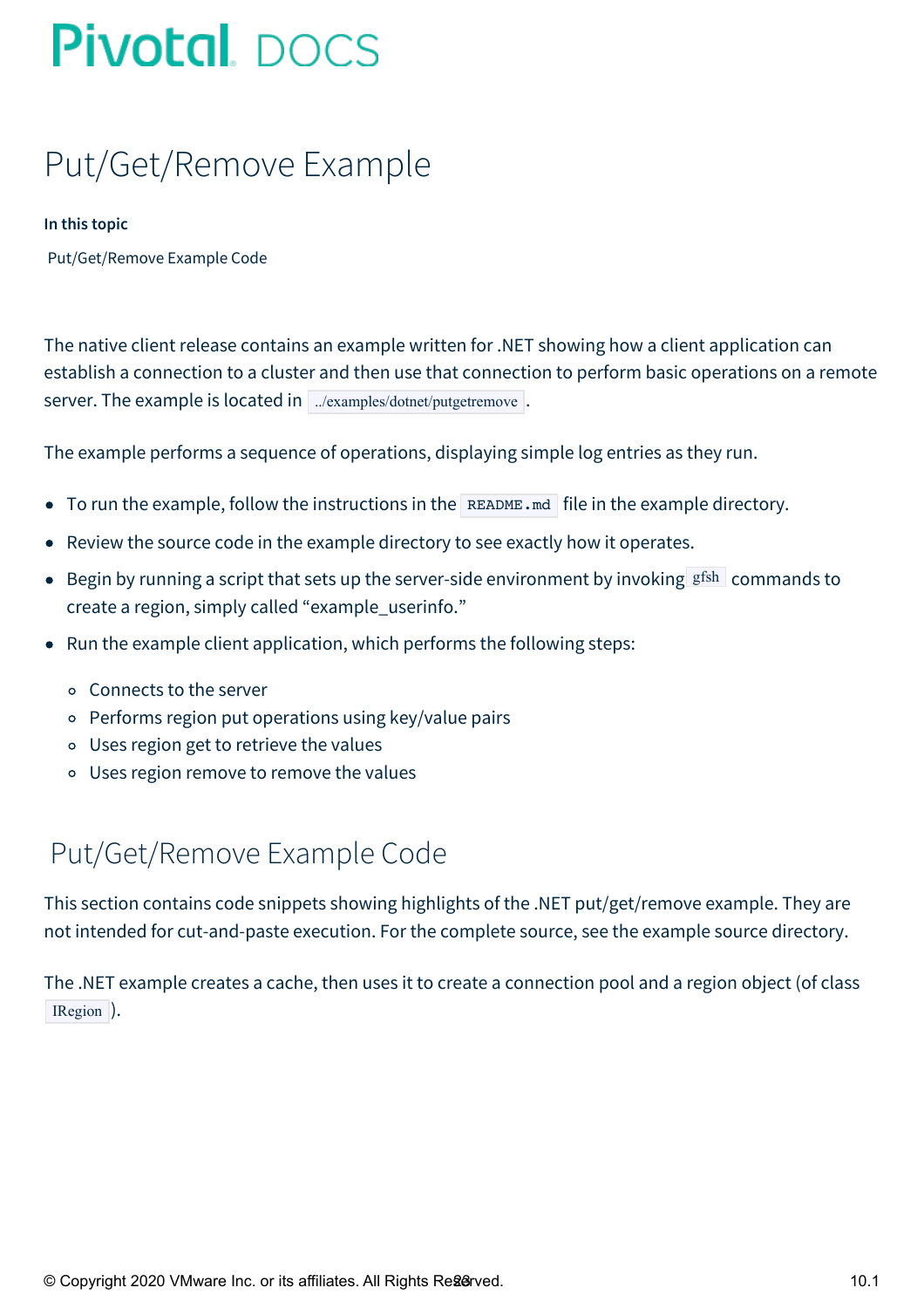# Put/Get/Remove Example

**In this topic**

Put/Get/Remove Example Code

The native client release contains an example written for .NET showing how a client application can establish a connection to a cluster and then use that connection to perform basic operations on a remote server. The example is located in `../examples/dotnet/putgetremove`.

The example performs a sequence of operations, displaying simple log entries as they run.

- To run the example, follow the instructions in the `README.md` file in the example directory.
- Review the source code in the example directory to see exactly how it operates.
- Begin by running a script that sets up the server-side environment by invoking `gfsh` commands to create a region, simply called "example_userinfo."
- Run the example client application, which performs the following steps:
  - Connects to the server
  - Performs region put operations using key/value pairs
  - Uses region get to retrieve the values
  - Uses region remove to remove the values

## Put/Get/Remove Example Code

This section contains code snippets showing highlights of the .NET put/get/remove example. They are not intended for cut-and-paste execution. For the complete source, see the example source directory.

The .NET example creates a cache, then uses it to create a connection pool and a region object (of class `IRegion`).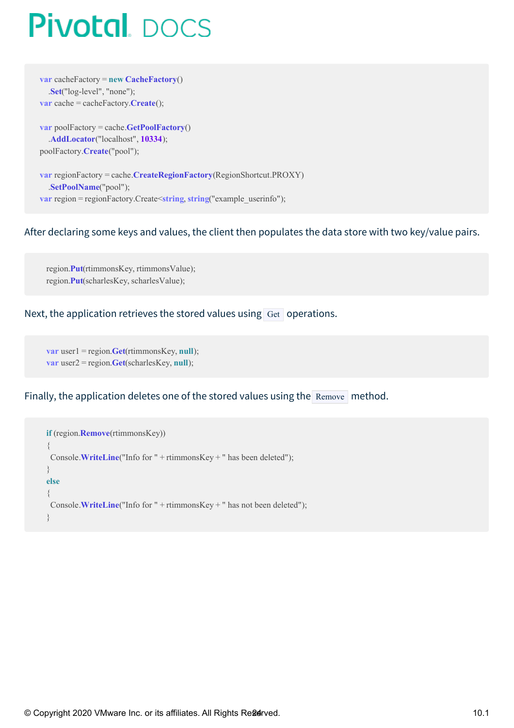```
var cacheFactory = new CacheFactory()
    .Set("log-level", "none");
var cache = cacheFactory.Create();

var poolFactory = cache.GetPoolFactory()
    .AddLocator("localhost", 10334);
poolFactory.Create("pool");

var regionFactory = cache.CreateRegionFactory(RegionShortcut.PROXY)
    .SetPoolName("pool");
var region = regionFactory.Create<string, string>("example_userinfo");
```

After declaring some keys and values, the client then populates the data store with two key/value pairs.

```
    region.Put(rtimmonsKey, rtimmonsValue);
    region.Put(scharlesKey, scharlesValue);
```

Next, the application retrieves the stored values using `Get` operations.

```
    var user1 = region.Get(rtimmonsKey, null);
    var user2 = region.Get(scharlesKey, null);
```

Finally, the application deletes one of the stored values using the `Remove` method.

```
    if (region.Remove(rtimmonsKey))
    {
      Console.WriteLine("Info for " + rtimmonsKey + " has been deleted");
    }
    else
    {
      Console.WriteLine("Info for " + rtimmonsKey + " has not been deleted");
    }
```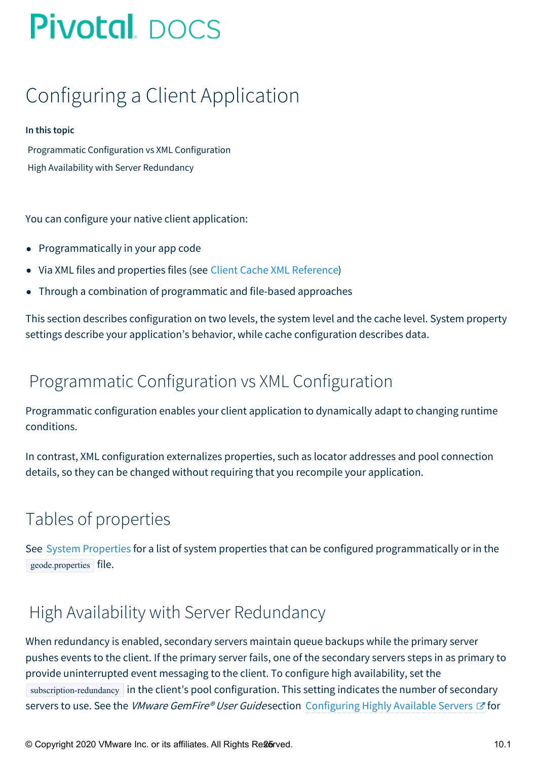# Configuring a Client Application

**In this topic**

Programmatic Configuration vs XML Configuration

High Availability with Server Redundancy

You can configure your native client application:

- Programmatically in your app code
- Via XML files and properties files (see Client Cache XML Reference)
- Through a combination of programmatic and file-based approaches

This section describes configuration on two levels, the system level and the cache level. System property settings describe your application's behavior, while cache configuration describes data.

## Programmatic Configuration vs XML Configuration

Programmatic configuration enables your client application to dynamically adapt to changing runtime conditions.

In contrast, XML configuration externalizes properties, such as locator addresses and pool connection details, so they can be changed without requiring that you recompile your application.

## Tables of properties

See System Properties for a list of system properties that can be configured programmatically or in the `geode.properties` file.

## High Availability with Server Redundancy

When redundancy is enabled, secondary servers maintain queue backups while the primary server pushes events to the client. If the primary server fails, one of the secondary servers steps in as primary to provide uninterrupted event messaging to the client. To configure high availability, set the `subscription-redundancy` in the client's pool configuration. This setting indicates the number of secondary servers to use. See the *VMware GemFire® User Guide* section Configuring Highly Available Servers for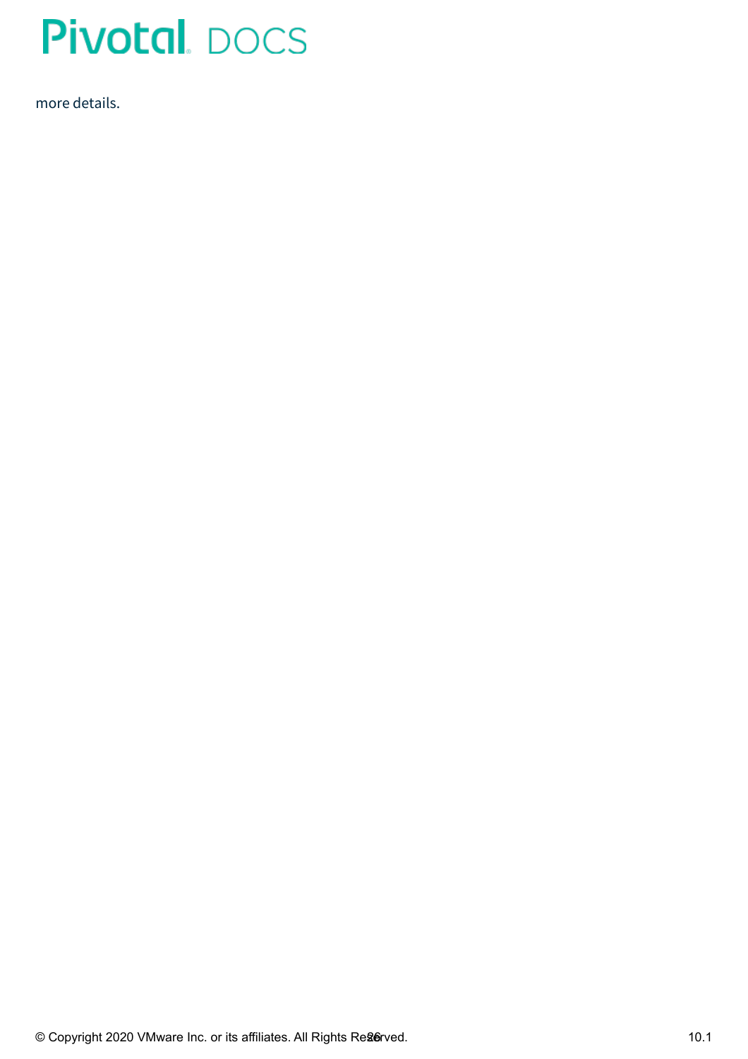more details.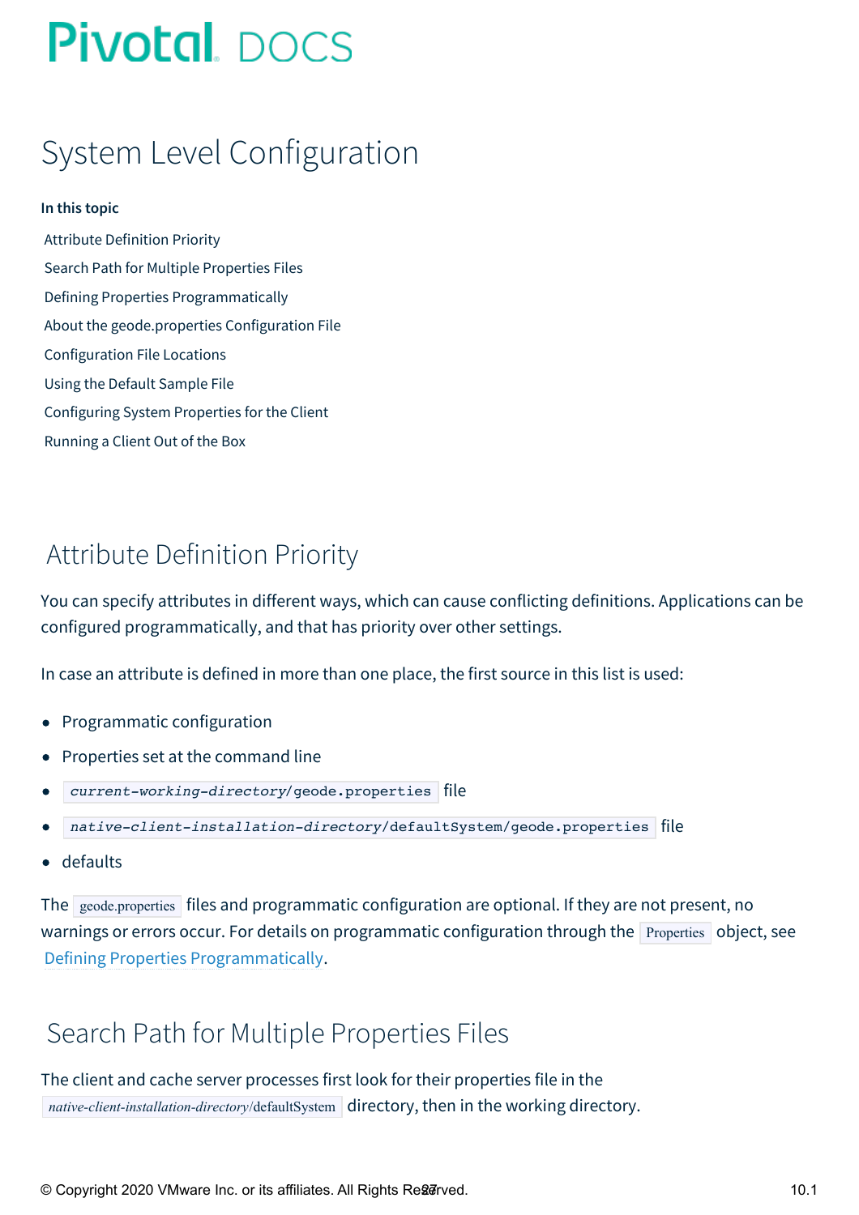# System Level Configuration

**In this topic**

- Attribute Definition Priority
- Search Path for Multiple Properties Files
- Defining Properties Programmatically
- About the geode.properties Configuration File
- Configuration File Locations
- Using the Default Sample File
- Configuring System Properties for the Client
- Running a Client Out of the Box

## Attribute Definition Priority

You can specify attributes in different ways, which can cause conflicting definitions. Applications can be configured programmatically, and that has priority over other settings.

In case an attribute is defined in more than one place, the first source in this list is used:

- Programmatic configuration
- Properties set at the command line
- `current-working-directory/geode.properties` file
- `native-client-installation-directory/defaultSystem/geode.properties` file
- defaults

The `geode.properties` files and programmatic configuration are optional. If they are not present, no warnings or errors occur. For details on programmatic configuration through the `Properties` object, see Defining Properties Programmatically.

## Search Path for Multiple Properties Files

The client and cache server processes first look for their properties file in the `native-client-installation-directory/defaultSystem` directory, then in the working directory.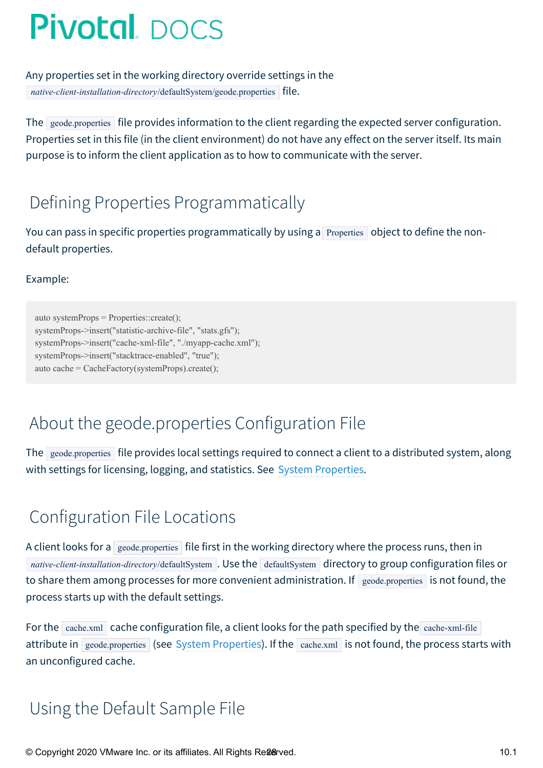Any properties set in the working directory override settings in the `native-client-installation-directory/defaultSystem/geode.properties` file.

The `geode.properties` file provides information to the client regarding the expected server configuration. Properties set in this file (in the client environment) do not have any effect on the server itself. Its main purpose is to inform the client application as to how to communicate with the server.

## Defining Properties Programmatically

You can pass in specific properties programmatically by using a `Properties` object to define the non-default properties.

Example:

```
auto systemProps = Properties::create();
systemProps->insert("statistic-archive-file", "stats.gfs");
systemProps->insert("cache-xml-file", "./myapp-cache.xml");
systemProps->insert("stacktrace-enabled", "true");
auto cache = CacheFactory(systemProps).create();
```

## About the geode.properties Configuration File

The `geode.properties` file provides local settings required to connect a client to a distributed system, along with settings for licensing, logging, and statistics. See System Properties.

## Configuration File Locations

A client looks for a `geode.properties` file first in the working directory where the process runs, then in `native-client-installation-directory/defaultSystem`. Use the `defaultSystem` directory to group configuration files or to share them among processes for more convenient administration. If `geode.properties` is not found, the process starts up with the default settings.

For the `cache.xml` cache configuration file, a client looks for the path specified by the `cache-xml-file` attribute in `geode.properties` (see System Properties). If the `cache.xml` is not found, the process starts with an unconfigured cache.

## Using the Default Sample File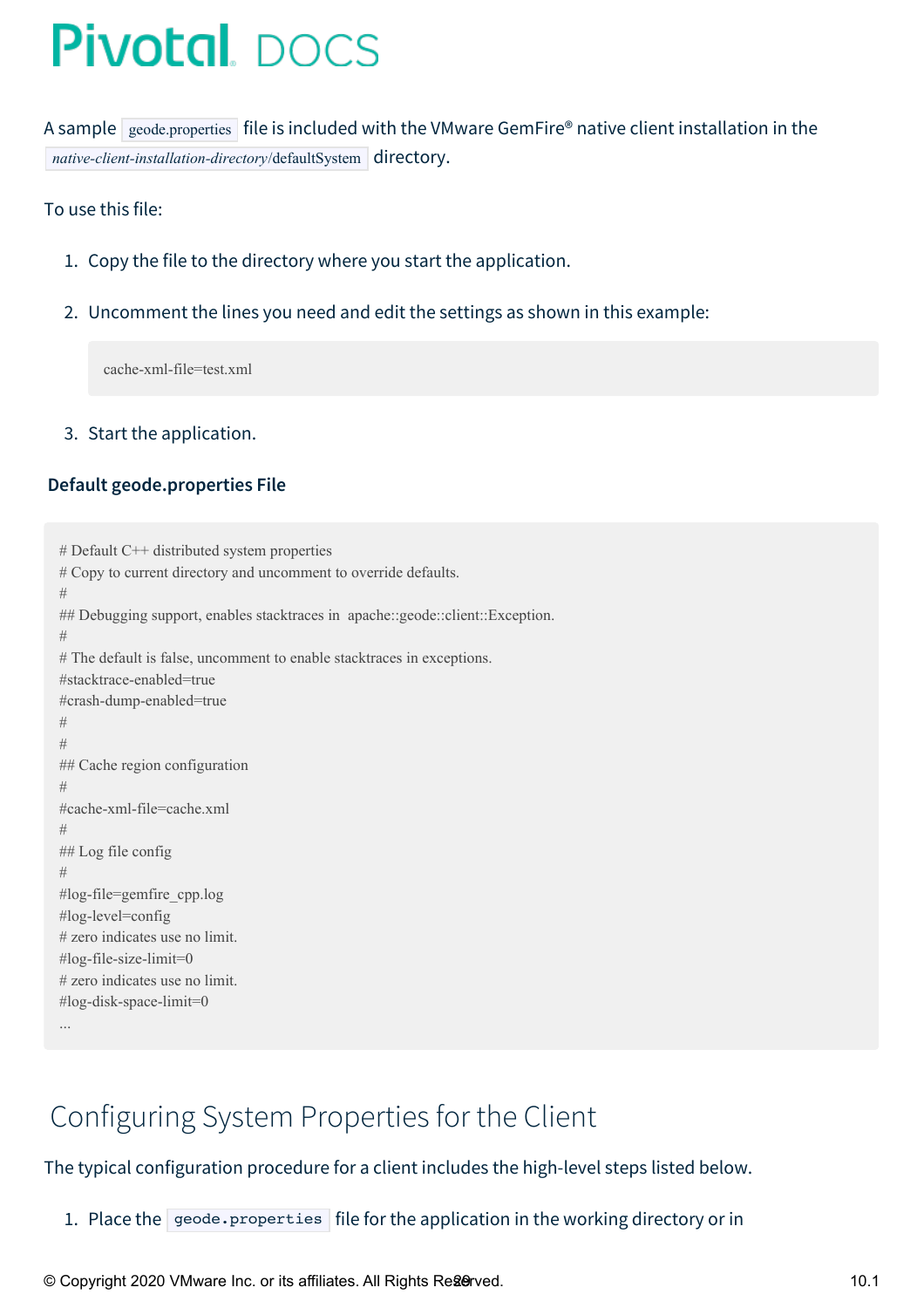A sample `geode.properties` file is included with the VMware GemFire® native client installation in the `native-client-installation-directory/defaultSystem` directory.

To use this file:

1. Copy the file to the directory where you start the application.
2. Uncomment the lines you need and edit the settings as shown in this example:

    ```
    cache-xml-file=test.xml
    ```

3. Start the application.

**Default geode.properties File**

```
# Default C++ distributed system properties
# Copy to current directory and uncomment to override defaults.
#
## Debugging support, enables stacktraces in  apache::geode::client::Exception.
#
# The default is false, uncomment to enable stacktraces in exceptions.
#stacktrace-enabled=true
#crash-dump-enabled=true
#
#
## Cache region configuration
#
#cache-xml-file=cache.xml
#
## Log file config
#
#log-file=gemfire_cpp.log
#log-level=config
# zero indicates use no limit.
#log-file-size-limit=0
# zero indicates use no limit.
#log-disk-space-limit=0
...
```

# Configuring System Properties for the Client

The typical configuration procedure for a client includes the high-level steps listed below.

1. Place the `geode.properties` file for the application in the working directory or in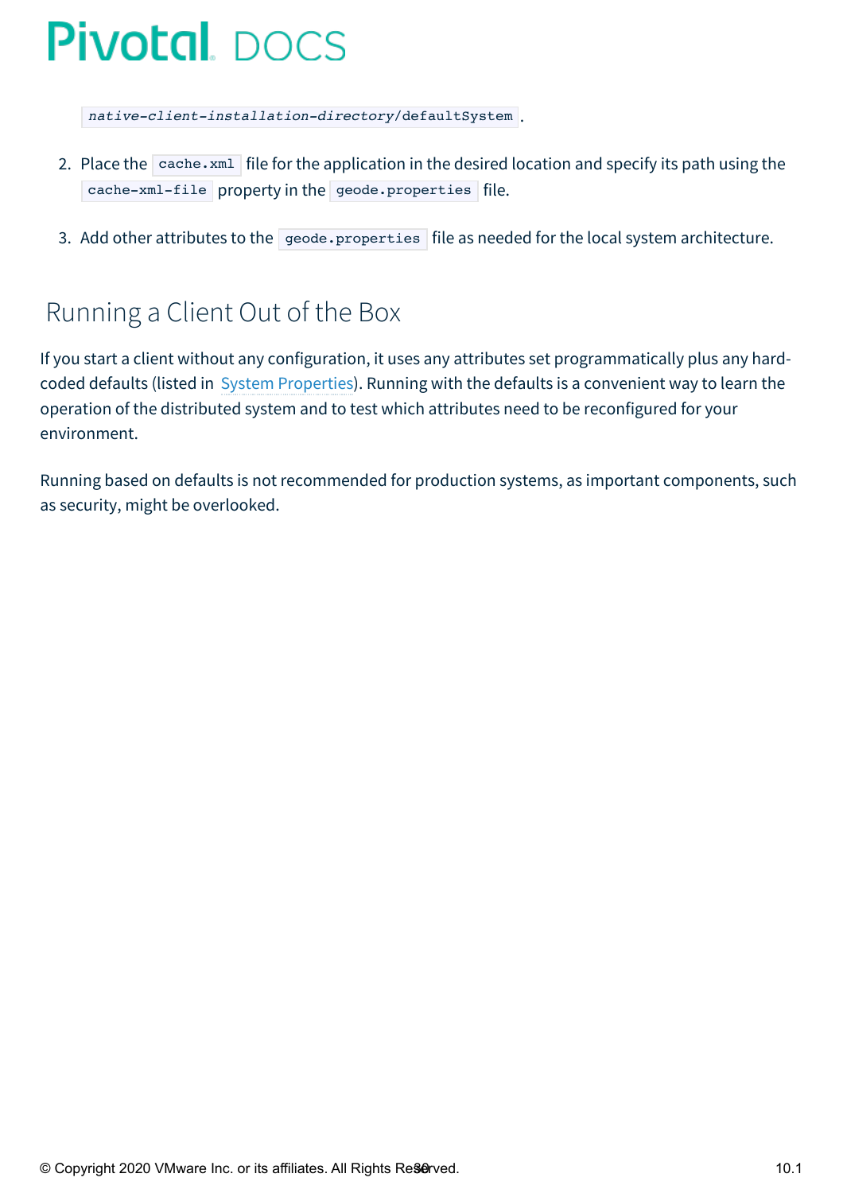`native-client-installation-directory/defaultSystem`.

2. Place the `cache.xml` file for the application in the desired location and specify its path using the `cache-xml-file` property in the `geode.properties` file.

3. Add other attributes to the `geode.properties` file as needed for the local system architecture.

## Running a Client Out of the Box

If you start a client without any configuration, it uses any attributes set programmatically plus any hard-coded defaults (listed in System Properties). Running with the defaults is a convenient way to learn the operation of the distributed system and to test which attributes need to be reconfigured for your environment.

Running based on defaults is not recommended for production systems, as important components, such as security, might be overlooked.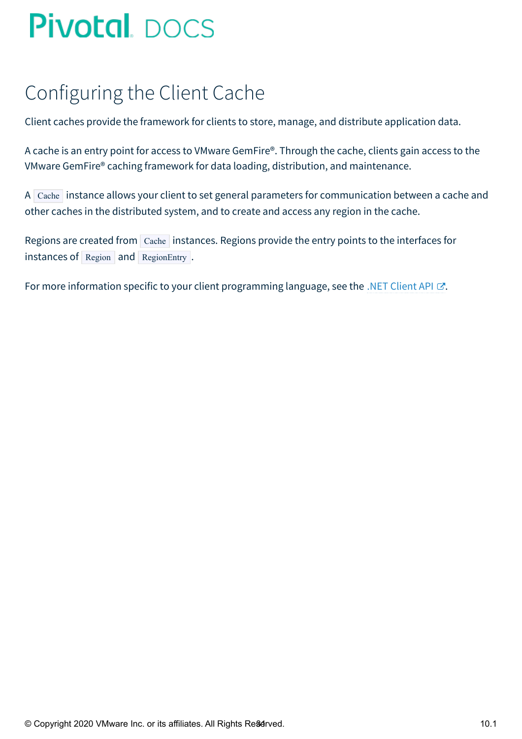# Configuring the Client Cache

Client caches provide the framework for clients to store, manage, and distribute application data.

A cache is an entry point for access to VMware GemFire®. Through the cache, clients gain access to the VMware GemFire® caching framework for data loading, distribution, and maintenance.

A `Cache` instance allows your client to set general parameters for communication between a cache and other caches in the distributed system, and to create and access any region in the cache.

Regions are created from `Cache` instances. Regions provide the entry points to the interfaces for instances of `Region` and `RegionEntry`.

For more information specific to your client programming language, see the .NET Client API.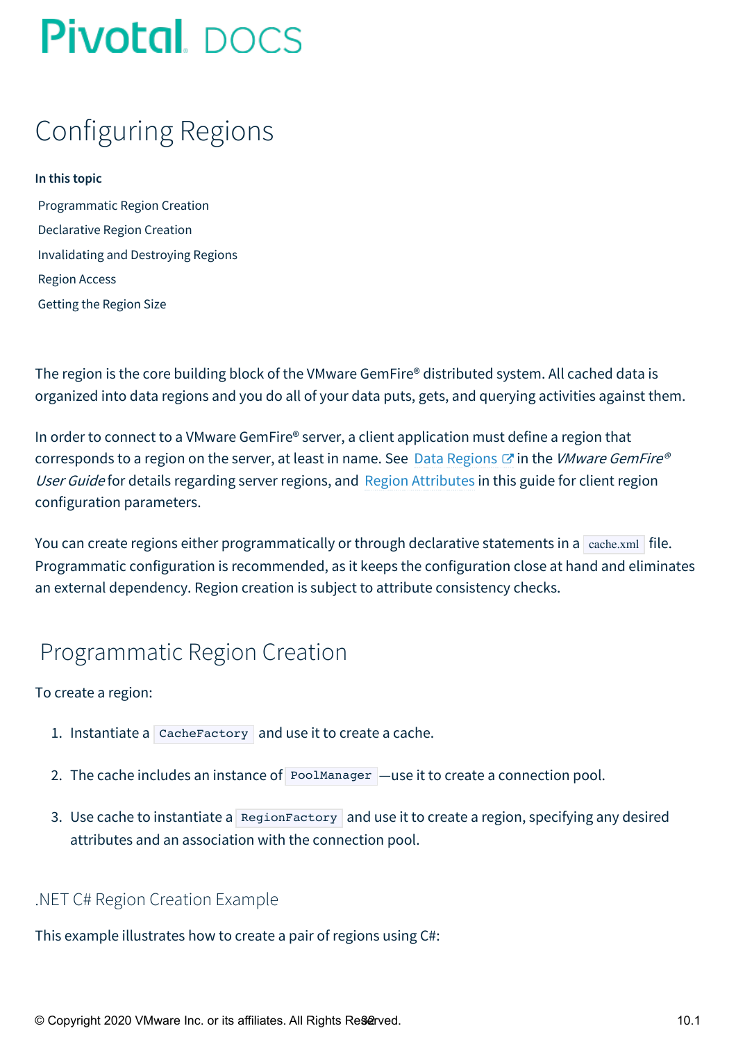# Configuring Regions

**In this topic**

- Programmatic Region Creation
- Declarative Region Creation
- Invalidating and Destroying Regions
- Region Access
- Getting the Region Size

The region is the core building block of the VMware GemFire® distributed system. All cached data is organized into data regions and you do all of your data puts, gets, and querying activities against them.

In order to connect to a VMware GemFire® server, a client application must define a region that corresponds to a region on the server, at least in name. See Data Regions in the *VMware GemFire® User Guide* for details regarding server regions, and Region Attributes in this guide for client region configuration parameters.

You can create regions either programmatically or through declarative statements in a `cache.xml` file. Programmatic configuration is recommended, as it keeps the configuration close at hand and eliminates an external dependency. Region creation is subject to attribute consistency checks.

## Programmatic Region Creation

To create a region:

1. Instantiate a `CacheFactory` and use it to create a cache.
2. The cache includes an instance of `PoolManager` —use it to create a connection pool.
3. Use cache to instantiate a `RegionFactory` and use it to create a region, specifying any desired attributes and an association with the connection pool.

### .NET C# Region Creation Example

This example illustrates how to create a pair of regions using C#: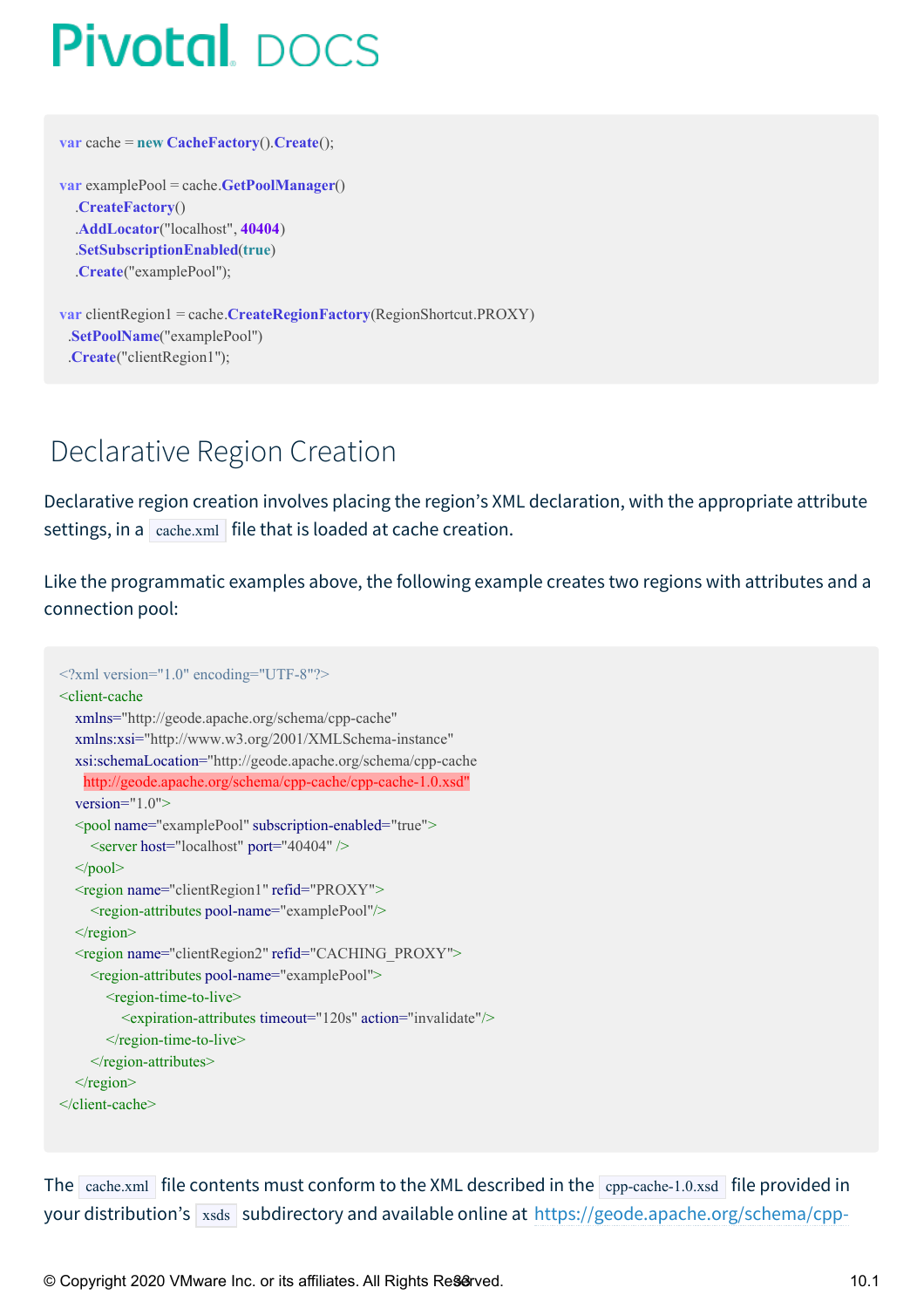```
var cache = new CacheFactory().Create();

var examplePool = cache.GetPoolManager()
    .CreateFactory()
    .AddLocator("localhost", 40404)
    .SetSubscriptionEnabled(true)
    .Create("examplePool");

var clientRegion1 = cache.CreateRegionFactory(RegionShortcut.PROXY)
  .SetPoolName("examplePool")
  .Create("clientRegion1");
```

## Declarative Region Creation

Declarative region creation involves placing the region's XML declaration, with the appropriate attribute settings, in a `cache.xml` file that is loaded at cache creation.

Like the programmatic examples above, the following example creates two regions with attributes and a connection pool:

```
<?xml version="1.0" encoding="UTF-8"?>
<client-cache
    xmlns="http://geode.apache.org/schema/cpp-cache"
    xmlns:xsi="http://www.w3.org/2001/XMLSchema-instance"
    xsi:schemaLocation="http://geode.apache.org/schema/cpp-cache
      http://geode.apache.org/schema/cpp-cache/cpp-cache-1.0.xsd"
    version="1.0">
    <pool name="examplePool" subscription-enabled="true">
        <server host="localhost" port="40404" />
    </pool>
    <region name="clientRegion1" refid="PROXY">
        <region-attributes pool-name="examplePool"/>
    </region>
    <region name="clientRegion2" refid="CACHING_PROXY">
        <region-attributes pool-name="examplePool">
            <region-time-to-live>
                <expiration-attributes timeout="120s" action="invalidate"/>
            </region-time-to-live>
        </region-attributes>
    </region>
</client-cache>
```

The `cache.xml` file contents must conform to the XML described in the `cpp-cache-1.0.xsd` file provided in your distribution's `xsds` subdirectory and available online at https://geode.apache.org/schema/cpp-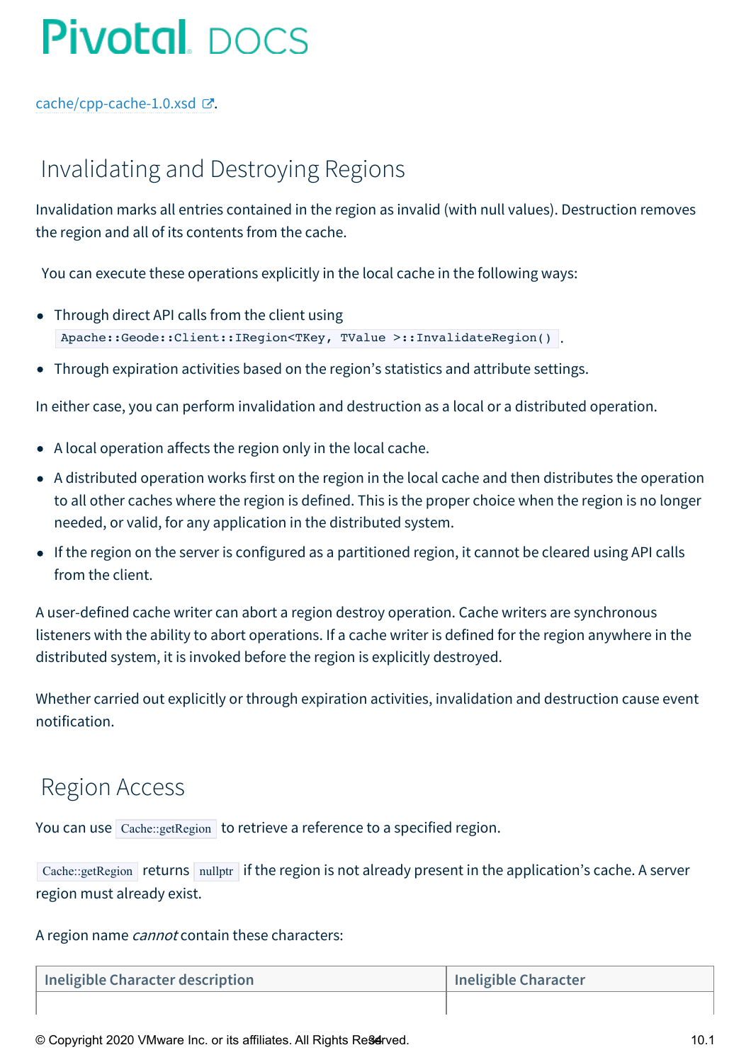cache/cpp-cache-1.0.xsd.

## Invalidating and Destroying Regions

Invalidation marks all entries contained in the region as invalid (with null values). Destruction removes the region and all of its contents from the cache.

You can execute these operations explicitly in the local cache in the following ways:

- Through direct API calls from the client using `Apache::Geode::Client::IRegion<TKey, TValue >::InvalidateRegion()`.
- Through expiration activities based on the region's statistics and attribute settings.

In either case, you can perform invalidation and destruction as a local or a distributed operation.

- A local operation affects the region only in the local cache.
- A distributed operation works first on the region in the local cache and then distributes the operation to all other caches where the region is defined. This is the proper choice when the region is no longer needed, or valid, for any application in the distributed system.
- If the region on the server is configured as a partitioned region, it cannot be cleared using API calls from the client.

A user-defined cache writer can abort a region destroy operation. Cache writers are synchronous listeners with the ability to abort operations. If a cache writer is defined for the region anywhere in the distributed system, it is invoked before the region is explicitly destroyed.

Whether carried out explicitly or through expiration activities, invalidation and destruction cause event notification.

## Region Access

You can use `Cache::getRegion` to retrieve a reference to a specified region.

`Cache::getRegion` returns `nullptr` if the region is not already present in the application's cache. A server region must already exist.

A region name *cannot* contain these characters:

| Ineligible Character description | Ineligible Character |
|---|---|
| | |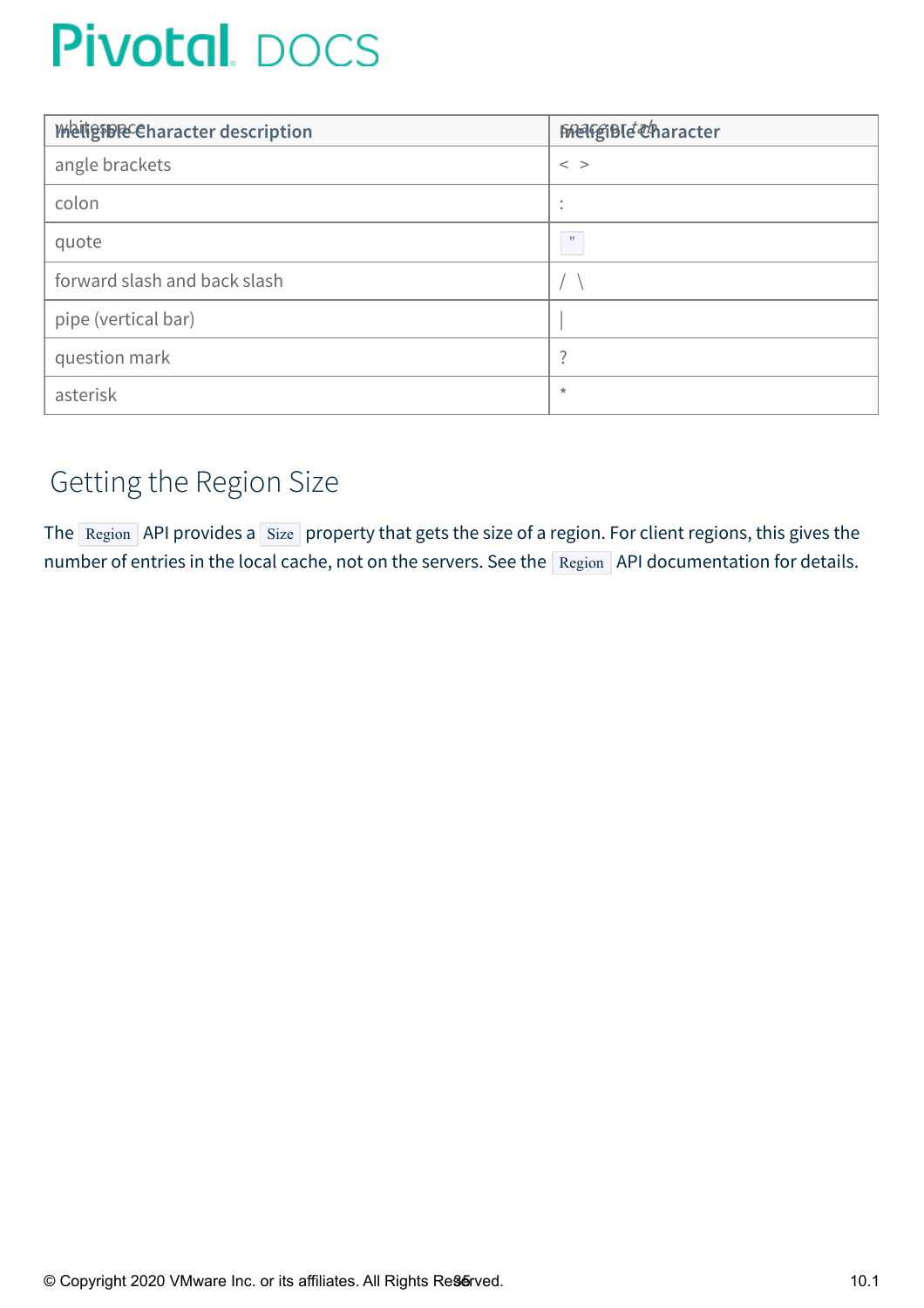| Ineligible Character description | Ineligible Character |
| --- | --- |
| whitespace | space or tab |
| angle brackets | < > |
| colon | : |
| quote | `"` |
| forward slash and back slash | / \ |
| pipe (vertical bar) | \| |
| question mark | ? |
| asterisk | * |

## Getting the Region Size

The `Region` API provides a `Size` property that gets the size of a region. For client regions, this gives the number of entries in the local cache, not on the servers. See the `Region` API documentation for details.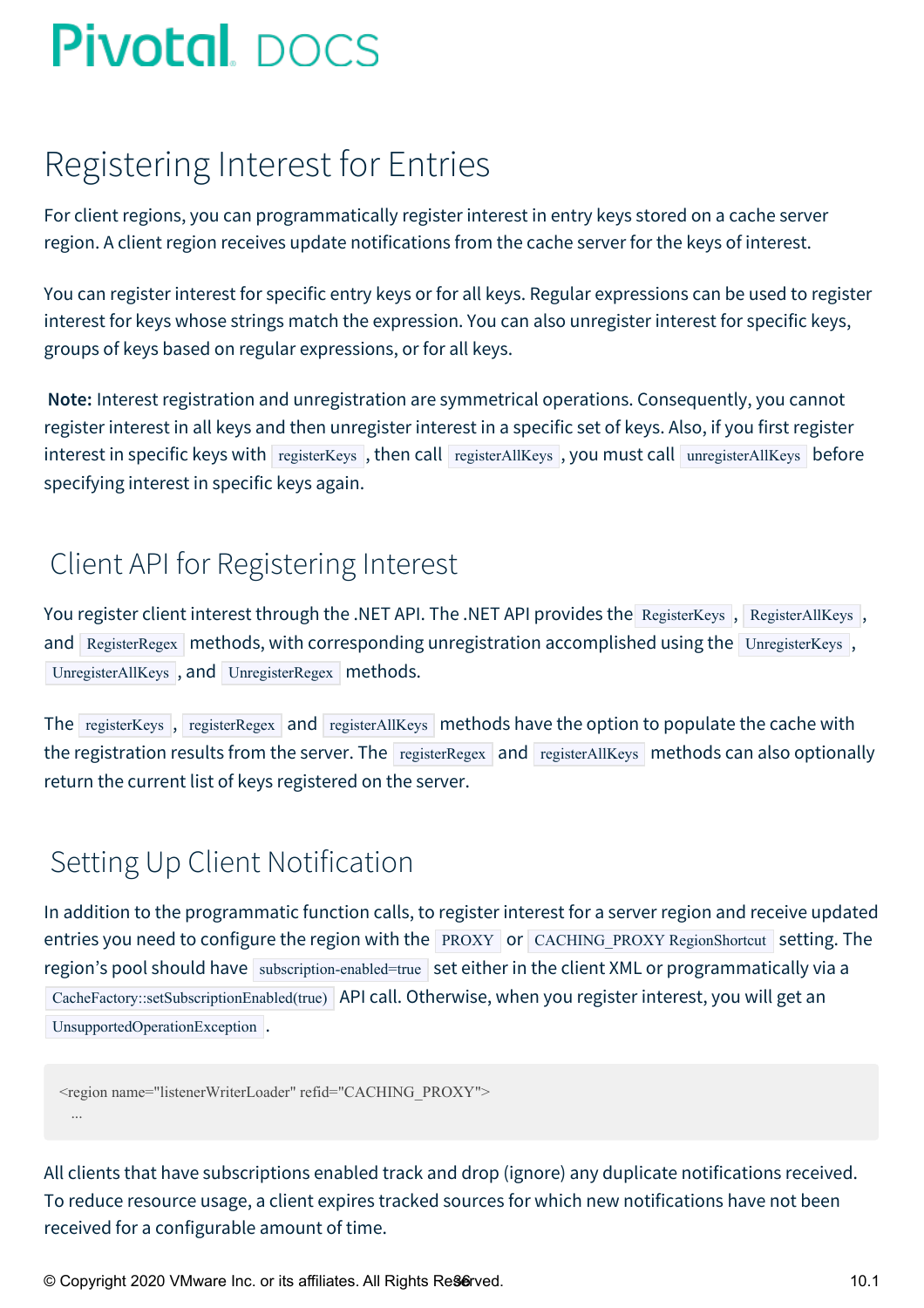# Registering Interest for Entries

For client regions, you can programmatically register interest in entry keys stored on a cache server region. A client region receives update notifications from the cache server for the keys of interest.

You can register interest for specific entry keys or for all keys. Regular expressions can be used to register interest for keys whose strings match the expression. You can also unregister interest for specific keys, groups of keys based on regular expressions, or for all keys.

**Note:** Interest registration and unregistration are symmetrical operations. Consequently, you cannot register interest in all keys and then unregister interest in a specific set of keys. Also, if you first register interest in specific keys with `registerKeys`, then call `registerAllKeys`, you must call `unregisterAllKeys` before specifying interest in specific keys again.

## Client API for Registering Interest

You register client interest through the .NET API. The .NET API provides the `RegisterKeys`, `RegisterAllKeys`, and `RegisterRegex` methods, with corresponding unregistration accomplished using the `UnregisterKeys`, `UnregisterAllKeys`, and `UnregisterRegex` methods.

The `registerKeys`, `registerRegex` and `registerAllKeys` methods have the option to populate the cache with the registration results from the server. The `registerRegex` and `registerAllKeys` methods can also optionally return the current list of keys registered on the server.

## Setting Up Client Notification

In addition to the programmatic function calls, to register interest for a server region and receive updated entries you need to configure the region with the `PROXY` or `CACHING_PROXY RegionShortcut` setting. The region's pool should have `subscription-enabled=true` set either in the client XML or programmatically via a `CacheFactory::setSubscriptionEnabled(true)` API call. Otherwise, when you register interest, you will get an `UnsupportedOperationException`.

```
<region name="listenerWriterLoader" refid="CACHING_PROXY">
  ...
```

All clients that have subscriptions enabled track and drop (ignore) any duplicate notifications received. To reduce resource usage, a client expires tracked sources for which new notifications have not been received for a configurable amount of time.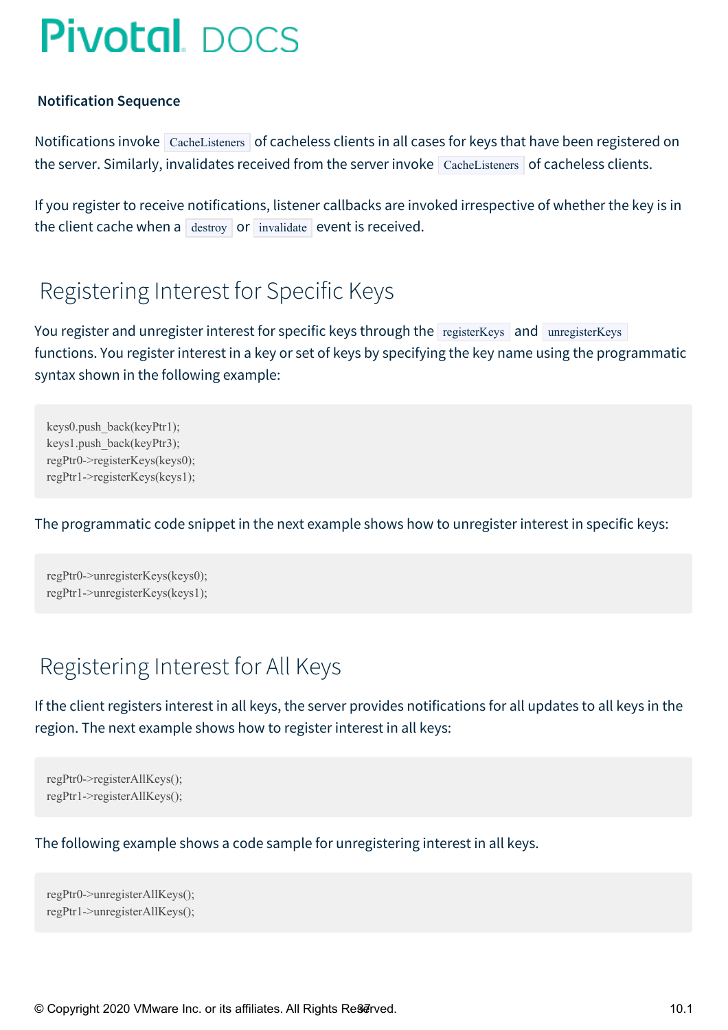### Notification Sequence

Notifications invoke `CacheListeners` of cacheless clients in all cases for keys that have been registered on the server. Similarly, invalidates received from the server invoke `CacheListeners` of cacheless clients.

If you register to receive notifications, listener callbacks are invoked irrespective of whether the key is in the client cache when a `destroy` or `invalidate` event is received.

## Registering Interest for Specific Keys

You register and unregister interest for specific keys through the `registerKeys` and `unregisterKeys` functions. You register interest in a key or set of keys by specifying the key name using the programmatic syntax shown in the following example:

```
keys0.push_back(keyPtr1);
keys1.push_back(keyPtr3);
regPtr0->registerKeys(keys0);
regPtr1->registerKeys(keys1);
```

The programmatic code snippet in the next example shows how to unregister interest in specific keys:

```
regPtr0->unregisterKeys(keys0);
regPtr1->unregisterKeys(keys1);
```

## Registering Interest for All Keys

If the client registers interest in all keys, the server provides notifications for all updates to all keys in the region. The next example shows how to register interest in all keys:

```
regPtr0->registerAllKeys();
regPtr1->registerAllKeys();
```

The following example shows a code sample for unregistering interest in all keys.

```
regPtr0->unregisterAllKeys();
regPtr1->unregisterAllKeys();
```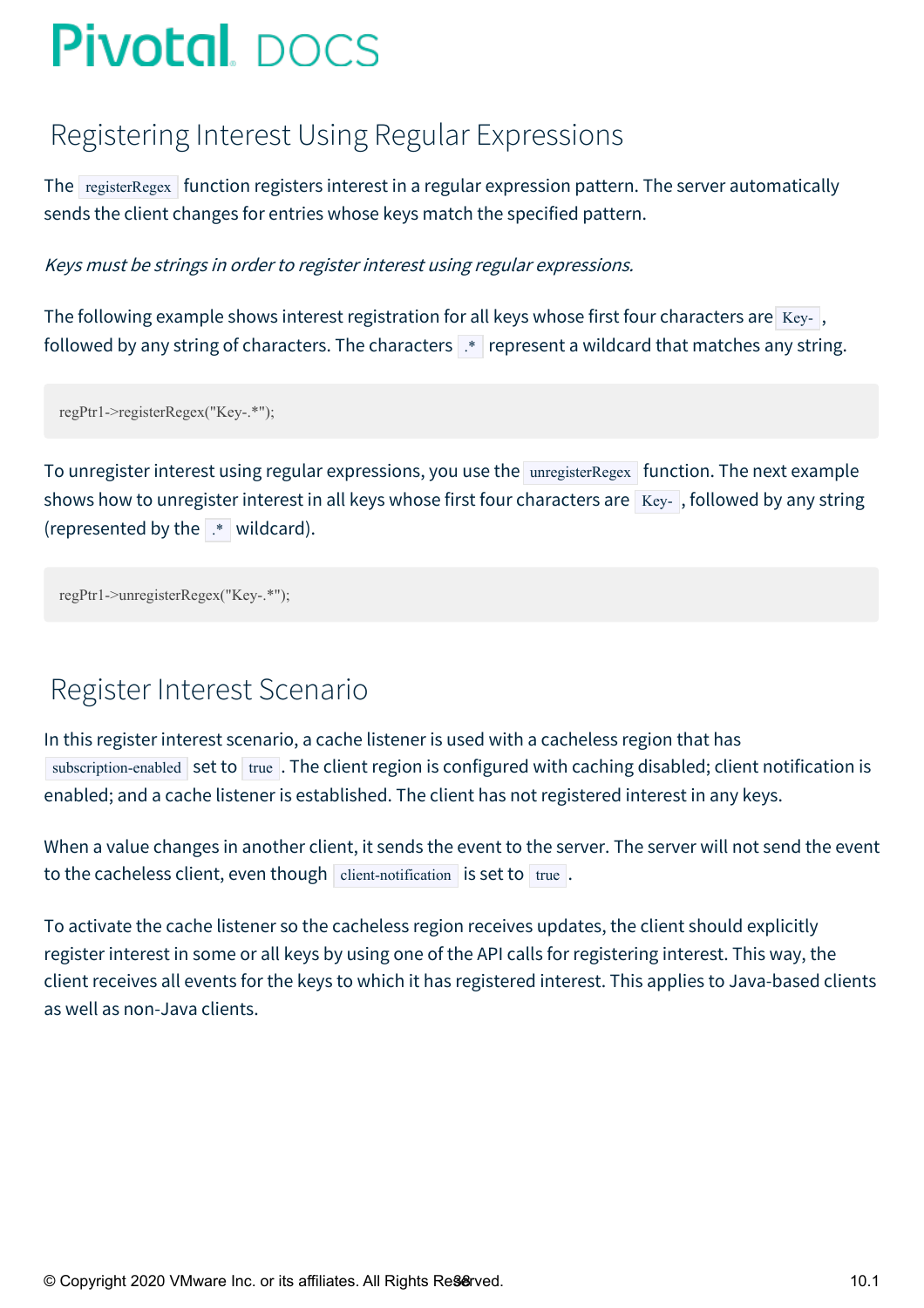## Registering Interest Using Regular Expressions

The `registerRegex` function registers interest in a regular expression pattern. The server automatically sends the client changes for entries whose keys match the specified pattern.

*Keys must be strings in order to register interest using regular expressions.*

The following example shows interest registration for all keys whose first four characters are `Key-`, followed by any string of characters. The characters `.*` represent a wildcard that matches any string.

```
regPtr1->registerRegex("Key-.*");
```

To unregister interest using regular expressions, you use the `unregisterRegex` function. The next example shows how to unregister interest in all keys whose first four characters are `Key-`, followed by any string (represented by the `.*` wildcard).

```
regPtr1->unregisterRegex("Key-.*");
```

## Register Interest Scenario

In this register interest scenario, a cache listener is used with a cacheless region that has `subscription-enabled` set to `true`. The client region is configured with caching disabled; client notification is enabled; and a cache listener is established. The client has not registered interest in any keys.

When a value changes in another client, it sends the event to the server. The server will not send the event to the cacheless client, even though `client-notification` is set to `true`.

To activate the cache listener so the cacheless region receives updates, the client should explicitly register interest in some or all keys by using one of the API calls for registering interest. This way, the client receives all events for the keys to which it has registered interest. This applies to Java-based clients as well as non-Java clients.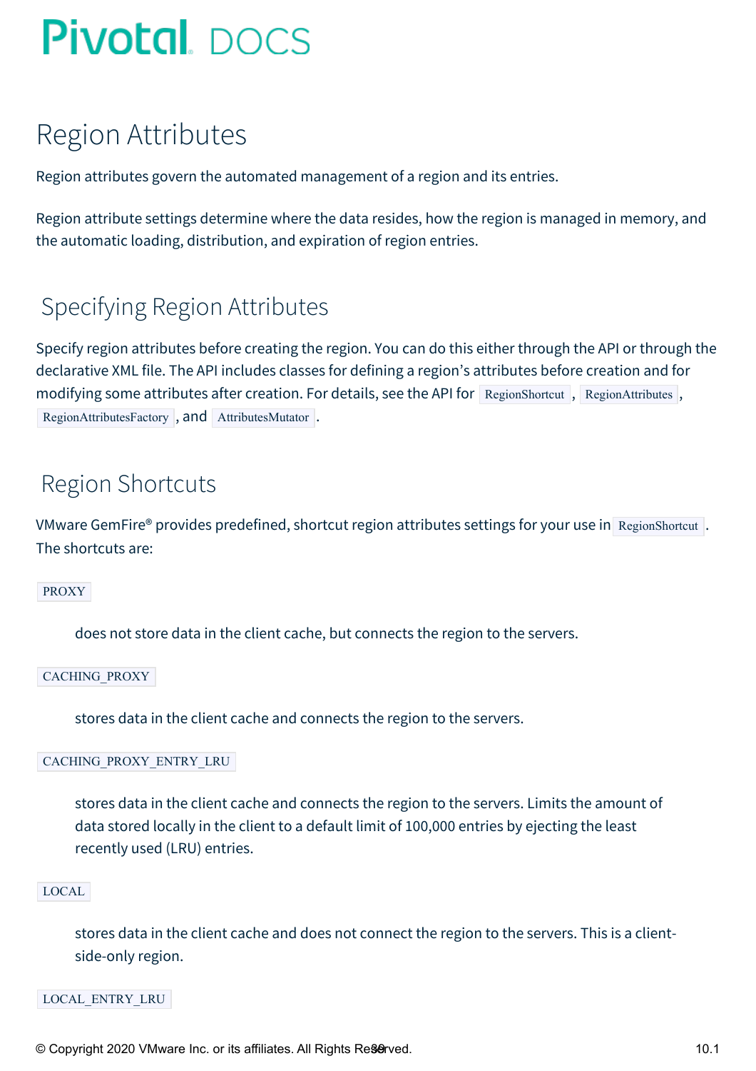# Region Attributes

Region attributes govern the automated management of a region and its entries.

Region attribute settings determine where the data resides, how the region is managed in memory, and the automatic loading, distribution, and expiration of region entries.

## Specifying Region Attributes

Specify region attributes before creating the region. You can do this either through the API or through the declarative XML file. The API includes classes for defining a region's attributes before creation and for modifying some attributes after creation. For details, see the API for `RegionShortcut`, `RegionAttributes`, `RegionAttributesFactory`, and `AttributesMutator`.

## Region Shortcuts

VMware GemFire® provides predefined, shortcut region attributes settings for your use in `RegionShortcut`. The shortcuts are:

`PROXY`

   does not store data in the client cache, but connects the region to the servers.

`CACHING_PROXY`

   stores data in the client cache and connects the region to the servers.

`CACHING_PROXY_ENTRY_LRU`

   stores data in the client cache and connects the region to the servers. Limits the amount of data stored locally in the client to a default limit of 100,000 entries by ejecting the least recently used (LRU) entries.

`LOCAL`

   stores data in the client cache and does not connect the region to the servers. This is a client-side-only region.

`LOCAL_ENTRY_LRU`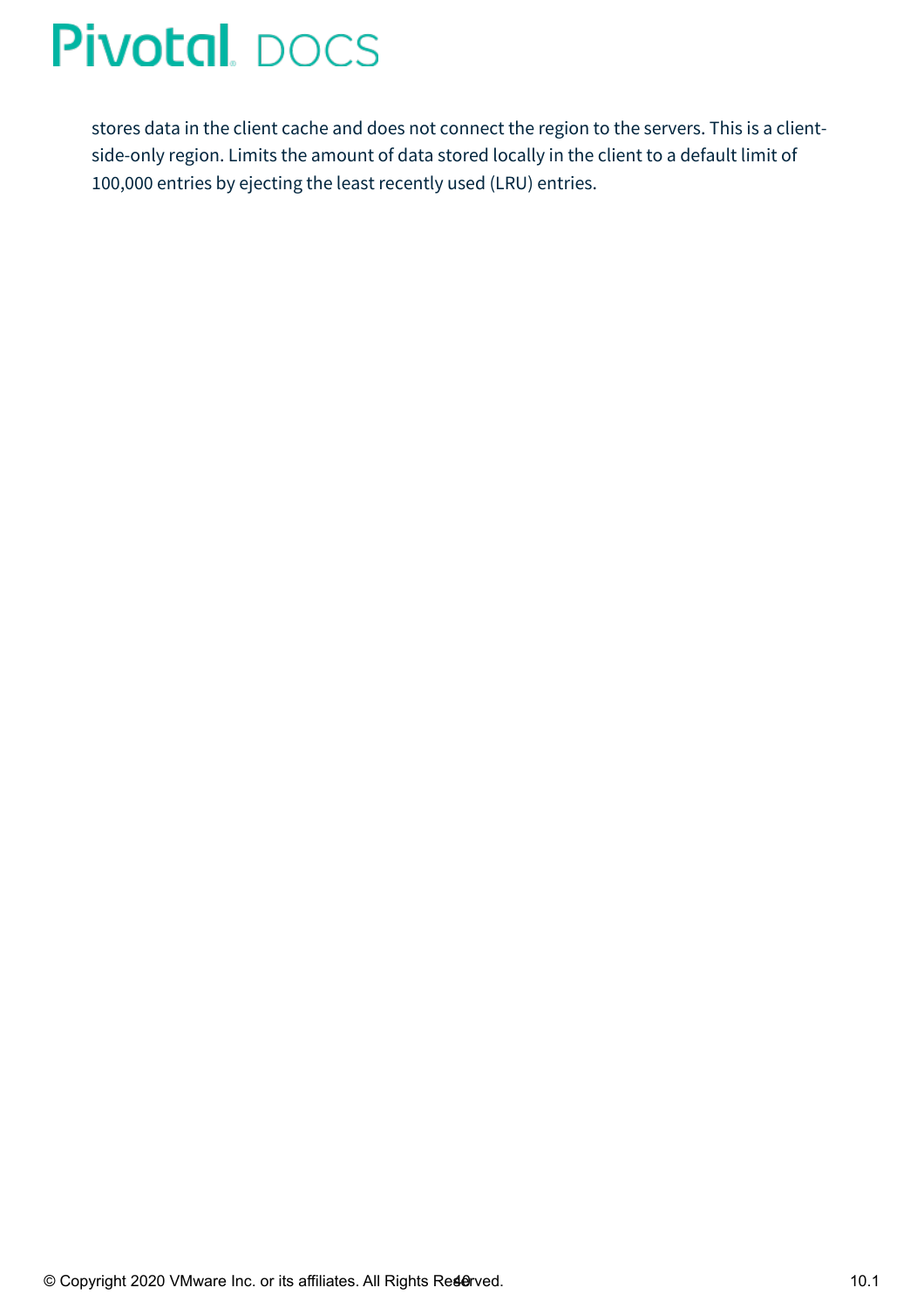stores data in the client cache and does not connect the region to the servers. This is a client-side-only region. Limits the amount of data stored locally in the client to a default limit of 100,000 entries by ejecting the least recently used (LRU) entries.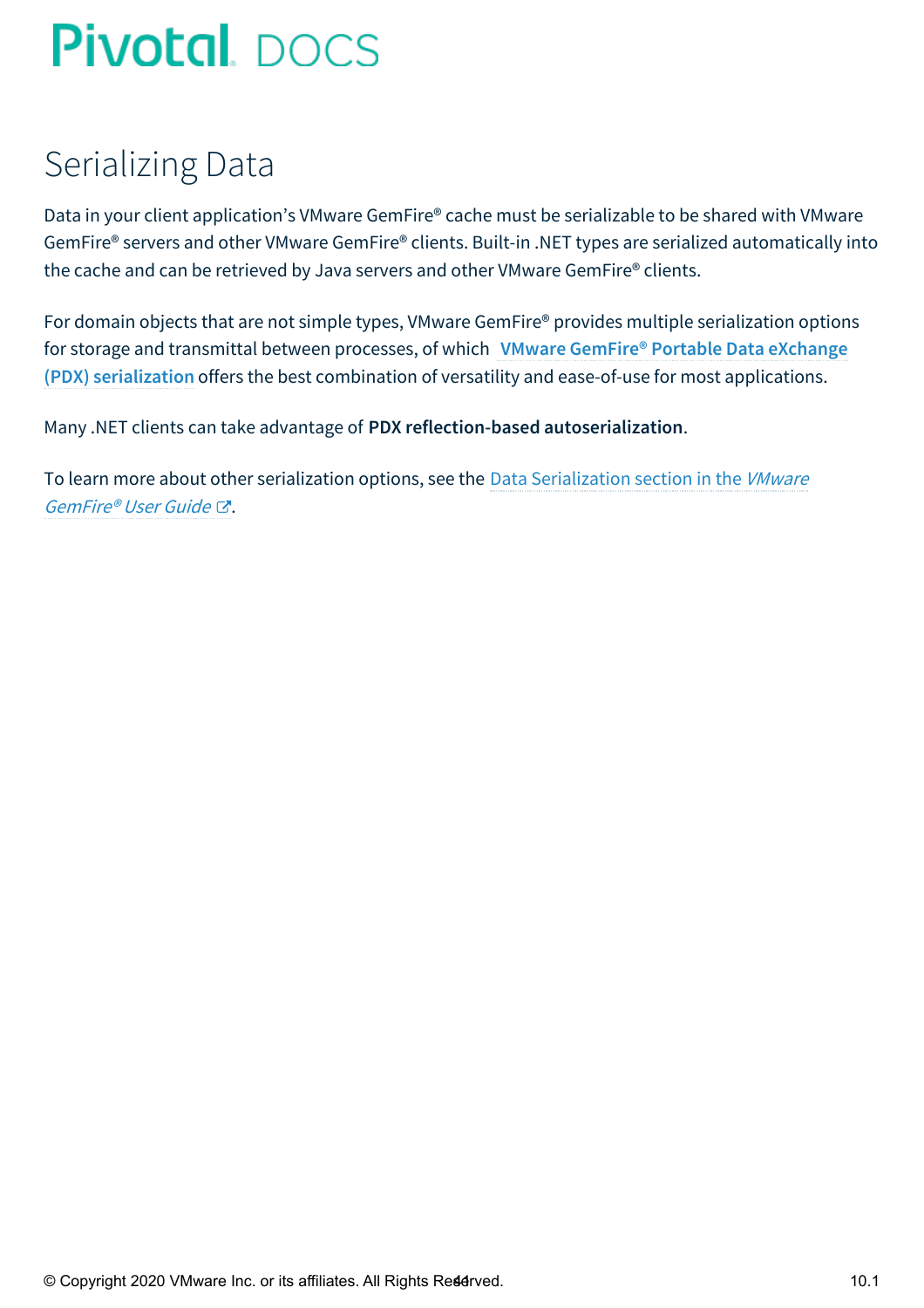# Serializing Data

Data in your client application's VMware GemFire® cache must be serializable to be shared with VMware GemFire® servers and other VMware GemFire® clients. Built-in .NET types are serialized automatically into the cache and can be retrieved by Java servers and other VMware GemFire® clients.

For domain objects that are not simple types, VMware GemFire® provides multiple serialization options for storage and transmittal between processes, of which **VMware GemFire® Portable Data eXchange (PDX) serialization** offers the best combination of versatility and ease-of-use for most applications.

Many .NET clients can take advantage of **PDX reflection-based autoserialization**.

To learn more about other serialization options, see the Data Serialization section in the *VMware GemFire® User Guide*.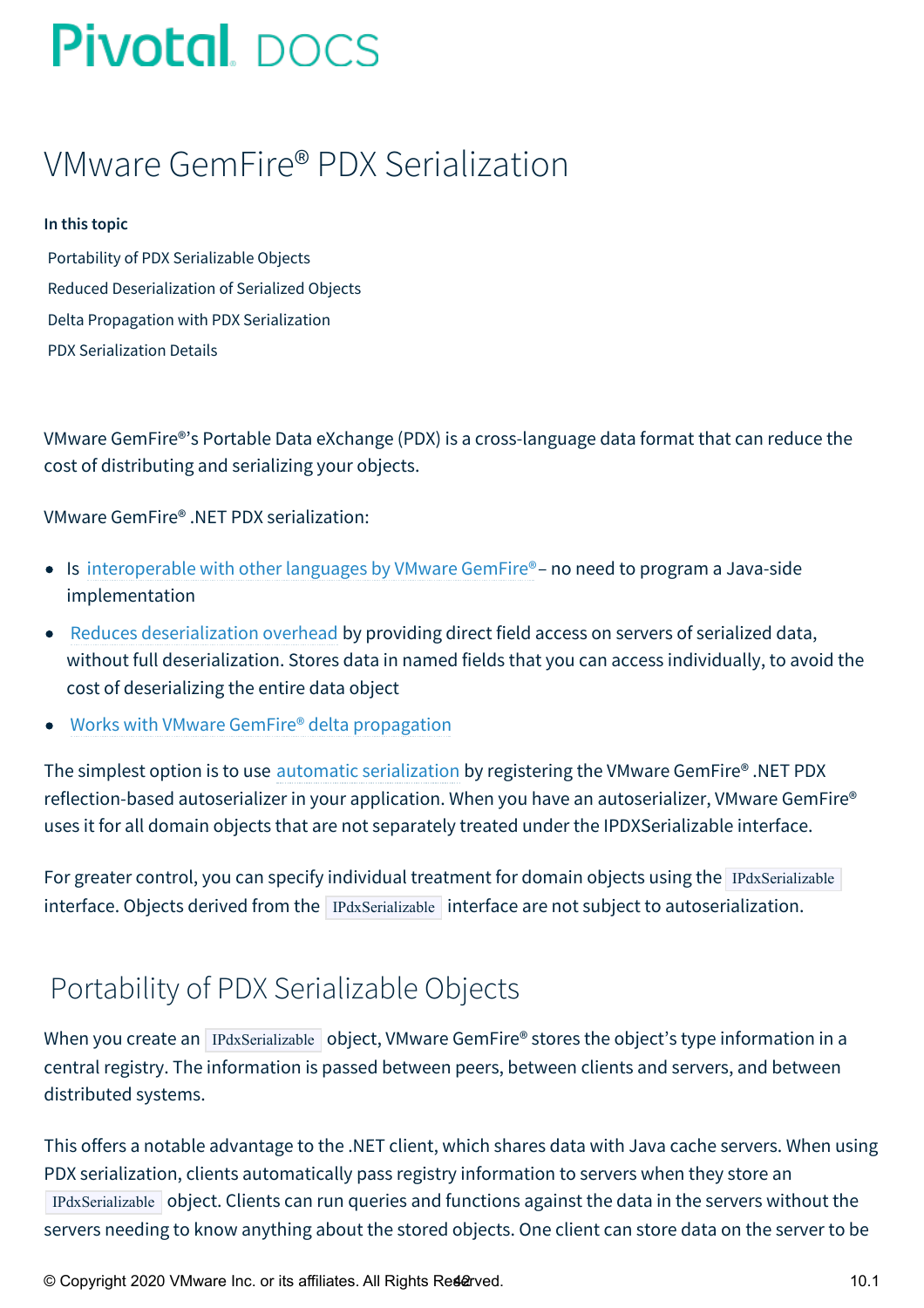# VMware GemFire® PDX Serialization

**In this topic**

- Portability of PDX Serializable Objects
- Reduced Deserialization of Serialized Objects
- Delta Propagation with PDX Serialization
- PDX Serialization Details

VMware GemFire®'s Portable Data eXchange (PDX) is a cross-language data format that can reduce the cost of distributing and serializing your objects.

VMware GemFire® .NET PDX serialization:

- Is interoperable with other languages by VMware GemFire® – no need to program a Java-side implementation
- Reduces deserialization overhead by providing direct field access on servers of serialized data, without full deserialization. Stores data in named fields that you can access individually, to avoid the cost of deserializing the entire data object
- Works with VMware GemFire® delta propagation

The simplest option is to use automatic serialization by registering the VMware GemFire® .NET PDX reflection-based autoserializer in your application. When you have an autoserializer, VMware GemFire® uses it for all domain objects that are not separately treated under the IPDXSerializable interface.

For greater control, you can specify individual treatment for domain objects using the `IPdxSerializable` interface. Objects derived from the `IPdxSerializable` interface are not subject to autoserialization.

## Portability of PDX Serializable Objects

When you create an `IPdxSerializable` object, VMware GemFire® stores the object's type information in a central registry. The information is passed between peers, between clients and servers, and between distributed systems.

This offers a notable advantage to the .NET client, which shares data with Java cache servers. When using PDX serialization, clients automatically pass registry information to servers when they store an `IPdxSerializable` object. Clients can run queries and functions against the data in the servers without the servers needing to know anything about the stored objects. One client can store data on the server to be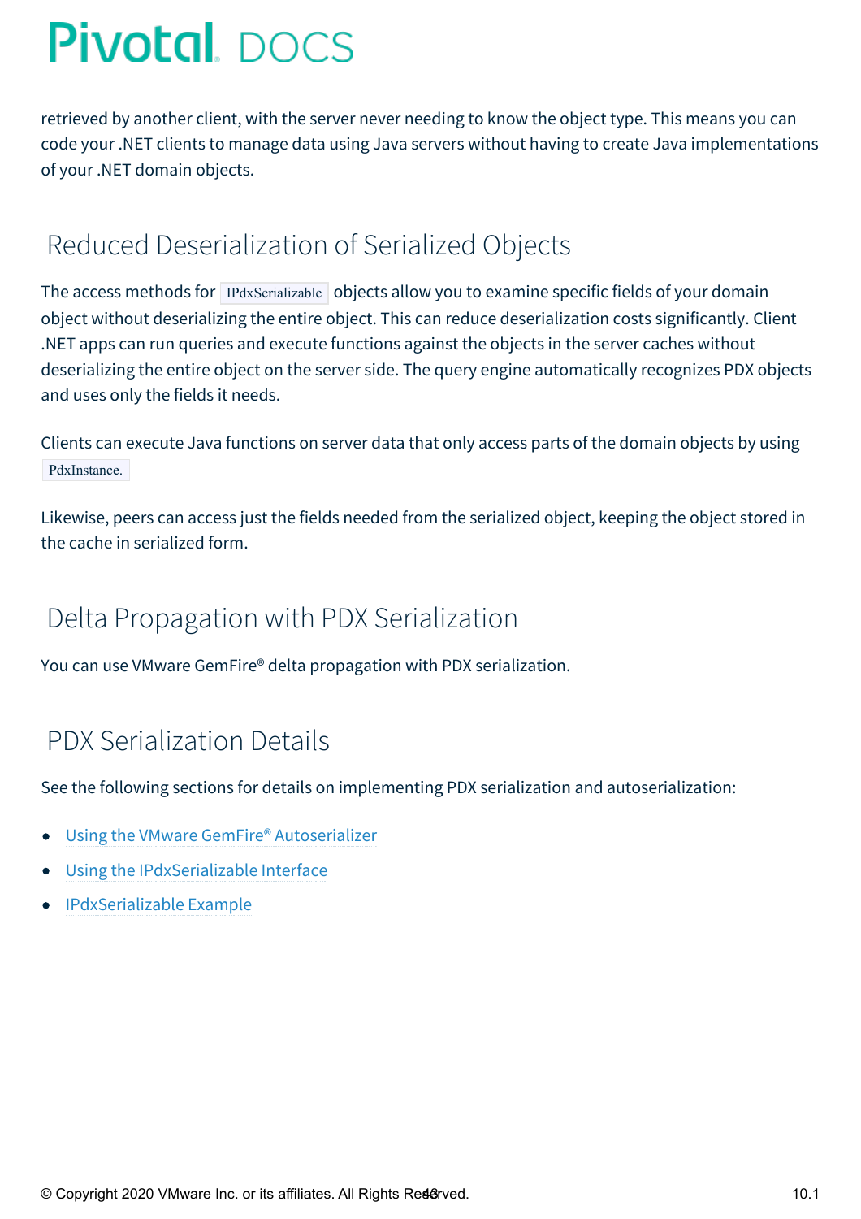retrieved by another client, with the server never needing to know the object type. This means you can code your .NET clients to manage data using Java servers without having to create Java implementations of your .NET domain objects.

## Reduced Deserialization of Serialized Objects

The access methods for `IPdxSerializable` objects allow you to examine specific fields of your domain object without deserializing the entire object. This can reduce deserialization costs significantly. Client .NET apps can run queries and execute functions against the objects in the server caches without deserializing the entire object on the server side. The query engine automatically recognizes PDX objects and uses only the fields it needs.

Clients can execute Java functions on server data that only access parts of the domain objects by using `PdxInstance.`

Likewise, peers can access just the fields needed from the serialized object, keeping the object stored in the cache in serialized form.

## Delta Propagation with PDX Serialization

You can use VMware GemFire® delta propagation with PDX serialization.

## PDX Serialization Details

See the following sections for details on implementing PDX serialization and autoserialization:

- Using the VMware GemFire® Autoserializer
- Using the IPdxSerializable Interface
- IPdxSerializable Example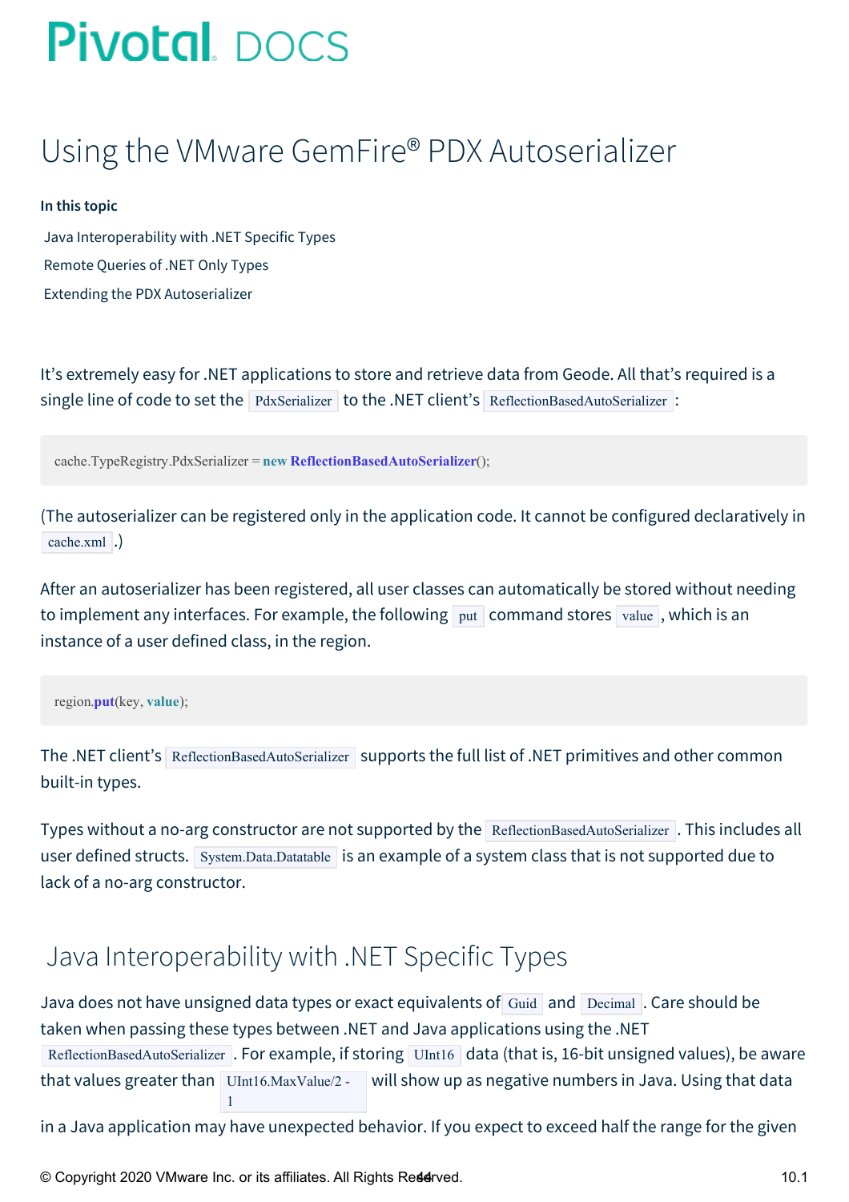# Using the VMware GemFire® PDX Autoserializer

**In this topic**

Java Interoperability with .NET Specific Types

Remote Queries of .NET Only Types

Extending the PDX Autoserializer

It's extremely easy for .NET applications to store and retrieve data from Geode. All that's required is a single line of code to set the `PdxSerializer` to the .NET client's `ReflectionBasedAutoSerializer`:

```
cache.TypeRegistry.PdxSerializer = new ReflectionBasedAutoSerializer();
```

(The autoserializer can be registered only in the application code. It cannot be configured declaratively in `cache.xml`.)

After an autoserializer has been registered, all user classes can automatically be stored without needing to implement any interfaces. For example, the following `put` command stores `value`, which is an instance of a user defined class, in the region.

```
region.put(key, value);
```

The .NET client's `ReflectionBasedAutoSerializer` supports the full list of .NET primitives and other common built-in types.

Types without a no-arg constructor are not supported by the `ReflectionBasedAutoSerializer`. This includes all user defined structs. `System.Data.Datatable` is an example of a system class that is not supported due to lack of a no-arg constructor.

## Java Interoperability with .NET Specific Types

Java does not have unsigned data types or exact equivalents of `Guid` and `Decimal`. Care should be taken when passing these types between .NET and Java applications using the .NET `ReflectionBasedAutoSerializer`. For example, if storing `UInt16` data (that is, 16-bit unsigned values), be aware that values greater than `UInt16.MaxValue/2 - 1` will show up as negative numbers in Java. Using that data in a Java application may have unexpected behavior. If you expect to exceed half the range for the given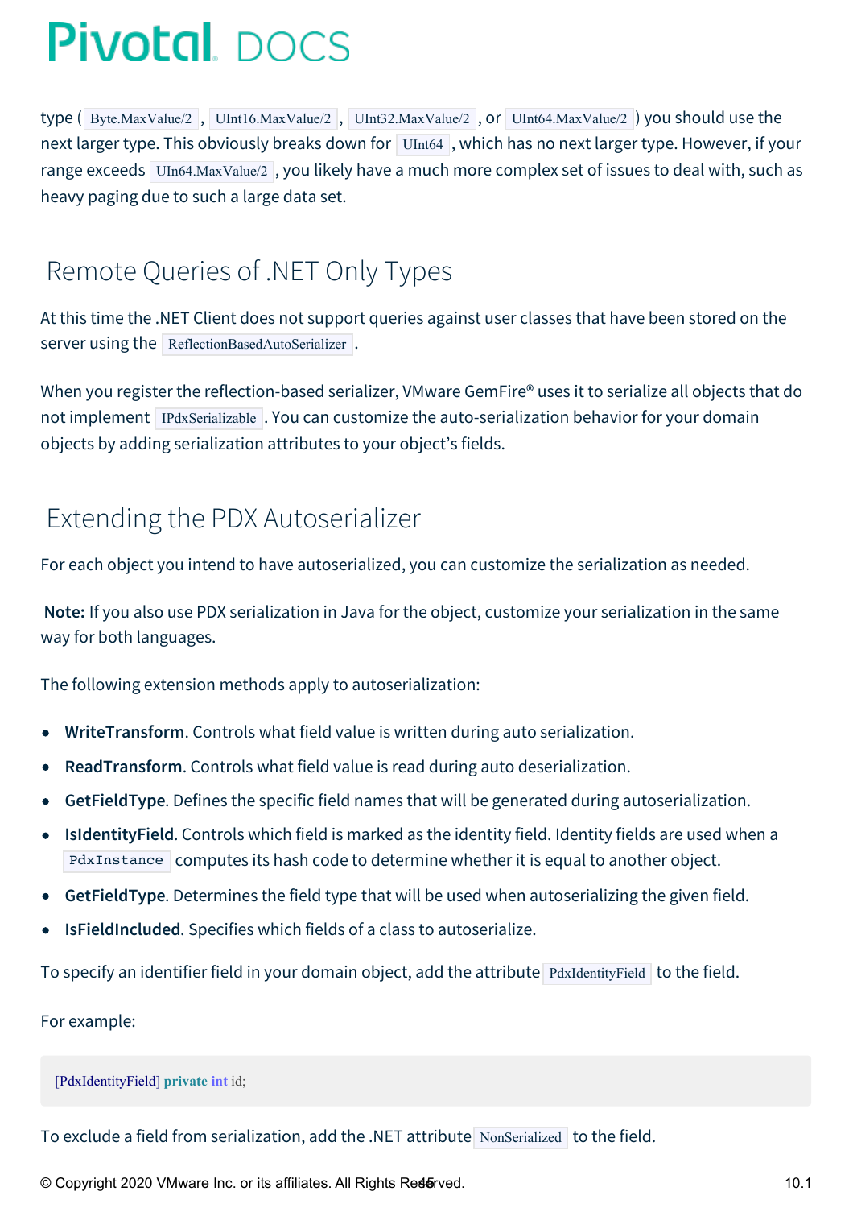type ( `Byte.MaxValue/2` , `UInt16.MaxValue/2` , `UInt32.MaxValue/2` , or `UInt64.MaxValue/2` ) you should use the next larger type. This obviously breaks down for `UInt64` , which has no next larger type. However, if your range exceeds `UIn64.MaxValue/2` , you likely have a much more complex set of issues to deal with, such as heavy paging due to such a large data set.

## Remote Queries of .NET Only Types

At this time the .NET Client does not support queries against user classes that have been stored on the server using the `ReflectionBasedAutoSerializer` .

When you register the reflection-based serializer, VMware GemFire® uses it to serialize all objects that do not implement `IPdxSerializable` . You can customize the auto-serialization behavior for your domain objects by adding serialization attributes to your object's fields.

## Extending the PDX Autoserializer

For each object you intend to have autoserialized, you can customize the serialization as needed.

**Note:** If you also use PDX serialization in Java for the object, customize your serialization in the same way for both languages.

The following extension methods apply to autoserialization:

- **WriteTransform**. Controls what field value is written during auto serialization.
- **ReadTransform**. Controls what field value is read during auto deserialization.
- **GetFieldType**. Defines the specific field names that will be generated during autoserialization.
- **IsIdentityField**. Controls which field is marked as the identity field. Identity fields are used when a `PdxInstance` computes its hash code to determine whether it is equal to another object.
- **GetFieldType**. Determines the field type that will be used when autoserializing the given field.
- **IsFieldIncluded**. Specifies which fields of a class to autoserialize.

To specify an identifier field in your domain object, add the attribute `PdxIdentityField` to the field.

For example:

```
[PdxIdentityField] private int id;
```

To exclude a field from serialization, add the .NET attribute `NonSerialized` to the field.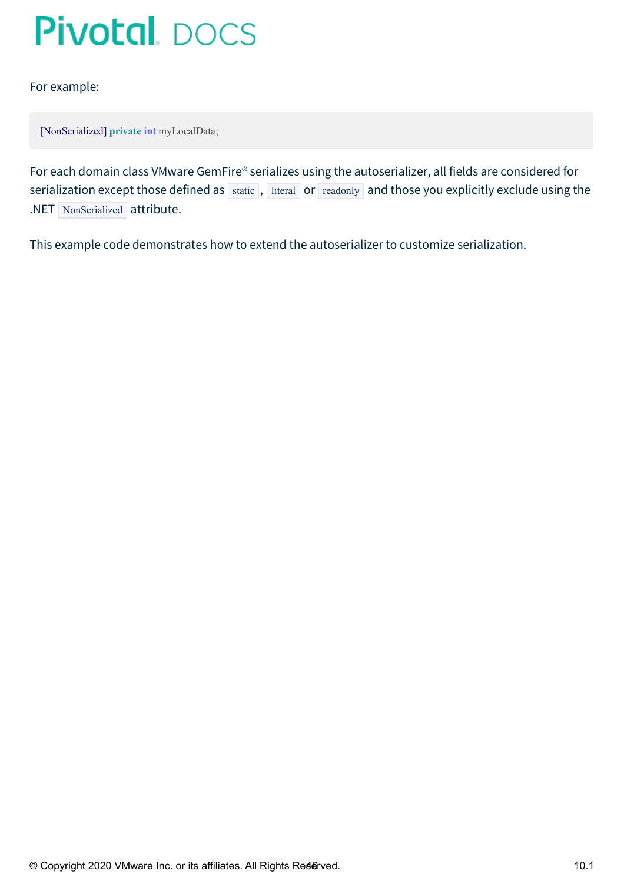For example:

```
[NonSerialized] private int myLocalData;
```

For each domain class VMware GemFire® serializes using the autoserializer, all fields are considered for serialization except those defined as `static`, `literal` or `readonly` and those you explicitly exclude using the .NET `NonSerialized` attribute.

This example code demonstrates how to extend the autoserializer to customize serialization.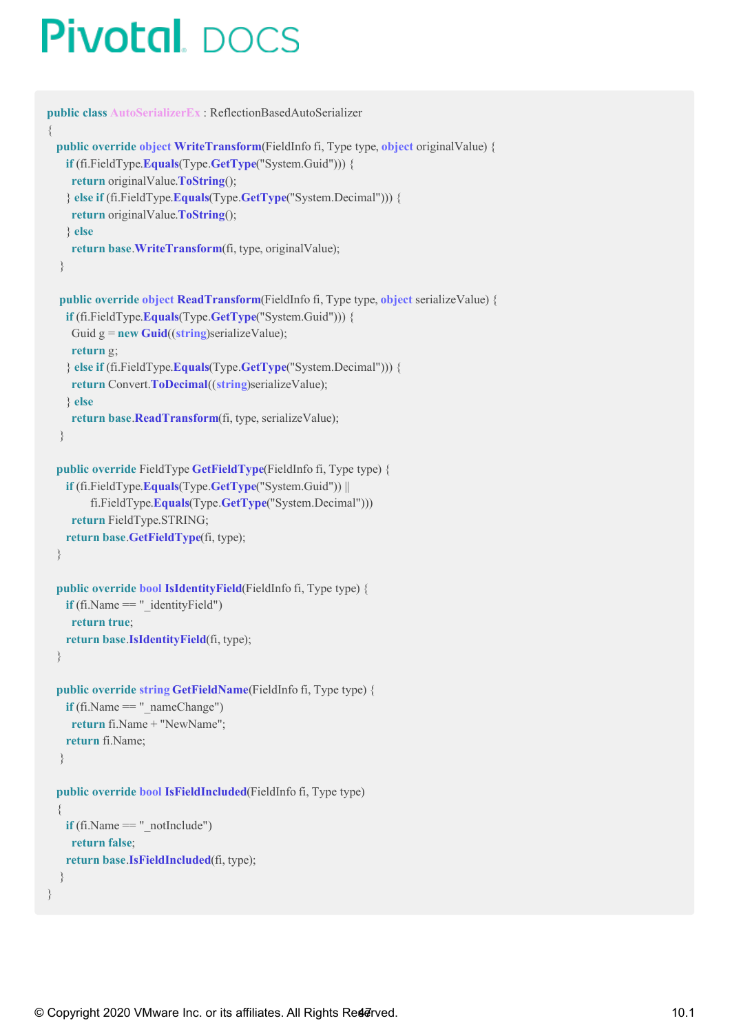```
public class AutoSerializerEx : ReflectionBasedAutoSerializer
{
  public override object WriteTransform(FieldInfo fi, Type type, object originalValue) {
    if (fi.FieldType.Equals(Type.GetType("System.Guid"))) {
      return originalValue.ToString();
    } else if (fi.FieldType.Equals(Type.GetType("System.Decimal"))) {
      return originalValue.ToString();
    } else
      return base.WriteTransform(fi, type, originalValue);
  }

   public override object ReadTransform(FieldInfo fi, Type type, object serializeValue) {
    if (fi.FieldType.Equals(Type.GetType("System.Guid"))) {
      Guid g = new Guid((string)serializeValue);
      return g;
    } else if (fi.FieldType.Equals(Type.GetType("System.Decimal"))) {
      return Convert.ToDecimal((string)serializeValue);
    } else
      return base.ReadTransform(fi, type, serializeValue);
  }

  public override FieldType GetFieldType(FieldInfo fi, Type type) {
    if (fi.FieldType.Equals(Type.GetType("System.Guid")) ||
          fi.FieldType.Equals(Type.GetType("System.Decimal")))
      return FieldType.STRING;
    return base.GetFieldType(fi, type);
  }

  public override bool IsIdentityField(FieldInfo fi, Type type) {
    if (fi.Name == "_identityField")
      return true;
    return base.IsIdentityField(fi, type);
  }

  public override string GetFieldName(FieldInfo fi, Type type) {
    if (fi.Name == "_nameChange")
      return fi.Name + "NewName";
    return fi.Name;
   }

  public override bool IsFieldIncluded(FieldInfo fi, Type type)
  {
    if (fi.Name == "_notInclude")
      return false;
    return base.IsFieldIncluded(fi, type);
  }
}
```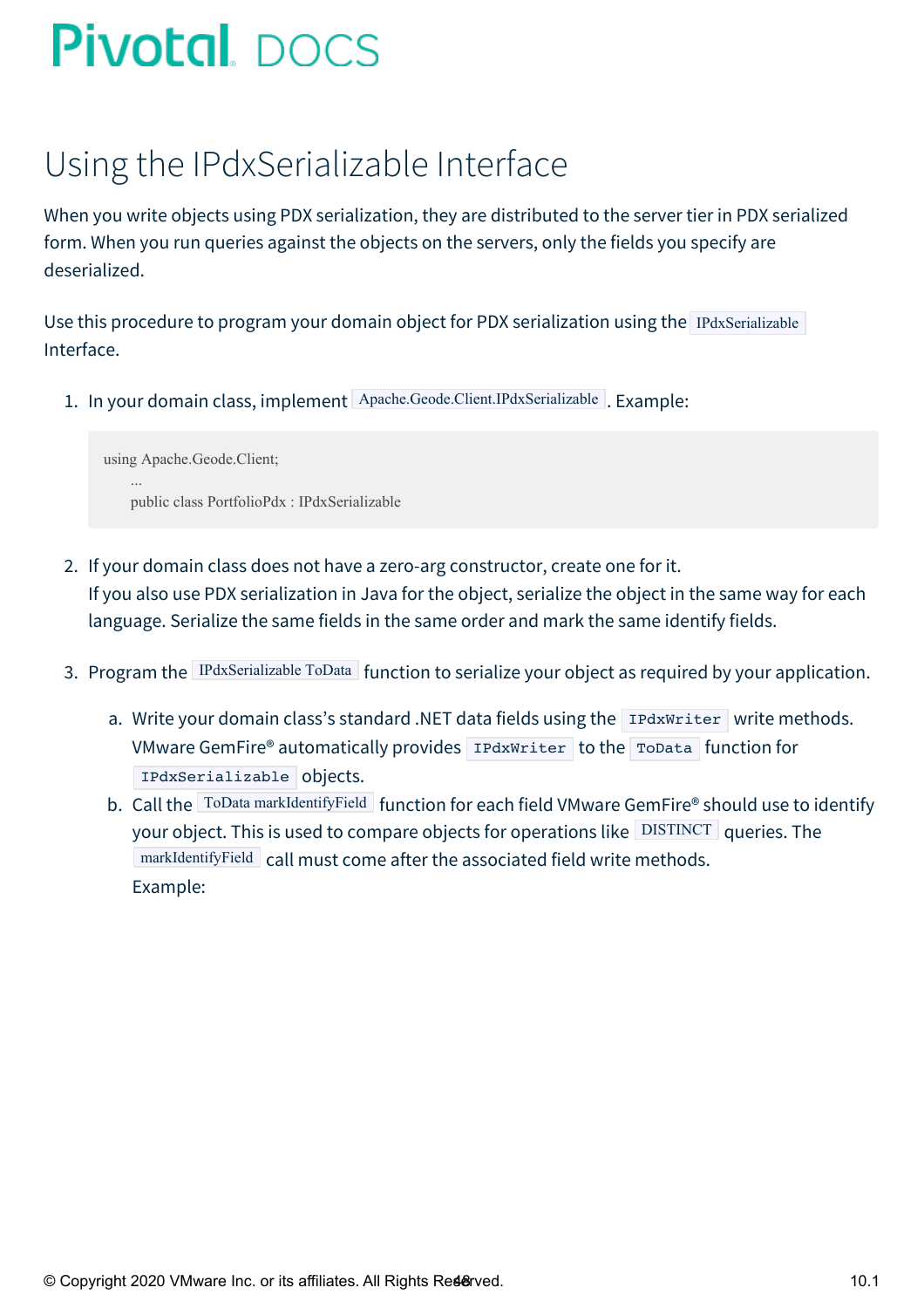# Using the IPdxSerializable Interface

When you write objects using PDX serialization, they are distributed to the server tier in PDX serialized form. When you run queries against the objects on the servers, only the fields you specify are deserialized.

Use this procedure to program your domain object for PDX serialization using the `IPdxSerializable` Interface.

1. In your domain class, implement `Apache.Geode.Client.IPdxSerializable`. Example:

   ```
   using Apache.Geode.Client;
       ...
       public class PortfolioPdx : IPdxSerializable
   ```

2. If your domain class does not have a zero-arg constructor, create one for it.
   If you also use PDX serialization in Java for the object, serialize the object in the same way for each language. Serialize the same fields in the same order and mark the same identify fields.

3. Program the `IPdxSerializable ToData` function to serialize your object as required by your application.

   a. Write your domain class's standard .NET data fields using the `IPdxWriter` write methods. VMware GemFire® automatically provides `IPdxWriter` to the `ToData` function for `IPdxSerializable` objects.

   b. Call the `ToData markIdentifyField` function for each field VMware GemFire® should use to identify your object. This is used to compare objects for operations like `DISTINCT` queries. The `markIdentifyField` call must come after the associated field write methods.
   Example: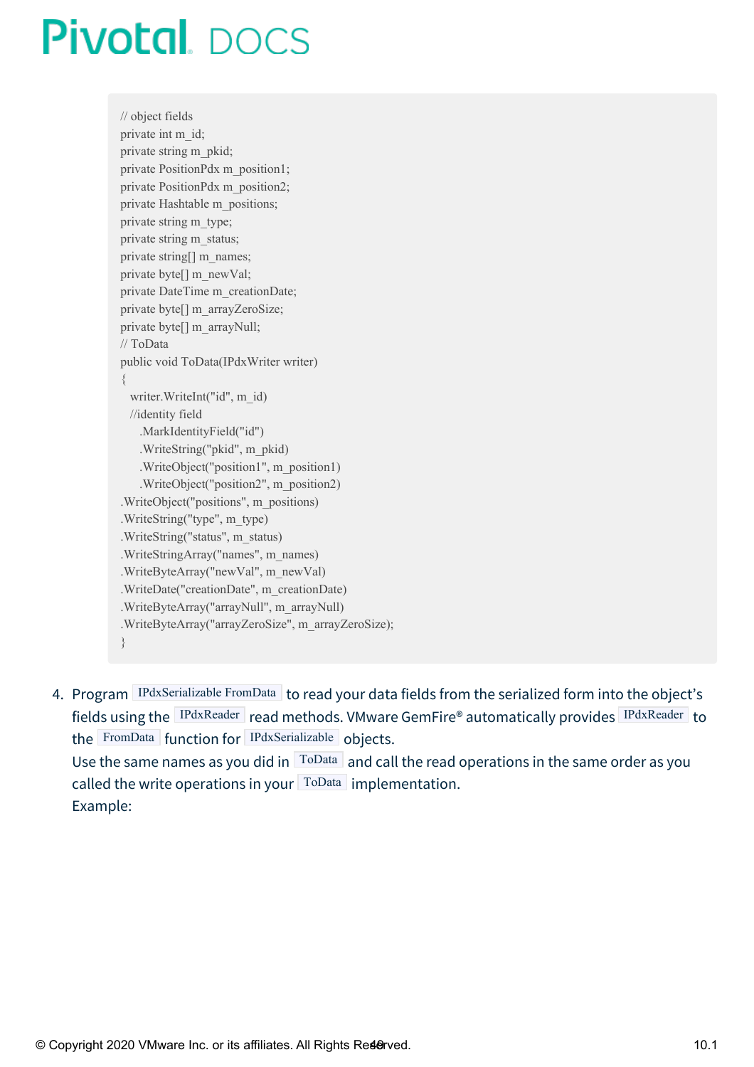```
// object fields
private int m_id;
private string m_pkid;
private PositionPdx m_position1;
private PositionPdx m_position2;
private Hashtable m_positions;
private string m_type;
private string m_status;
private string[] m_names;
private byte[] m_newVal;
private DateTime m_creationDate;
private byte[] m_arrayZeroSize;
private byte[] m_arrayNull;
// ToData
public void ToData(IPdxWriter writer)
{
  writer.WriteInt("id", m_id)
  //identity field
    .MarkIdentityField("id")
    .WriteString("pkid", m_pkid)
    .WriteObject("position1", m_position1)
    .WriteObject("position2", m_position2)
.WriteObject("positions", m_positions)
.WriteString("type", m_type)
.WriteString("status", m_status)
.WriteStringArray("names", m_names)
.WriteByteArray("newVal", m_newVal)
.WriteDate("creationDate", m_creationDate)
.WriteByteArray("arrayNull", m_arrayNull)
.WriteByteArray("arrayZeroSize", m_arrayZeroSize);
}
```

4. Program `IPdxSerializable FromData` to read your data fields from the serialized form into the object's fields using the `IPdxReader` read methods. VMware GemFire® automatically provides `IPdxReader` to the `FromData` function for `IPdxSerializable` objects.
   Use the same names as you did in `ToData` and call the read operations in the same order as you called the write operations in your `ToData` implementation.
   Example: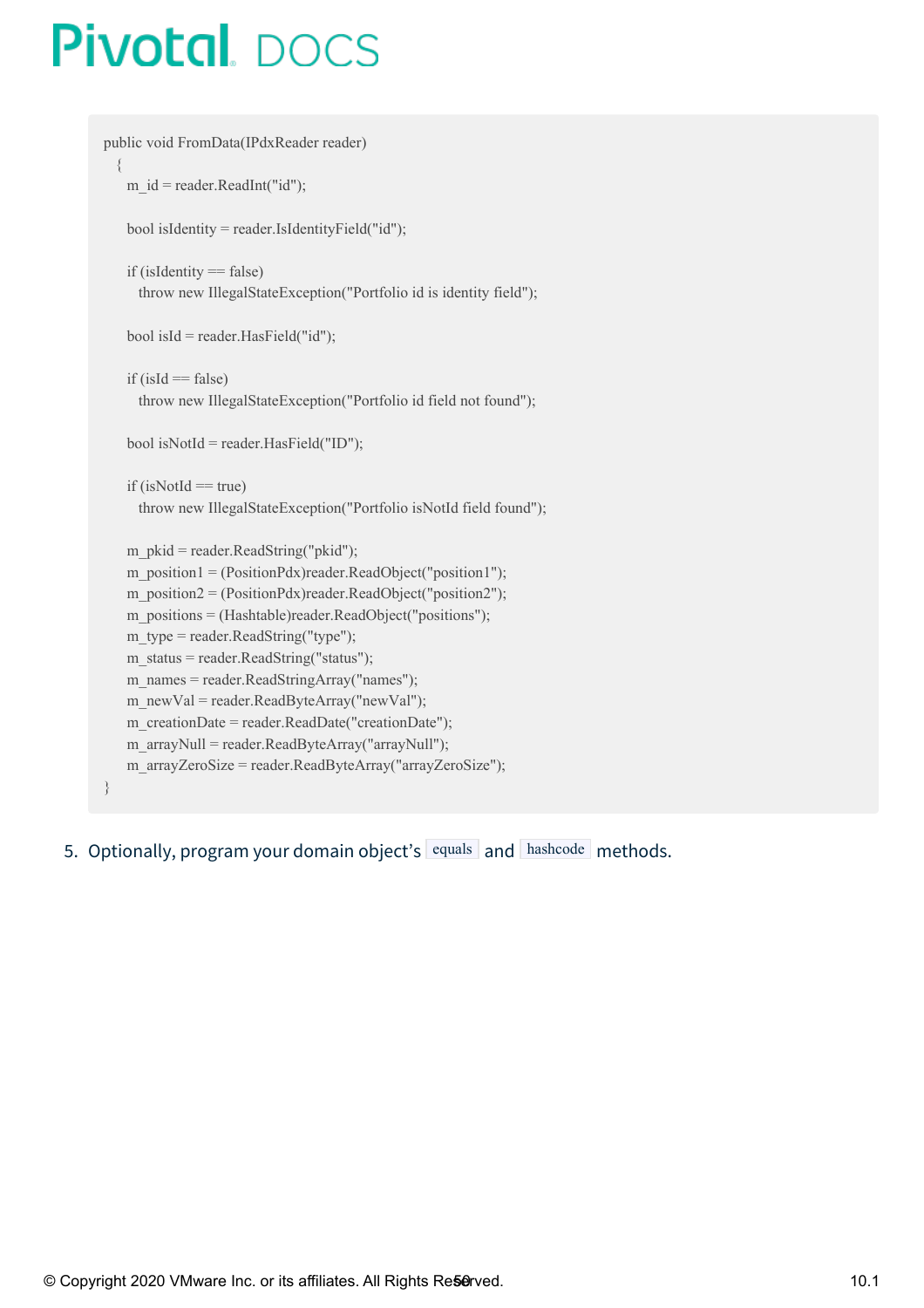```
public void FromData(IPdxReader reader)
  {
    m_id = reader.ReadInt("id");

    bool isIdentity = reader.IsIdentityField("id");

    if (isIdentity == false)
      throw new IllegalStateException("Portfolio id is identity field");

    bool isId = reader.HasField("id");

    if (isId == false)
      throw new IllegalStateException("Portfolio id field not found");

    bool isNotId = reader.HasField("ID");

    if (isNotId == true)
      throw new IllegalStateException("Portfolio isNotId field found");

    m_pkid = reader.ReadString("pkid");
    m_position1 = (PositionPdx)reader.ReadObject("position1");
    m_position2 = (PositionPdx)reader.ReadObject("position2");
    m_positions = (Hashtable)reader.ReadObject("positions");
    m_type = reader.ReadString("type");
    m_status = reader.ReadString("status");
    m_names = reader.ReadStringArray("names");
    m_newVal = reader.ReadByteArray("newVal");
    m_creationDate = reader.ReadDate("creationDate");
    m_arrayNull = reader.ReadByteArray("arrayNull");
    m_arrayZeroSize = reader.ReadByteArray("arrayZeroSize");
}
```

5. Optionally, program your domain object's `equals` and `hashcode` methods.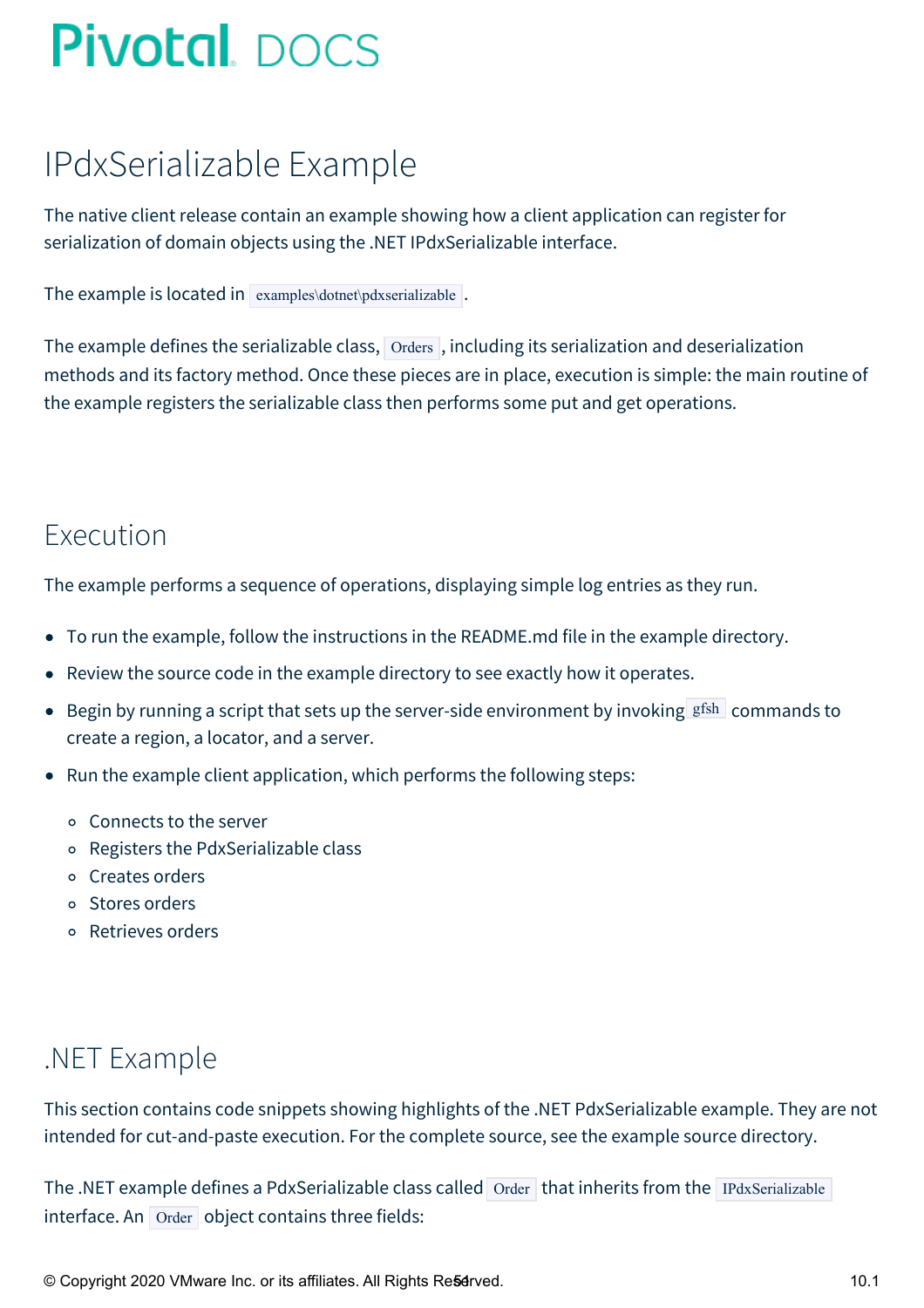# IPdxSerializable Example

The native client release contain an example showing how a client application can register for serialization of domain objects using the .NET IPdxSerializable interface.

The example is located in `examples\dotnet\pdxserializable`.

The example defines the serializable class, `Orders`, including its serialization and deserialization methods and its factory method. Once these pieces are in place, execution is simple: the main routine of the example registers the serializable class then performs some put and get operations.

## Execution

The example performs a sequence of operations, displaying simple log entries as they run.

- To run the example, follow the instructions in the README.md file in the example directory.
- Review the source code in the example directory to see exactly how it operates.
- Begin by running a script that sets up the server-side environment by invoking `gfsh` commands to create a region, a locator, and a server.
- Run the example client application, which performs the following steps:
  - Connects to the server
  - Registers the PdxSerializable class
  - Creates orders
  - Stores orders
  - Retrieves orders

## .NET Example

This section contains code snippets showing highlights of the .NET PdxSerializable example. They are not intended for cut-and-paste execution. For the complete source, see the example source directory.

The .NET example defines a PdxSerializable class called `Order` that inherits from the `IPdxSerializable` interface. An `Order` object contains three fields: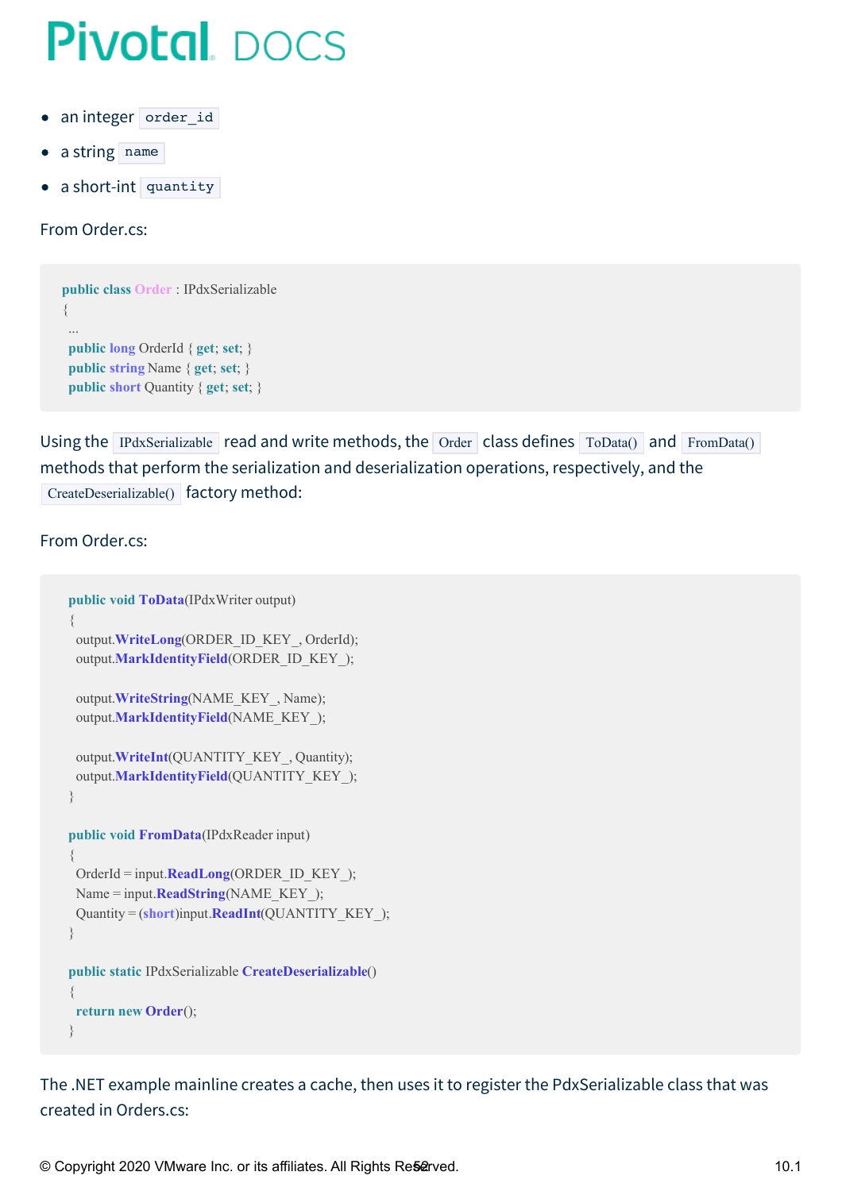- an integer `order_id`
- a string `name`
- a short-int `quantity`

From Order.cs:

```
public class Order : IPdxSerializable
{
  ...
  public long OrderId { get; set; }
  public string Name { get; set; }
  public short Quantity { get; set; }
```

Using the `IPdxSerializable` read and write methods, the `Order` class defines `ToData()` and `FromData()` methods that perform the serialization and deserialization operations, respectively, and the `CreateDeserializable()` factory method:

From Order.cs:

```
  public void ToData(IPdxWriter output)
  {
    output.WriteLong(ORDER_ID_KEY_, OrderId);
    output.MarkIdentityField(ORDER_ID_KEY_);

    output.WriteString(NAME_KEY_, Name);
    output.MarkIdentityField(NAME_KEY_);

    output.WriteInt(QUANTITY_KEY_, Quantity);
    output.MarkIdentityField(QUANTITY_KEY_);
  }

  public void FromData(IPdxReader input)
  {
    OrderId = input.ReadLong(ORDER_ID_KEY_);
    Name = input.ReadString(NAME_KEY_);
    Quantity = (short)input.ReadInt(QUANTITY_KEY_);
  }

  public static IPdxSerializable CreateDeserializable()
  {
    return new Order();
  }
```

The .NET example mainline creates a cache, then uses it to register the PdxSerializable class that was created in Orders.cs: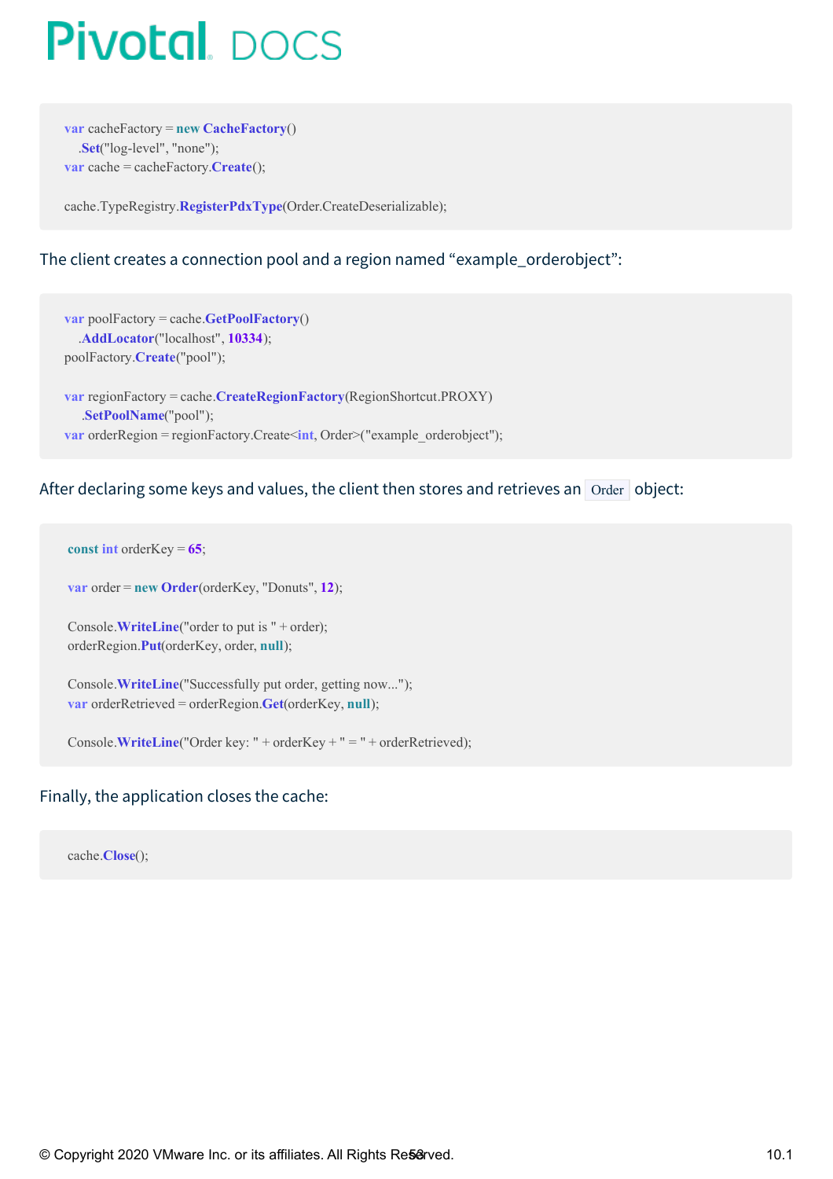```
var cacheFactory = new CacheFactory()
    .Set("log-level", "none");
var cache = cacheFactory.Create();

cache.TypeRegistry.RegisterPdxType(Order.CreateDeserializable);
```

The client creates a connection pool and a region named “example_orderobject”:

```
var poolFactory = cache.GetPoolFactory()
    .AddLocator("localhost", 10334);
poolFactory.Create("pool");

var regionFactory = cache.CreateRegionFactory(RegionShortcut.PROXY)
    .SetPoolName("pool");
var orderRegion = regionFactory.Create<int, Order>("example_orderobject");
```

After declaring some keys and values, the client then stores and retrieves an `Order` object:

```
const int orderKey = 65;

var order = new Order(orderKey, "Donuts", 12);

Console.WriteLine("order to put is " + order);
orderRegion.Put(orderKey, order, null);

Console.WriteLine("Successfully put order, getting now...");
var orderRetrieved = orderRegion.Get(orderKey, null);

Console.WriteLine("Order key: " + orderKey + " = " + orderRetrieved);
```

Finally, the application closes the cache:

```
cache.Close();
```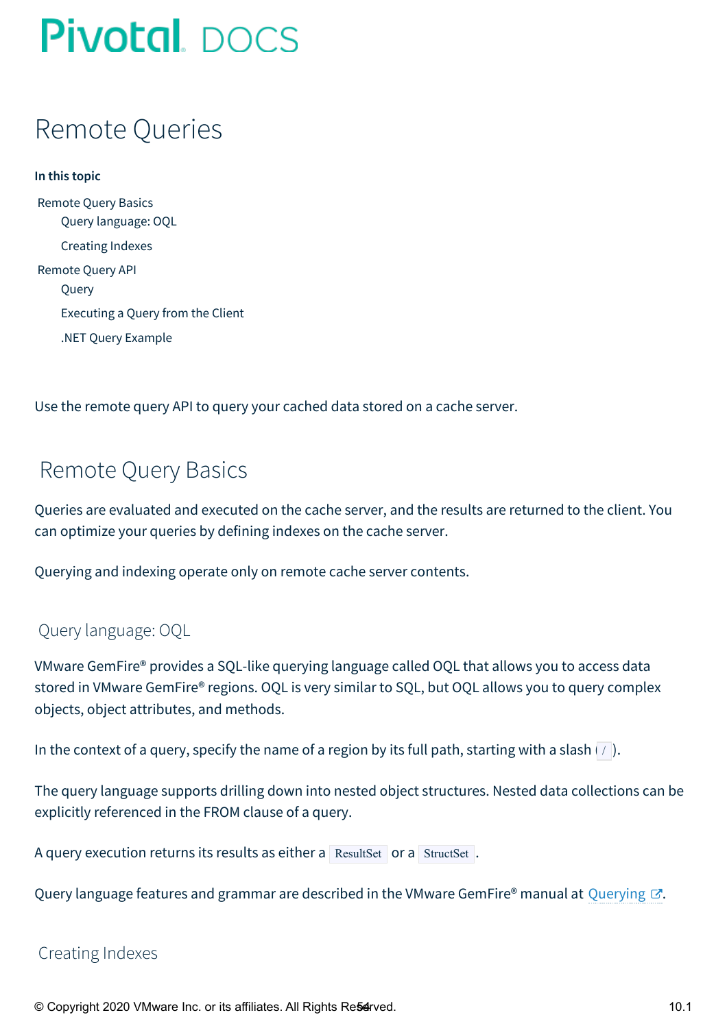# Remote Queries

**In this topic**

- Remote Query Basics
  - Query language: OQL
  - Creating Indexes
- Remote Query API
  - Query
  - Executing a Query from the Client
  - .NET Query Example

Use the remote query API to query your cached data stored on a cache server.

## Remote Query Basics

Queries are evaluated and executed on the cache server, and the results are returned to the client. You can optimize your queries by defining indexes on the cache server.

Querying and indexing operate only on remote cache server contents.

### Query language: OQL

VMware GemFire® provides a SQL-like querying language called OQL that allows you to access data stored in VMware GemFire® regions. OQL is very similar to SQL, but OQL allows you to query complex objects, object attributes, and methods.

In the context of a query, specify the name of a region by its full path, starting with a slash (`/`).

The query language supports drilling down into nested object structures. Nested data collections can be explicitly referenced in the FROM clause of a query.

A query execution returns its results as either a `ResultSet` or a `StructSet`.

Query language features and grammar are described in the VMware GemFire® manual at Querying.

### Creating Indexes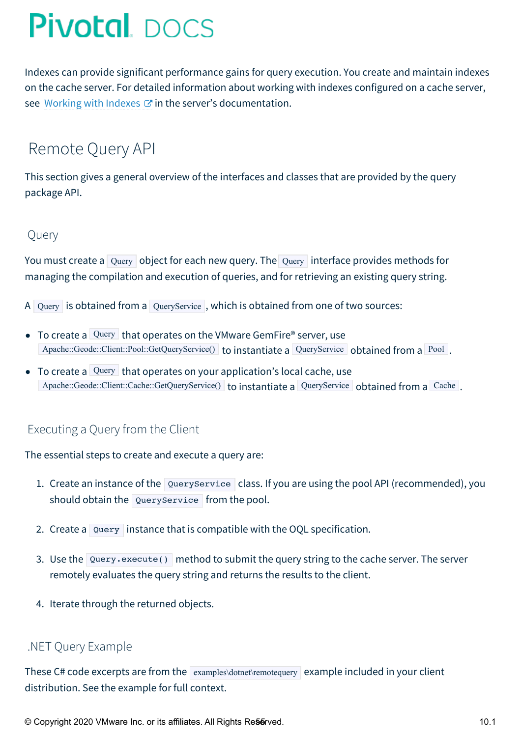Indexes can provide significant performance gains for query execution. You create and maintain indexes on the cache server. For detailed information about working with indexes configured on a cache server, see Working with Indexes in the server's documentation.

## Remote Query API

This section gives a general overview of the interfaces and classes that are provided by the query package API.

### Query

You must create a `Query` object for each new query. The `Query` interface provides methods for managing the compilation and execution of queries, and for retrieving an existing query string.

A `Query` is obtained from a `QueryService`, which is obtained from one of two sources:

- To create a `Query` that operates on the VMware GemFire® server, use `Apache::Geode::Client::Pool::GetQueryService()` to instantiate a `QueryService` obtained from a `Pool`.
- To create a `Query` that operates on your application's local cache, use `Apache::Geode::Client::Cache::GetQueryService()` to instantiate a `QueryService` obtained from a `Cache`.

### Executing a Query from the Client

The essential steps to create and execute a query are:

1. Create an instance of the `QueryService` class. If you are using the pool API (recommended), you should obtain the `QueryService` from the pool.
2. Create a `Query` instance that is compatible with the OQL specification.
3. Use the `Query.execute()` method to submit the query string to the cache server. The server remotely evaluates the query string and returns the results to the client.
4. Iterate through the returned objects.

### .NET Query Example

These C# code excerpts are from the `examples\dotnet\remotequery` example included in your client distribution. See the example for full context.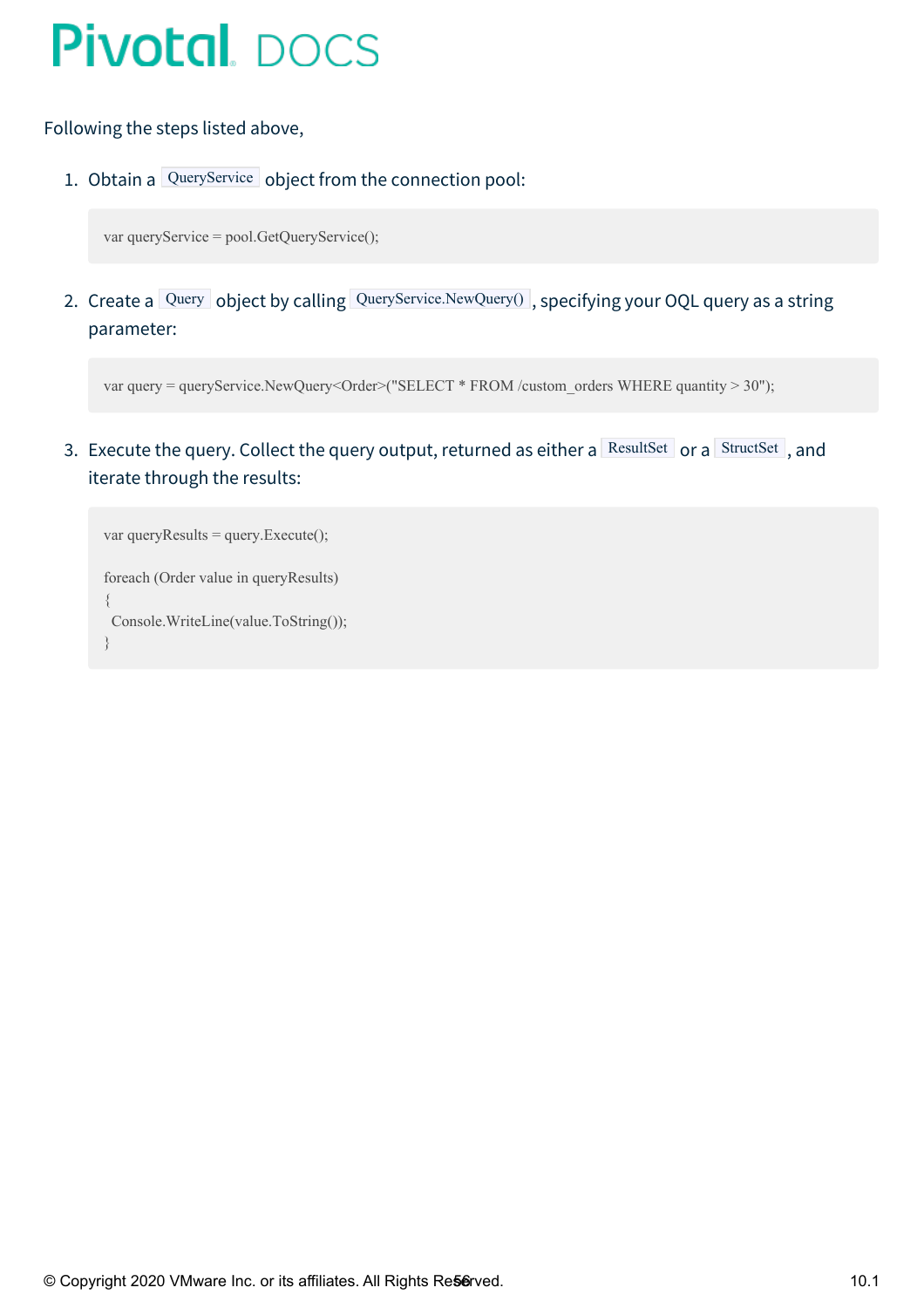Following the steps listed above,

1. Obtain a `QueryService` object from the connection pool:

```
var queryService = pool.GetQueryService();
```

2. Create a `Query` object by calling `QueryService.NewQuery()`, specifying your OQL query as a string parameter:

```
var query = queryService.NewQuery<Order>("SELECT * FROM /custom_orders WHERE quantity > 30");
```

3. Execute the query. Collect the query output, returned as either a `ResultSet` or a `StructSet`, and iterate through the results:

```
var queryResults = query.Execute();

foreach (Order value in queryResults)
{
  Console.WriteLine(value.ToString());
}
```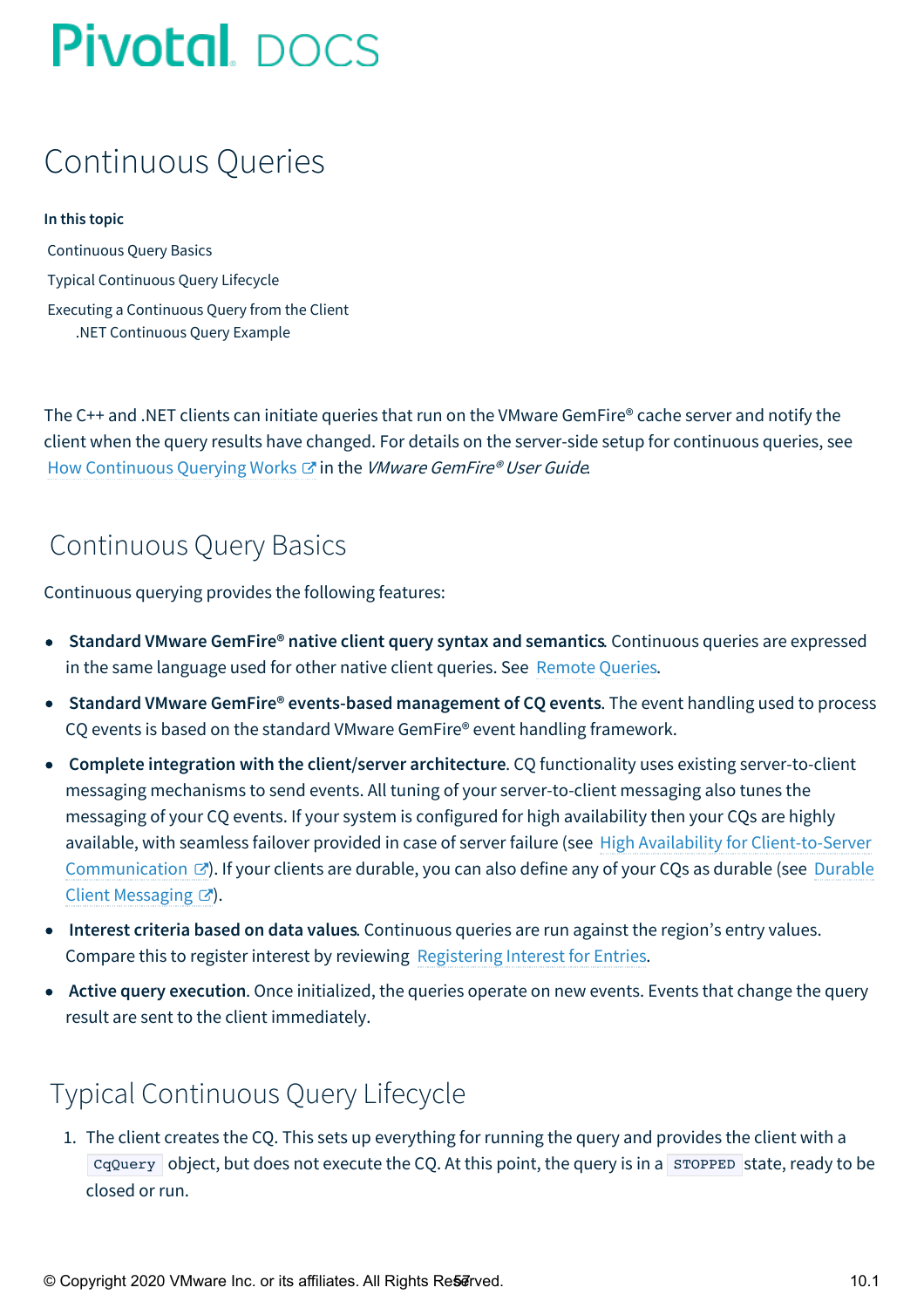# Continuous Queries

**In this topic**

Continuous Query Basics

Typical Continuous Query Lifecycle

Executing a Continuous Query from the Client

.NET Continuous Query Example

The C++ and .NET clients can initiate queries that run on the VMware GemFire® cache server and notify the client when the query results have changed. For details on the server-side setup for continuous queries, see How Continuous Querying Works in the *VMware GemFire® User Guide*.

## Continuous Query Basics

Continuous querying provides the following features:

- **Standard VMware GemFire® native client query syntax and semantics**. Continuous queries are expressed in the same language used for other native client queries. See Remote Queries.
- **Standard VMware GemFire® events-based management of CQ events**. The event handling used to process CQ events is based on the standard VMware GemFire® event handling framework.
- **Complete integration with the client/server architecture**. CQ functionality uses existing server-to-client messaging mechanisms to send events. All tuning of your server-to-client messaging also tunes the messaging of your CQ events. If your system is configured for high availability then your CQs are highly available, with seamless failover provided in case of server failure (see High Availability for Client-to-Server Communication). If your clients are durable, you can also define any of your CQs as durable (see Durable Client Messaging).
- **Interest criteria based on data values**. Continuous queries are run against the region's entry values. Compare this to register interest by reviewing Registering Interest for Entries.
- **Active query execution**. Once initialized, the queries operate on new events. Events that change the query result are sent to the client immediately.

## Typical Continuous Query Lifecycle

1. The client creates the CQ. This sets up everything for running the query and provides the client with a `CqQuery` object, but does not execute the CQ. At this point, the query is in a `STOPPED` state, ready to be closed or run.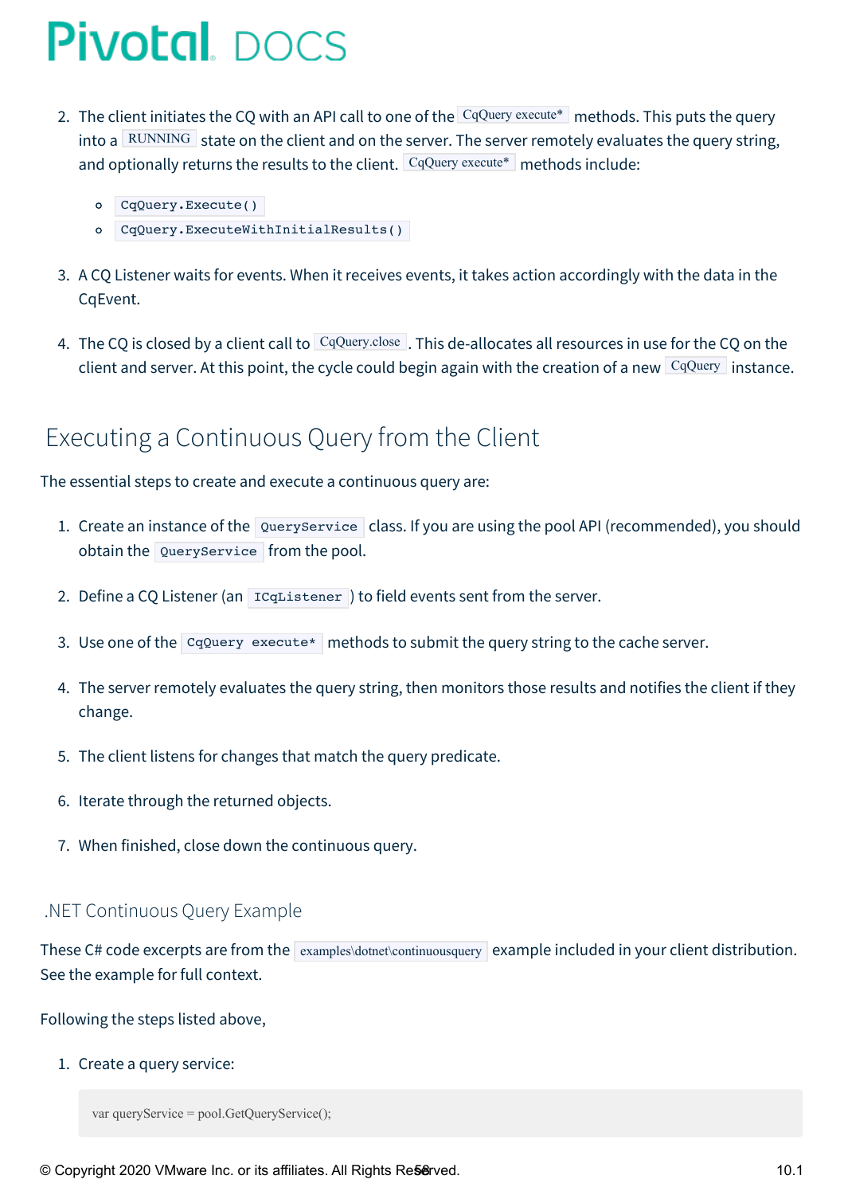2. The client initiates the CQ with an API call to one of the `CqQuery execute*` methods. This puts the query into a `RUNNING` state on the client and on the server. The server remotely evaluates the query string, and optionally returns the results to the client. `CqQuery execute*` methods include:

    - `CqQuery.Execute()`
    - `CqQuery.ExecuteWithInitialResults()`

3. A CQ Listener waits for events. When it receives events, it takes action accordingly with the data in the CqEvent.

4. The CQ is closed by a client call to `CqQuery.close`. This de-allocates all resources in use for the CQ on the client and server. At this point, the cycle could begin again with the creation of a new `CqQuery` instance.

## Executing a Continuous Query from the Client

The essential steps to create and execute a continuous query are:

1. Create an instance of the `QueryService` class. If you are using the pool API (recommended), you should obtain the `QueryService` from the pool.

2. Define a CQ Listener (an `ICqListener`) to field events sent from the server.

3. Use one of the `CqQuery execute*` methods to submit the query string to the cache server.

4. The server remotely evaluates the query string, then monitors those results and notifies the client if they change.

5. The client listens for changes that match the query predicate.

6. Iterate through the returned objects.

7. When finished, close down the continuous query.

### .NET Continuous Query Example

These C# code excerpts are from the `examples\dotnet\continuousquery` example included in your client distribution. See the example for full context.

Following the steps listed above,

1. Create a query service:

```
var queryService = pool.GetQueryService();
```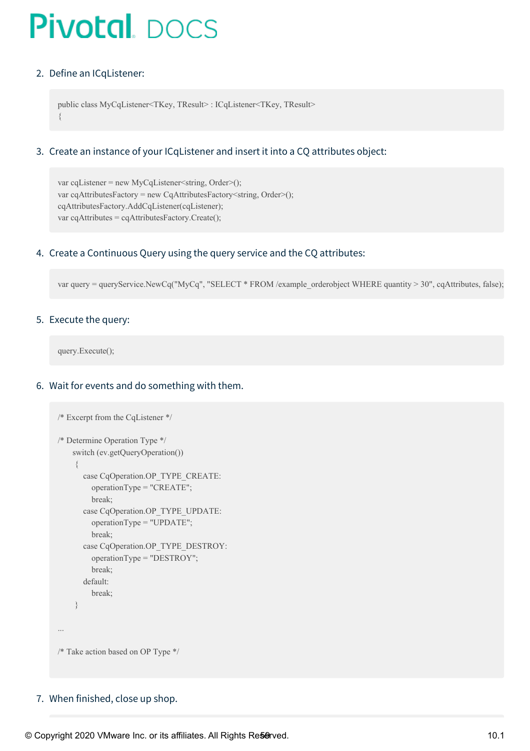2. Define an ICqListener:

```
public class MyCqListener<TKey, TResult> : ICqListener<TKey, TResult>
{
```

3. Create an instance of your ICqListener and insert it into a CQ attributes object:

```
var cqListener = new MyCqListener<string, Order>();
var cqAttributesFactory = new CqAttributesFactory<string, Order>();
cqAttributesFactory.AddCqListener(cqListener);
var cqAttributes = cqAttributesFactory.Create();
```

4. Create a Continuous Query using the query service and the CQ attributes:

```
var query = queryService.NewCq("MyCq", "SELECT * FROM /example_orderobject WHERE quantity > 30", cqAttributes, false);
```

5. Execute the query:

```
query.Execute();
```

6. Wait for events and do something with them.

```
/* Excerpt from the CqListener */

/* Determine Operation Type */
    switch (ev.getQueryOperation())
    {
        case CqOperation.OP_TYPE_CREATE:
            operationType = "CREATE";
            break;
        case CqOperation.OP_TYPE_UPDATE:
            operationType = "UPDATE";
            break;
        case CqOperation.OP_TYPE_DESTROY:
            operationType = "DESTROY";
            break;
        default:
            break;
    }

...

/* Take action based on OP Type */
```

7. When finished, close up shop.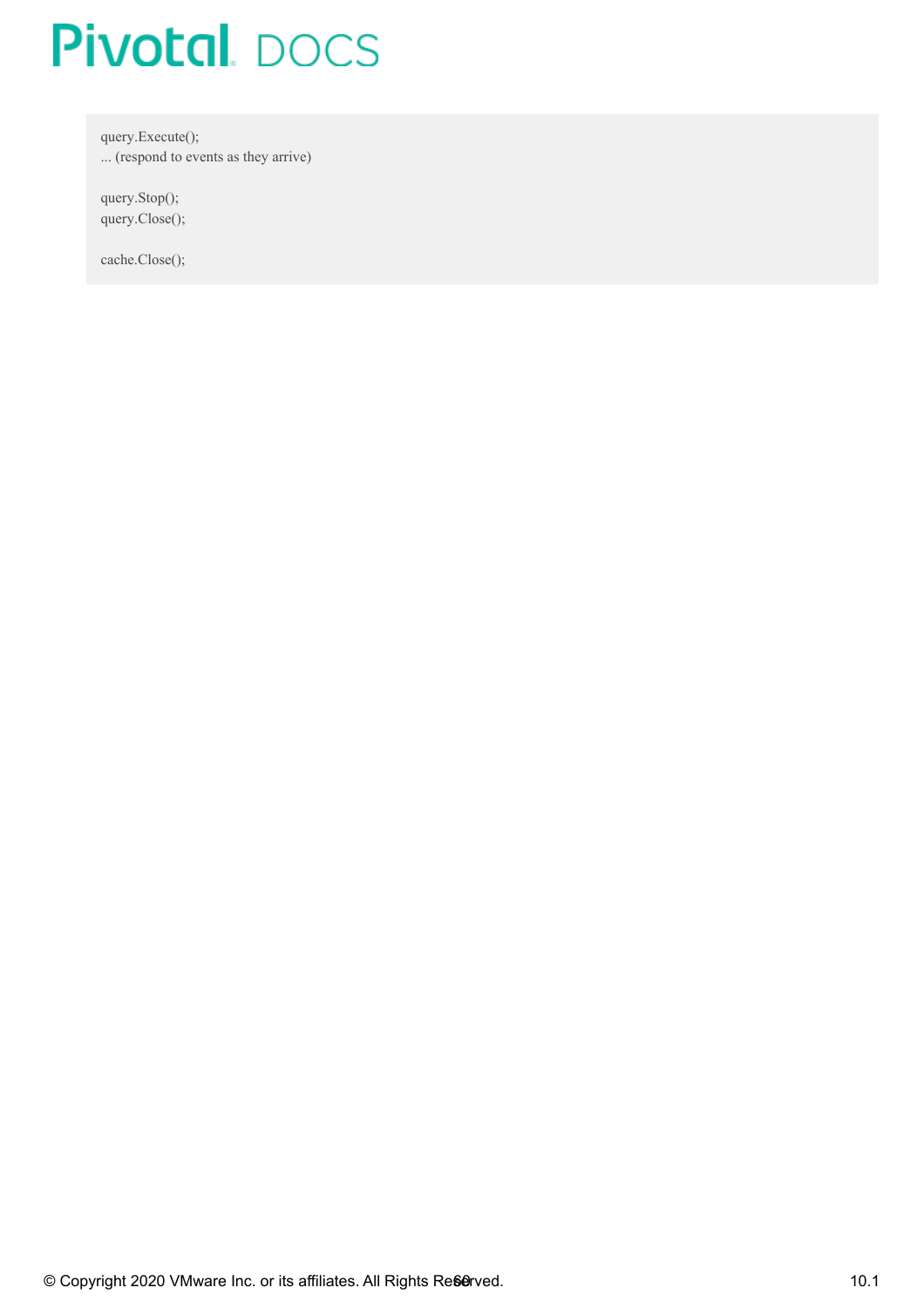```
query.Execute();
... (respond to events as they arrive)

query.Stop();
query.Close();

cache.Close();
```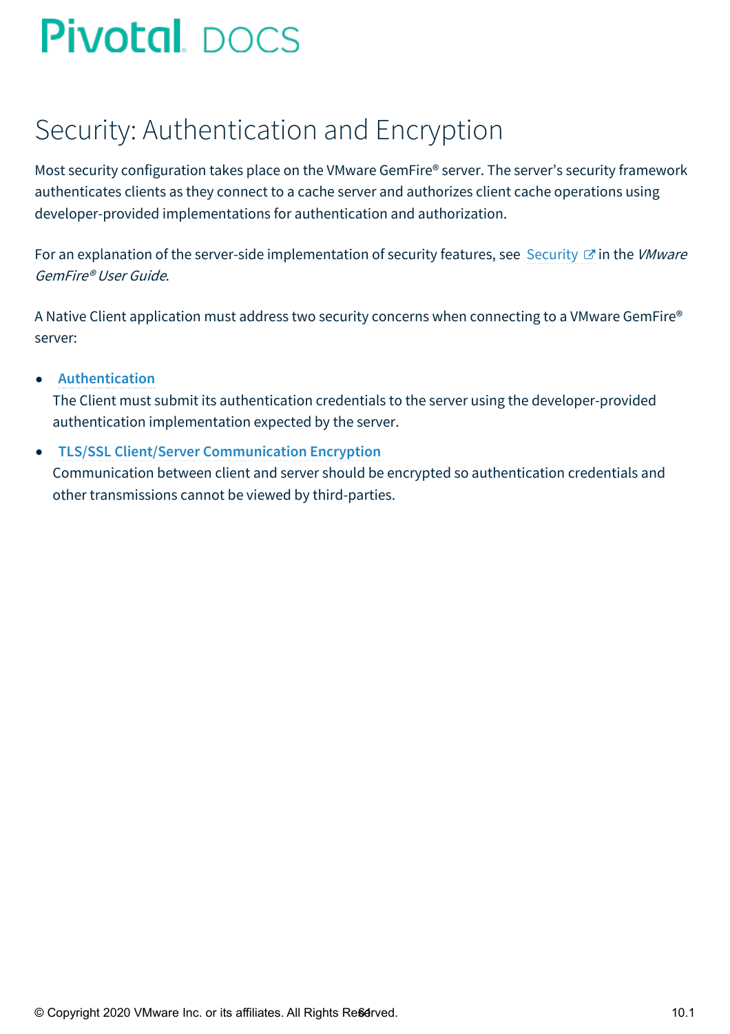# Security: Authentication and Encryption

Most security configuration takes place on the VMware GemFire® server. The server's security framework authenticates clients as they connect to a cache server and authorizes client cache operations using developer-provided implementations for authentication and authorization.

For an explanation of the server-side implementation of security features, see Security in the *VMware GemFire® User Guide*.

A Native Client application must address two security concerns when connecting to a VMware GemFire® server:

- **Authentication**
  The Client must submit its authentication credentials to the server using the developer-provided authentication implementation expected by the server.
- **TLS/SSL Client/Server Communication Encryption**
  Communication between client and server should be encrypted so authentication credentials and other transmissions cannot be viewed by third-parties.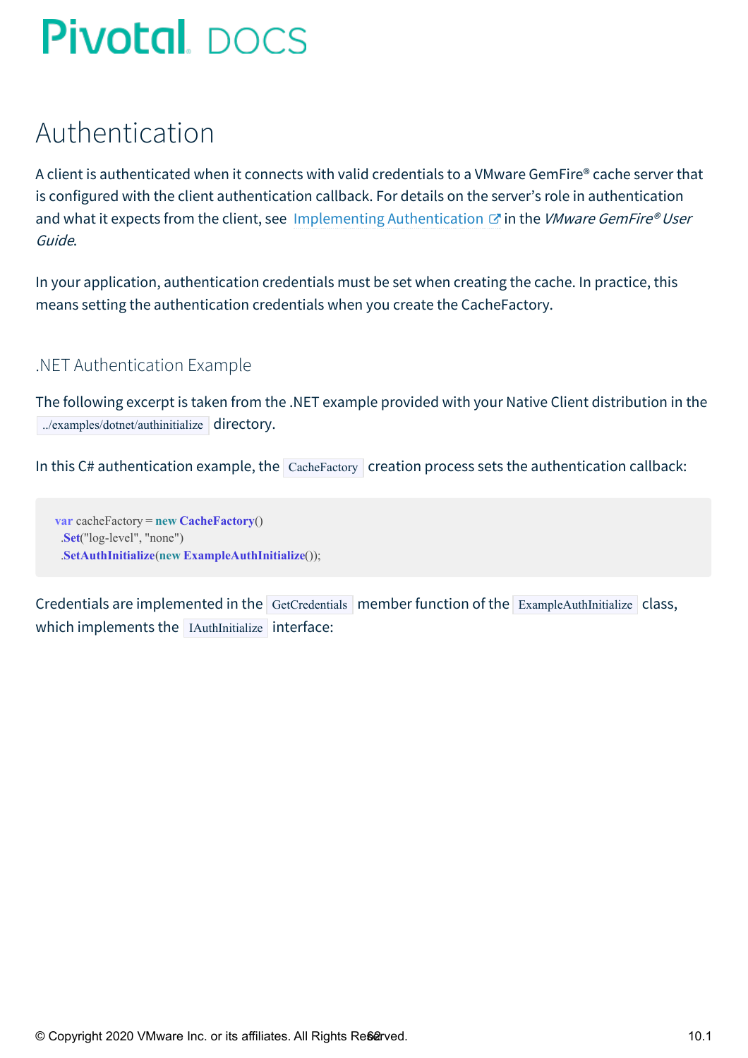# Authentication

A client is authenticated when it connects with valid credentials to a VMware GemFire® cache server that is configured with the client authentication callback. For details on the server's role in authentication and what it expects from the client, see [Implementing Authentication](#) in the *VMware GemFire® User Guide*.

In your application, authentication credentials must be set when creating the cache. In practice, this means setting the authentication credentials when you create the CacheFactory.

## .NET Authentication Example

The following excerpt is taken from the .NET example provided with your Native Client distribution in the `../examples/dotnet/authinitialize` directory.

In this C# authentication example, the `CacheFactory` creation process sets the authentication callback:

```
var cacheFactory = new CacheFactory()
  .Set("log-level", "none")
  .SetAuthInitialize(new ExampleAuthInitialize());
```

Credentials are implemented in the `GetCredentials` member function of the `ExampleAuthInitialize` class, which implements the `IAuthInitialize` interface: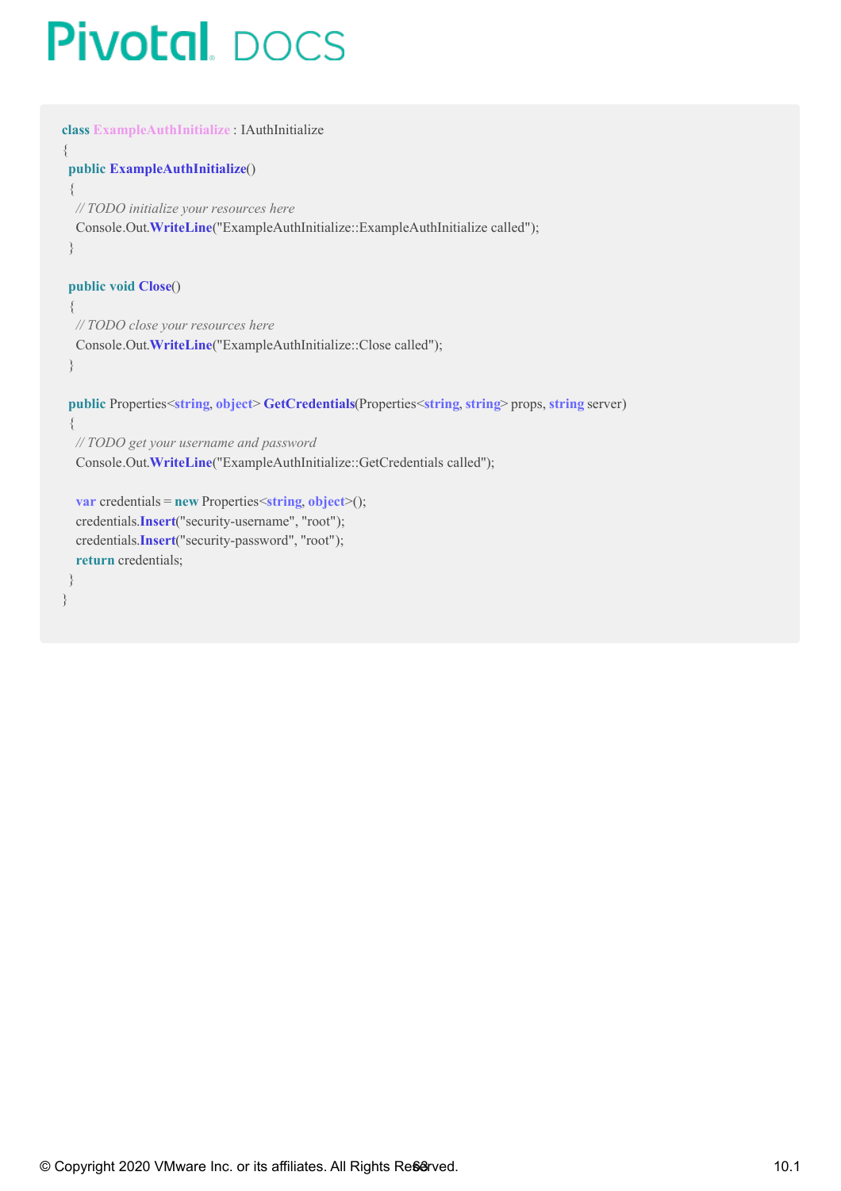```
class ExampleAuthInitialize : IAuthInitialize
{
  public ExampleAuthInitialize()
  {
    // TODO initialize your resources here
    Console.Out.WriteLine("ExampleAuthInitialize::ExampleAuthInitialize called");
  }

  public void Close()
  {
    // TODO close your resources here
    Console.Out.WriteLine("ExampleAuthInitialize::Close called");
  }

  public Properties<string, object> GetCredentials(Properties<string, string> props, string server)
  {
    // TODO get your username and password
    Console.Out.WriteLine("ExampleAuthInitialize::GetCredentials called");

    var credentials = new Properties<string, object>();
    credentials.Insert("security-username", "root");
    credentials.Insert("security-password", "root");
    return credentials;
  }
}
```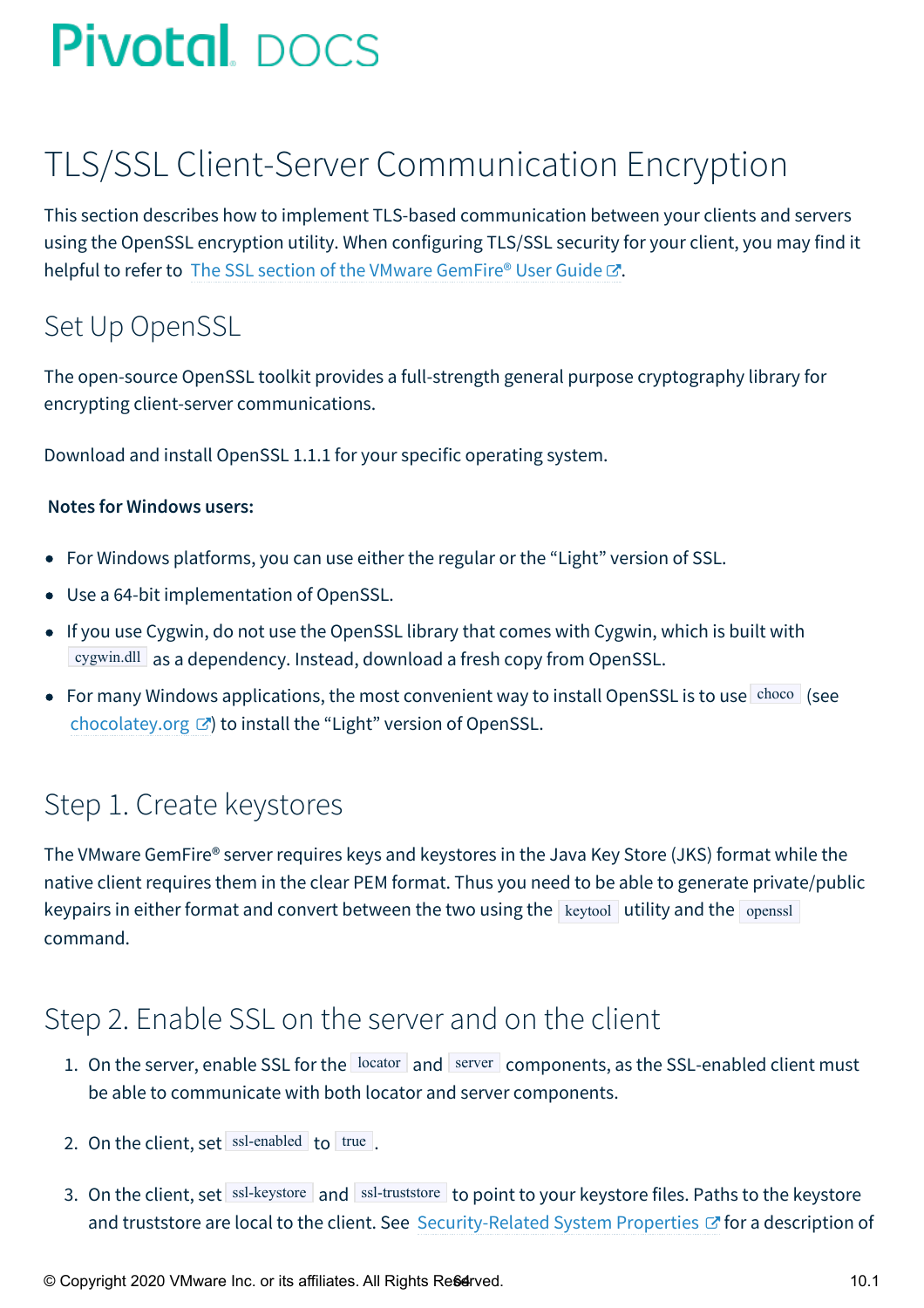# TLS/SSL Client-Server Communication Encryption

This section describes how to implement TLS-based communication between your clients and servers using the OpenSSL encryption utility. When configuring TLS/SSL security for your client, you may find it helpful to refer to The SSL section of the VMware GemFire® User Guide.

## Set Up OpenSSL

The open-source OpenSSL toolkit provides a full-strength general purpose cryptography library for encrypting client-server communications.

Download and install OpenSSL 1.1.1 for your specific operating system.

**Notes for Windows users:**

- For Windows platforms, you can use either the regular or the "Light" version of SSL.
- Use a 64-bit implementation of OpenSSL.
- If you use Cygwin, do not use the OpenSSL library that comes with Cygwin, which is built with `cygwin.dll` as a dependency. Instead, download a fresh copy from OpenSSL.
- For many Windows applications, the most convenient way to install OpenSSL is to use `choco` (see chocolatey.org) to install the "Light" version of OpenSSL.

## Step 1. Create keystores

The VMware GemFire® server requires keys and keystores in the Java Key Store (JKS) format while the native client requires them in the clear PEM format. Thus you need to be able to generate private/public keypairs in either format and convert between the two using the `keytool` utility and the `openssl` command.

## Step 2. Enable SSL on the server and on the client

1. On the server, enable SSL for the `locator` and `server` components, as the SSL-enabled client must be able to communicate with both locator and server components.

2. On the client, set `ssl-enabled` to `true`.

3. On the client, set `ssl-keystore` and `ssl-truststore` to point to your keystore files. Paths to the keystore and truststore are local to the client. See Security-Related System Properties for a description of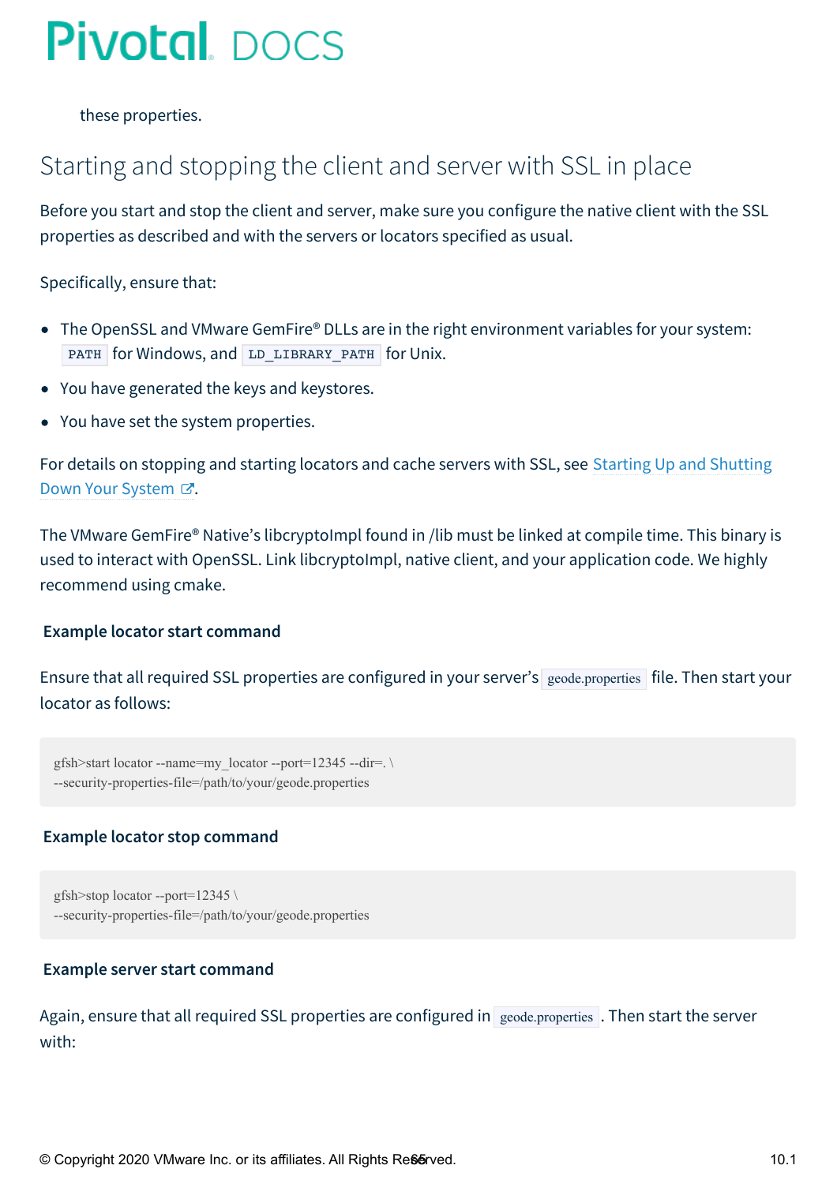these properties.

## Starting and stopping the client and server with SSL in place

Before you start and stop the client and server, make sure you configure the native client with the SSL properties as described and with the servers or locators specified as usual.

Specifically, ensure that:

- The OpenSSL and VMware GemFire® DLLs are in the right environment variables for your system: `PATH` for Windows, and `LD_LIBRARY_PATH` for Unix.
- You have generated the keys and keystores.
- You have set the system properties.

For details on stopping and starting locators and cache servers with SSL, see Starting Up and Shutting Down Your System.

The VMware GemFire® Native's libcryptoImpl found in /lib must be linked at compile time. This binary is used to interact with OpenSSL. Link libcryptoImpl, native client, and your application code. We highly recommend using cmake.

**Example locator start command**

Ensure that all required SSL properties are configured in your server's `geode.properties` file. Then start your locator as follows:

```
gfsh>start locator --name=my_locator --port=12345 --dir=. \
--security-properties-file=/path/to/your/geode.properties
```

**Example locator stop command**

```
gfsh>stop locator --port=12345 \
--security-properties-file=/path/to/your/geode.properties
```

**Example server start command**

Again, ensure that all required SSL properties are configured in `geode.properties`. Then start the server with: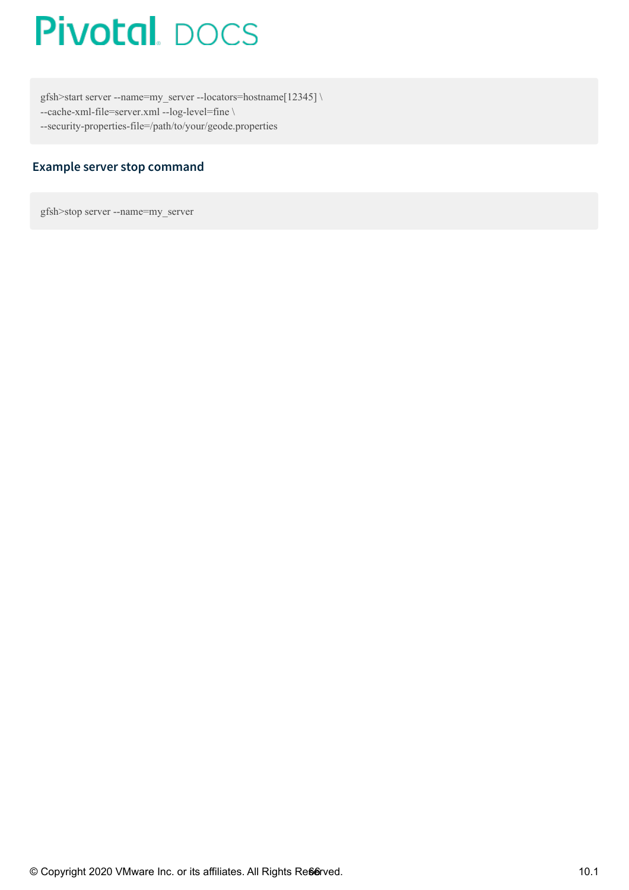```
gfsh>start server --name=my_server --locators=hostname[12345] \
--cache-xml-file=server.xml --log-level=fine \
--security-properties-file=/path/to/your/geode.properties
```

### Example server stop command

```
gfsh>stop server --name=my_server
```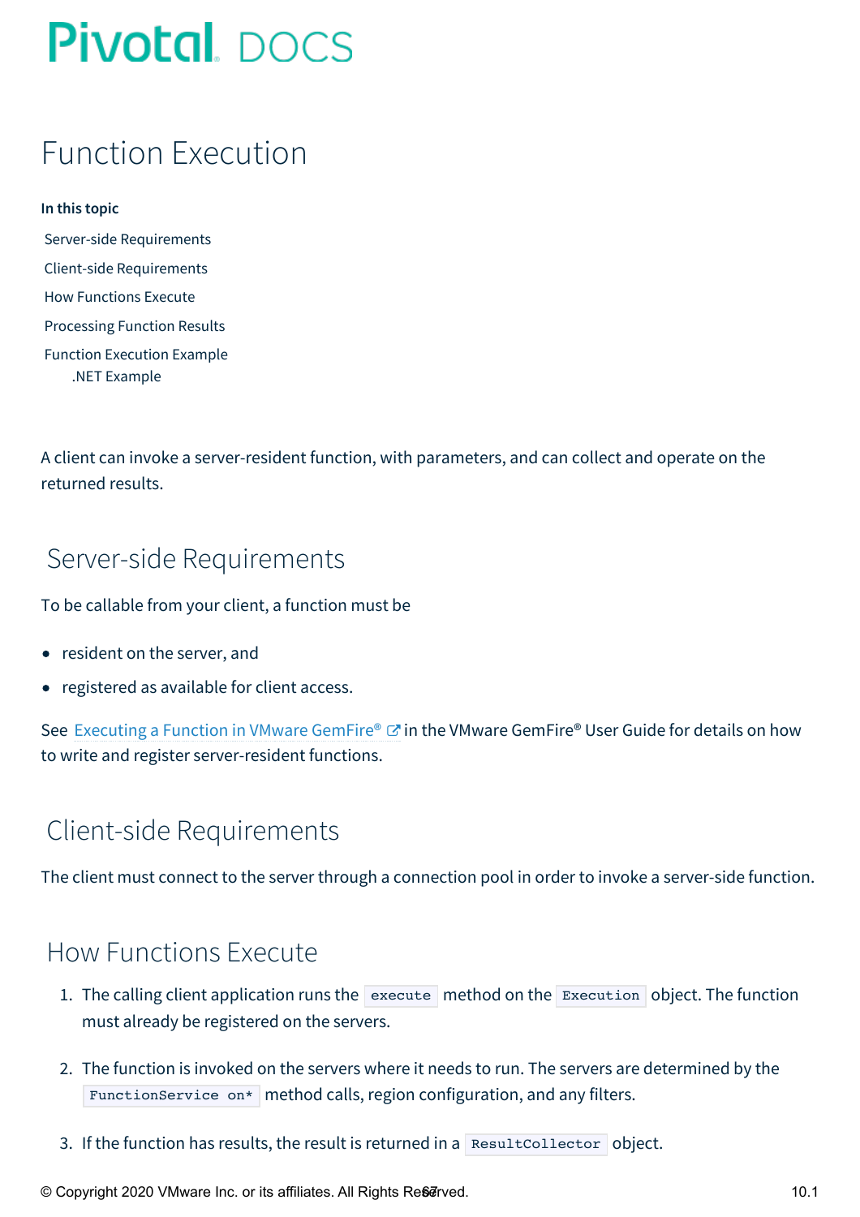# Function Execution

**In this topic**

- Server-side Requirements
- Client-side Requirements
- How Functions Execute
- Processing Function Results
- Function Execution Example
  - .NET Example

A client can invoke a server-resident function, with parameters, and can collect and operate on the returned results.

## Server-side Requirements

To be callable from your client, a function must be

- resident on the server, and
- registered as available for client access.

See Executing a Function in VMware GemFire® in the VMware GemFire® User Guide for details on how to write and register server-resident functions.

## Client-side Requirements

The client must connect to the server through a connection pool in order to invoke a server-side function.

## How Functions Execute

1. The calling client application runs the `execute` method on the `Execution` object. The function must already be registered on the servers.
2. The function is invoked on the servers where it needs to run. The servers are determined by the `FunctionService on*` method calls, region configuration, and any filters.
3. If the function has results, the result is returned in a `ResultCollector` object.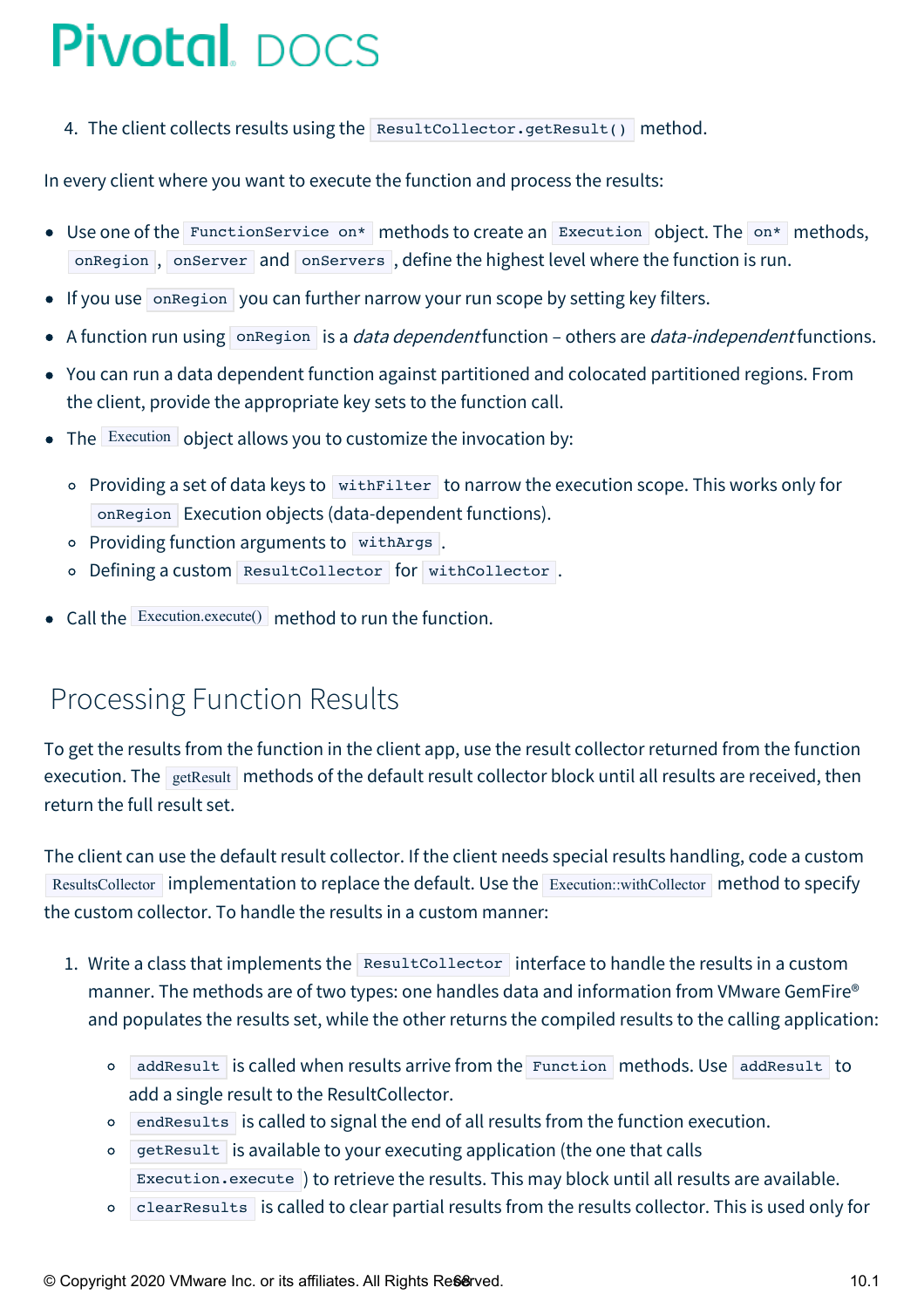4. The client collects results using the `ResultCollector.getResult()` method.

In every client where you want to execute the function and process the results:

- Use one of the `FunctionService on*` methods to create an `Execution` object. The `on*` methods, `onRegion`, `onServer` and `onServers`, define the highest level where the function is run.
- If you use `onRegion` you can further narrow your run scope by setting key filters.
- A function run using `onRegion` is a *data dependent* function – others are *data-independent* functions.
- You can run a data dependent function against partitioned and colocated partitioned regions. From the client, provide the appropriate key sets to the function call.
- The `Execution` object allows you to customize the invocation by:
    - Providing a set of data keys to `withFilter` to narrow the execution scope. This works only for `onRegion` Execution objects (data-dependent functions).
    - Providing function arguments to `withArgs`.
    - Defining a custom `ResultCollector` for `withCollector`.
- Call the `Execution.execute()` method to run the function.

## Processing Function Results

To get the results from the function in the client app, use the result collector returned from the function execution. The `getResult` methods of the default result collector block until all results are received, then return the full result set.

The client can use the default result collector. If the client needs special results handling, code a custom `ResultsCollector` implementation to replace the default. Use the `Execution::withCollector` method to specify the custom collector. To handle the results in a custom manner:

1. Write a class that implements the `ResultCollector` interface to handle the results in a custom manner. The methods are of two types: one handles data and information from VMware GemFire® and populates the results set, while the other returns the compiled results to the calling application:
    - `addResult` is called when results arrive from the `Function` methods. Use `addResult` to add a single result to the ResultCollector.
    - `endResults` is called to signal the end of all results from the function execution.
    - `getResult` is available to your executing application (the one that calls `Execution.execute`) to retrieve the results. This may block until all results are available.
    - `clearResults` is called to clear partial results from the results collector. This is used only for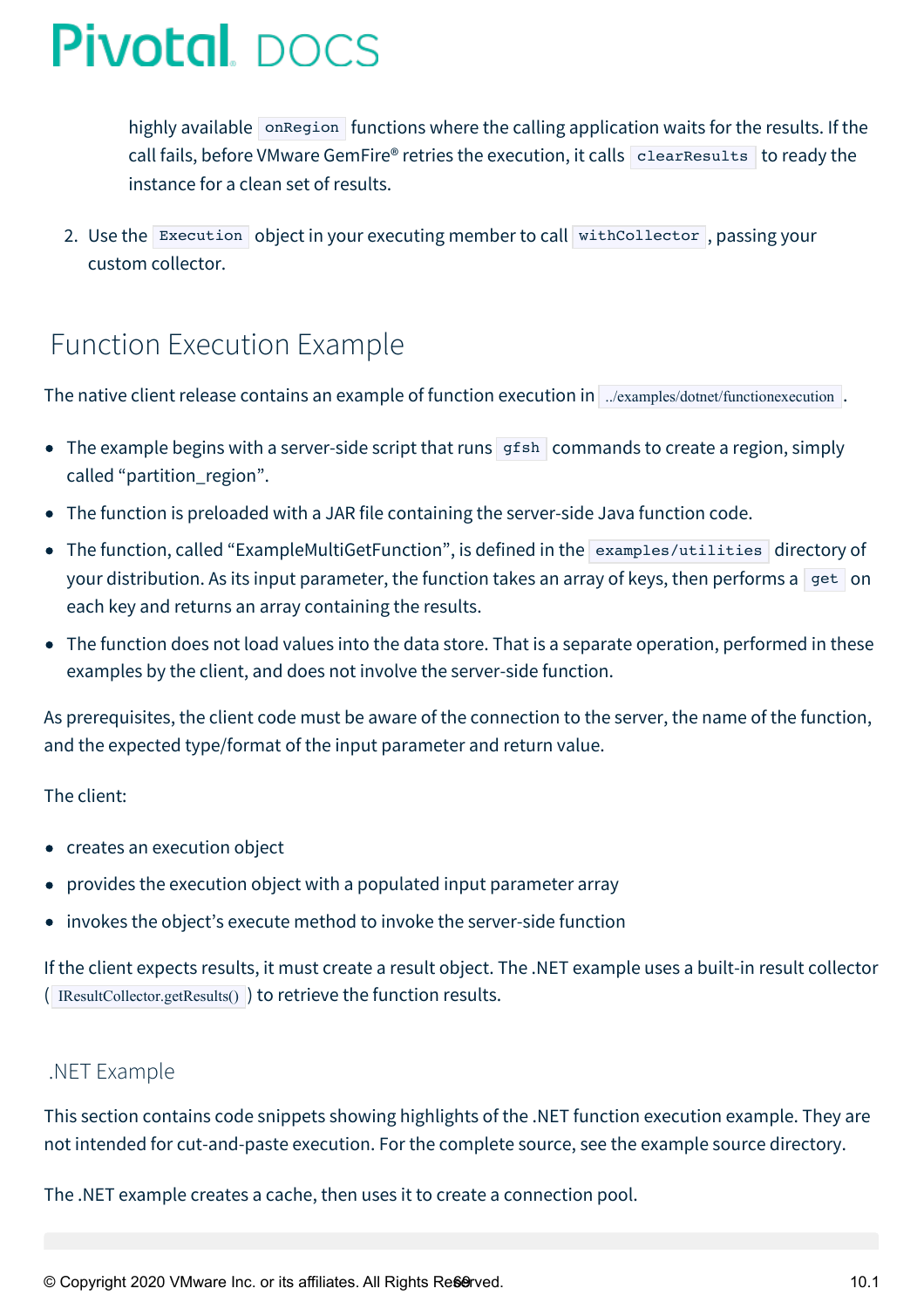highly available `onRegion` functions where the calling application waits for the results. If the call fails, before VMware GemFire® retries the execution, it calls `clearResults` to ready the instance for a clean set of results.

2. Use the `Execution` object in your executing member to call `withCollector`, passing your custom collector.

## Function Execution Example

The native client release contains an example of function execution in `../examples/dotnet/functionexecution`.

- The example begins with a server-side script that runs `gfsh` commands to create a region, simply called "partition_region".
- The function is preloaded with a JAR file containing the server-side Java function code.
- The function, called "ExampleMultiGetFunction", is defined in the `examples/utilities` directory of your distribution. As its input parameter, the function takes an array of keys, then performs a `get` on each key and returns an array containing the results.
- The function does not load values into the data store. That is a separate operation, performed in these examples by the client, and does not involve the server-side function.

As prerequisites, the client code must be aware of the connection to the server, the name of the function, and the expected type/format of the input parameter and return value.

The client:

- creates an execution object
- provides the execution object with a populated input parameter array
- invokes the object's execute method to invoke the server-side function

If the client expects results, it must create a result object. The .NET example uses a built-in result collector (`IResultCollector.getResults()`) to retrieve the function results.

### .NET Example

This section contains code snippets showing highlights of the .NET function execution example. They are not intended for cut-and-paste execution. For the complete source, see the example source directory.

The .NET example creates a cache, then uses it to create a connection pool.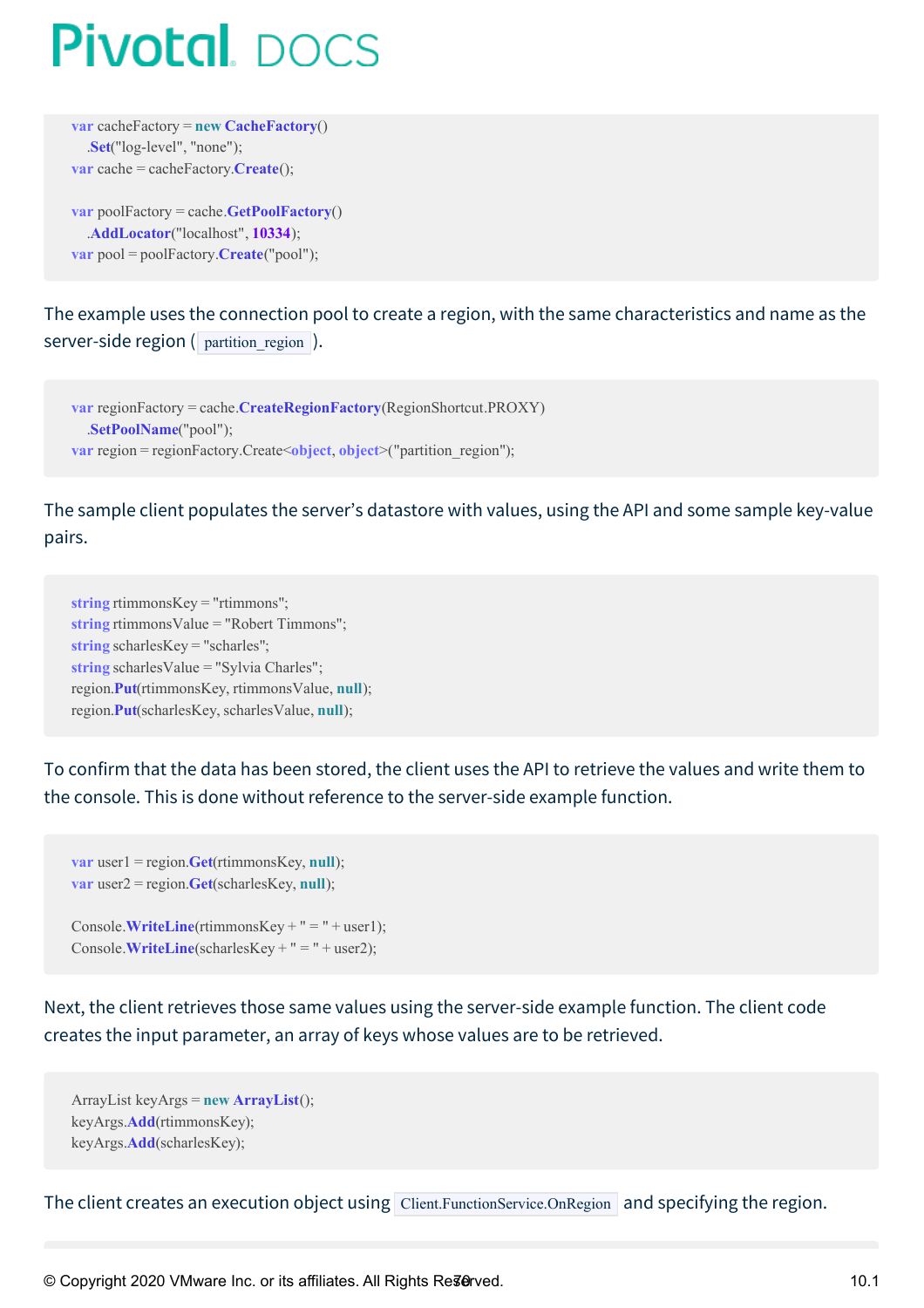```
var cacheFactory = new CacheFactory()
    .Set("log-level", "none");
var cache = cacheFactory.Create();

var poolFactory = cache.GetPoolFactory()
    .AddLocator("localhost", 10334);
var pool = poolFactory.Create("pool");
```

The example uses the connection pool to create a region, with the same characteristics and name as the server-side region ( `partition_region` ).

```
var regionFactory = cache.CreateRegionFactory(RegionShortcut.PROXY)
    .SetPoolName("pool");
var region = regionFactory.Create<object, object>("partition_region");
```

The sample client populates the server's datastore with values, using the API and some sample key-value pairs.

```
string rtimmonsKey = "rtimmons";
string rtimmonsValue = "Robert Timmons";
string scharlesKey = "scharles";
string scharlesValue = "Sylvia Charles";
region.Put(rtimmonsKey, rtimmonsValue, null);
region.Put(scharlesKey, scharlesValue, null);
```

To confirm that the data has been stored, the client uses the API to retrieve the values and write them to the console. This is done without reference to the server-side example function.

```
var user1 = region.Get(rtimmonsKey, null);
var user2 = region.Get(scharlesKey, null);

Console.WriteLine(rtimmonsKey + " = " + user1);
Console.WriteLine(scharlesKey + " = " + user2);
```

Next, the client retrieves those same values using the server-side example function. The client code creates the input parameter, an array of keys whose values are to be retrieved.

```
ArrayList keyArgs = new ArrayList();
keyArgs.Add(rtimmonsKey);
keyArgs.Add(scharlesKey);
```

The client creates an execution object using `Client.FunctionService.OnRegion` and specifying the region.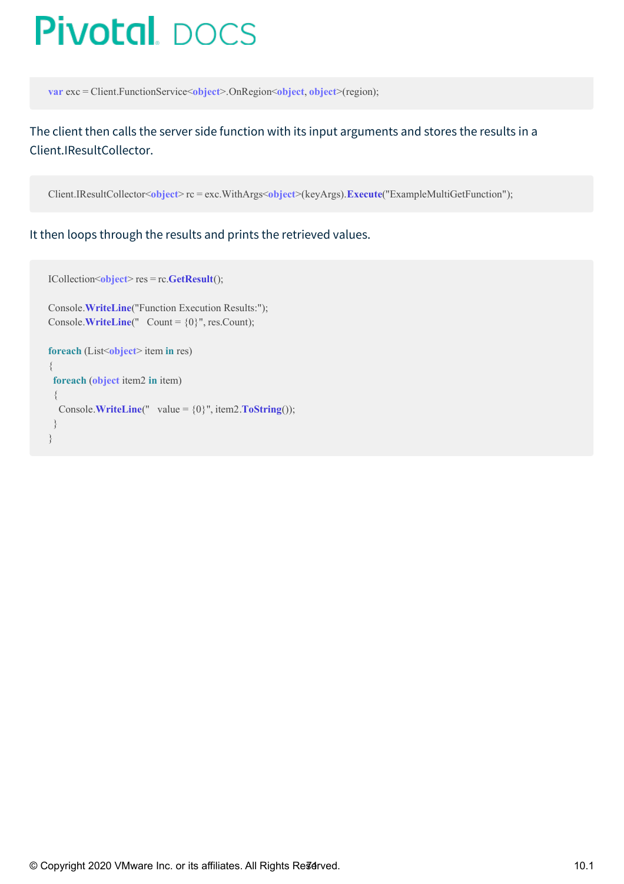```
var exc = Client.FunctionService<object>.OnRegion<object, object>(region);
```

The client then calls the server side function with its input arguments and stores the results in a Client.IResultCollector.

```
Client.IResultCollector<object> rc = exc.WithArgs<object>(keyArgs).Execute("ExampleMultiGetFunction");
```

It then loops through the results and prints the retrieved values.

```
ICollection<object> res = rc.GetResult();

Console.WriteLine("Function Execution Results:");
Console.WriteLine("   Count = {0}", res.Count);

foreach (List<object> item in res)
{
  foreach (object item2 in item)
  {
    Console.WriteLine("   value = {0}", item2.ToString());
  }
}
```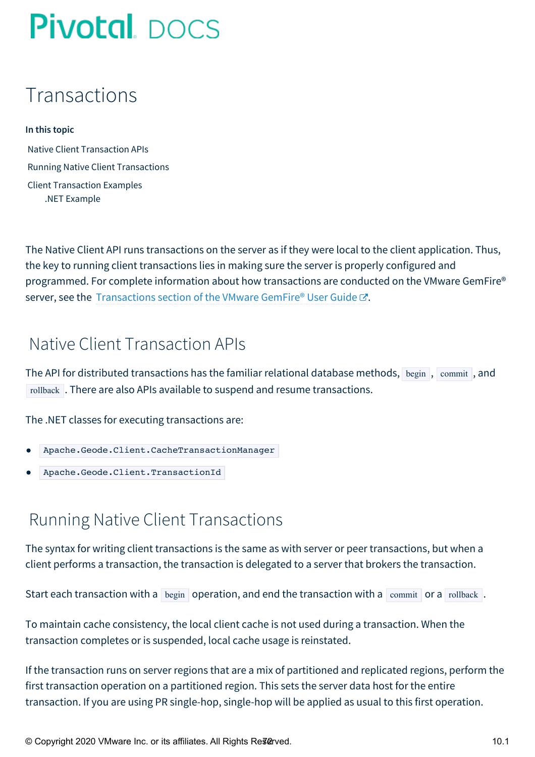# Transactions

**In this topic**

- Native Client Transaction APIs
- Running Native Client Transactions
- Client Transaction Examples
  - .NET Example

The Native Client API runs transactions on the server as if they were local to the client application. Thus, the key to running client transactions lies in making sure the server is properly configured and programmed. For complete information about how transactions are conducted on the VMware GemFire® server, see the Transactions section of the VMware GemFire® User Guide.

## Native Client Transaction APIs

The API for distributed transactions has the familiar relational database methods, `begin`, `commit`, and `rollback`. There are also APIs available to suspend and resume transactions.

The .NET classes for executing transactions are:

- `Apache.Geode.Client.CacheTransactionManager`
- `Apache.Geode.Client.TransactionId`

## Running Native Client Transactions

The syntax for writing client transactions is the same as with server or peer transactions, but when a client performs a transaction, the transaction is delegated to a server that brokers the transaction.

Start each transaction with a `begin` operation, and end the transaction with a `commit` or a `rollback`.

To maintain cache consistency, the local client cache is not used during a transaction. When the transaction completes or is suspended, local cache usage is reinstated.

If the transaction runs on server regions that are a mix of partitioned and replicated regions, perform the first transaction operation on a partitioned region. This sets the server data host for the entire transaction. If you are using PR single-hop, single-hop will be applied as usual to this first operation.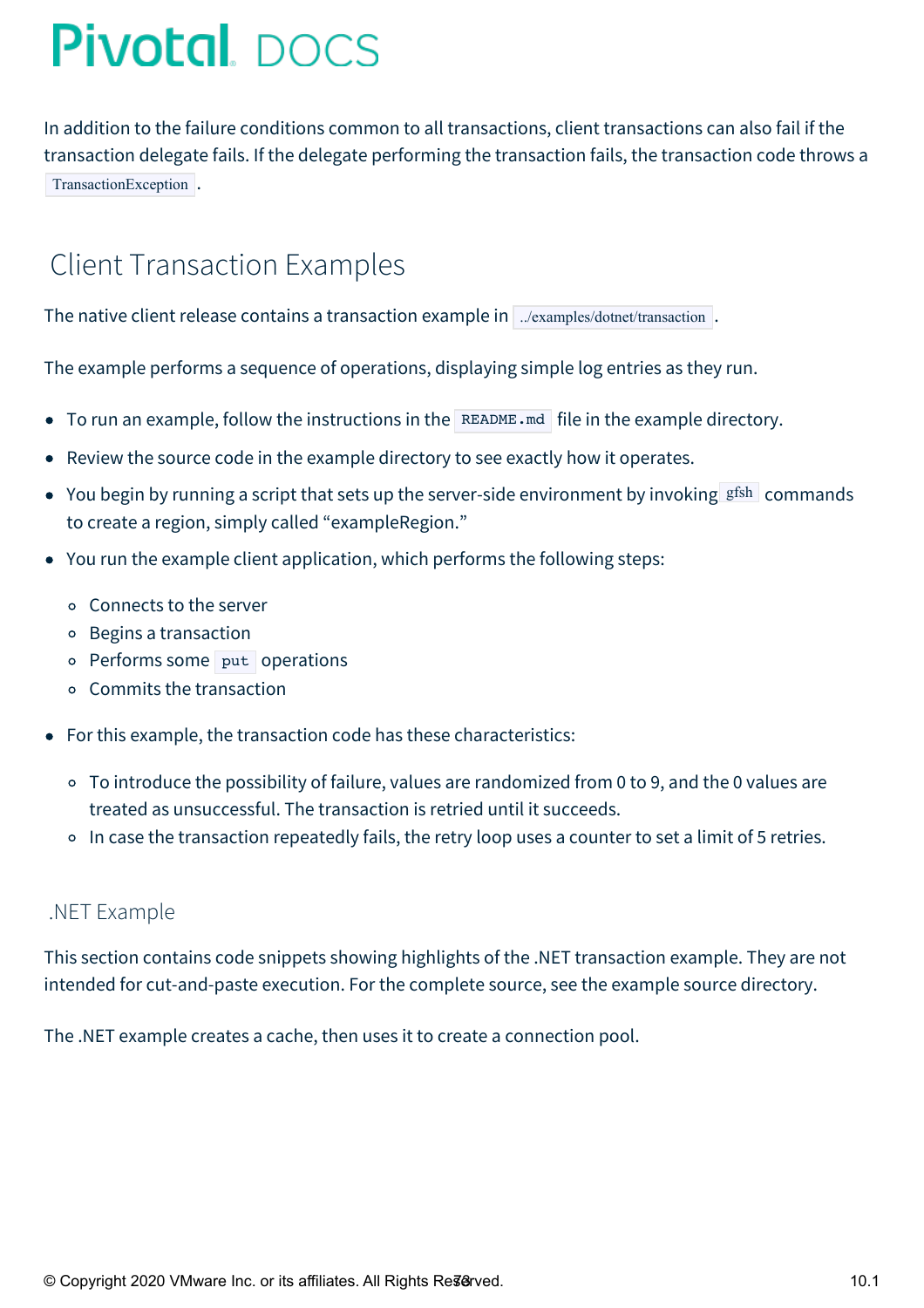In addition to the failure conditions common to all transactions, client transactions can also fail if the transaction delegate fails. If the delegate performing the transaction fails, the transaction code throws a `TransactionException`.

## Client Transaction Examples

The native client release contains a transaction example in `../examples/dotnet/transaction`.

The example performs a sequence of operations, displaying simple log entries as they run.

- To run an example, follow the instructions in the `README.md` file in the example directory.
- Review the source code in the example directory to see exactly how it operates.
- You begin by running a script that sets up the server-side environment by invoking `gfsh` commands to create a region, simply called "exampleRegion."
- You run the example client application, which performs the following steps:
  - Connects to the server
  - Begins a transaction
  - Performs some `put` operations
  - Commits the transaction
- For this example, the transaction code has these characteristics:
  - To introduce the possibility of failure, values are randomized from 0 to 9, and the 0 values are treated as unsuccessful. The transaction is retried until it succeeds.
  - In case the transaction repeatedly fails, the retry loop uses a counter to set a limit of 5 retries.

### .NET Example

This section contains code snippets showing highlights of the .NET transaction example. They are not intended for cut-and-paste execution. For the complete source, see the example source directory.

The .NET example creates a cache, then uses it to create a connection pool.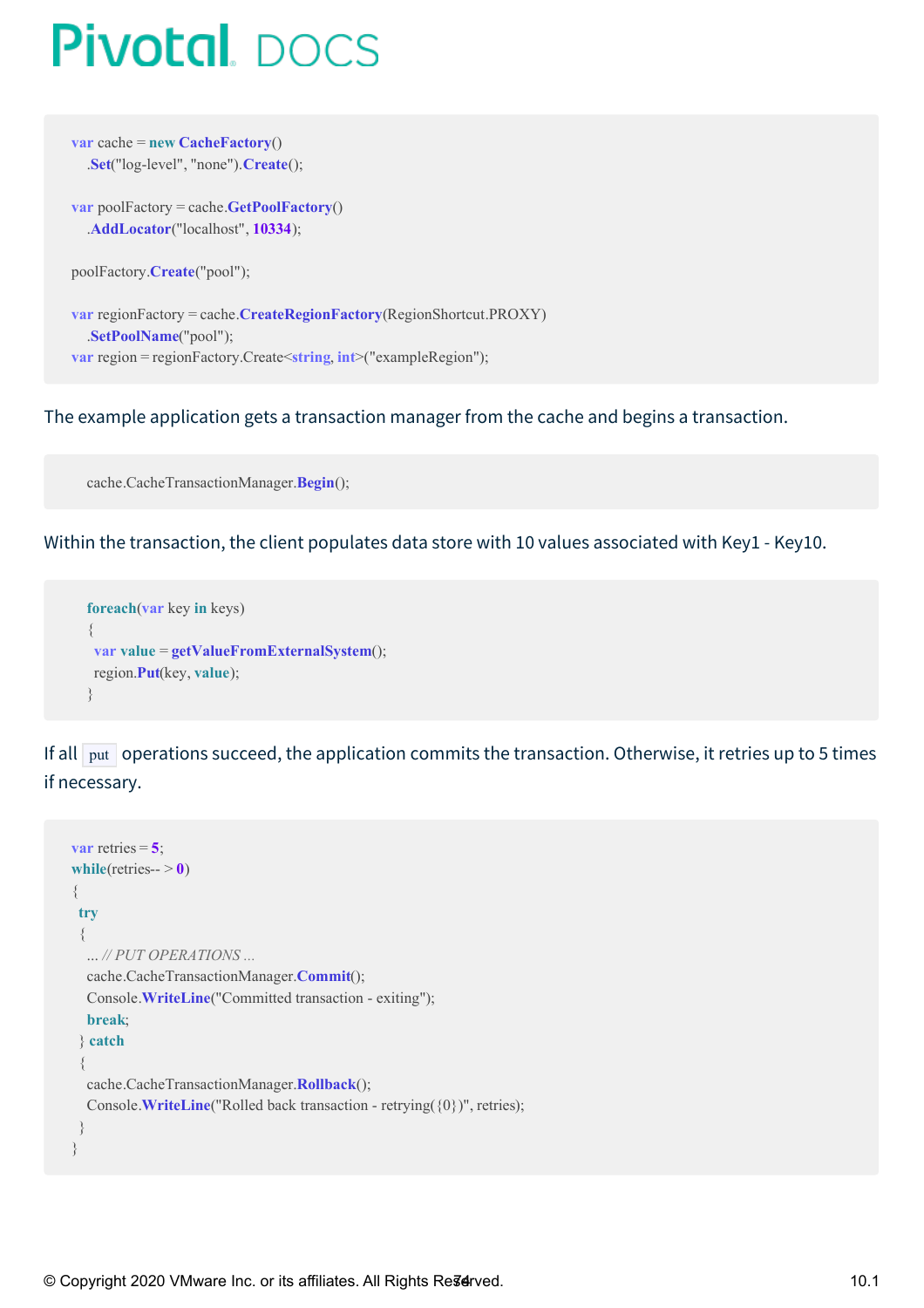```
var cache = new CacheFactory()
    .Set("log-level", "none").Create();

var poolFactory = cache.GetPoolFactory()
    .AddLocator("localhost", 10334);

poolFactory.Create("pool");

var regionFactory = cache.CreateRegionFactory(RegionShortcut.PROXY)
    .SetPoolName("pool");
var region = regionFactory.Create<string, int>("exampleRegion");
```

The example application gets a transaction manager from the cache and begins a transaction.

```
    cache.CacheTransactionManager.Begin();
```

Within the transaction, the client populates data store with 10 values associated with Key1 - Key10.

```
    foreach(var key in keys)
    {
      var value = getValueFromExternalSystem();
      region.Put(key, value);
    }
```

If all `put` operations succeed, the application commits the transaction. Otherwise, it retries up to 5 times if necessary.

```
var retries = 5;
while(retries-- > 0)
{
  try
  {
    ... // PUT OPERATIONS ...
    cache.CacheTransactionManager.Commit();
    Console.WriteLine("Committed transaction - exiting");
    break;
  } catch
  {
    cache.CacheTransactionManager.Rollback();
    Console.WriteLine("Rolled back transaction - retrying({0})", retries);
  }
}
```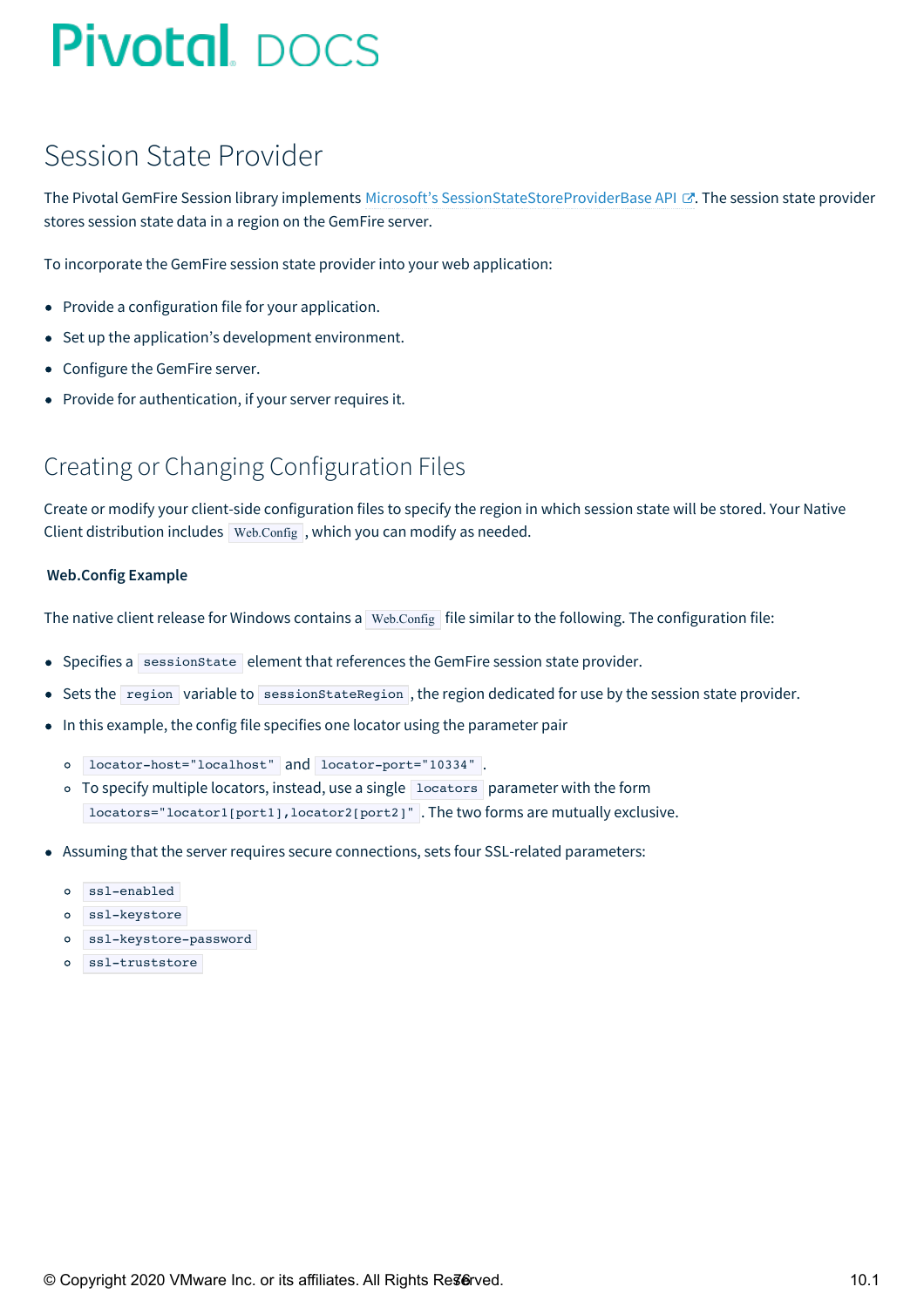# Session State Provider

The Pivotal GemFire Session library implements Microsoft's SessionStateStoreProviderBase API. The session state provider stores session state data in a region on the GemFire server.

To incorporate the GemFire session state provider into your web application:

- Provide a configuration file for your application.
- Set up the application's development environment.
- Configure the GemFire server.
- Provide for authentication, if your server requires it.

## Creating or Changing Configuration Files

Create or modify your client-side configuration files to specify the region in which session state will be stored. Your Native Client distribution includes `Web.Config`, which you can modify as needed.

**Web.Config Example**

The native client release for Windows contains a `Web.Config` file similar to the following. The configuration file:

- Specifies a `sessionState` element that references the GemFire session state provider.
- Sets the `region` variable to `sessionStateRegion`, the region dedicated for use by the session state provider.
- In this example, the config file specifies one locator using the parameter pair
    - `locator-host="localhost"` and `locator-port="10334"`.
    - To specify multiple locators, instead, use a single `locators` parameter with the form `locators="locator1[port1],locator2[port2]"`. The two forms are mutually exclusive.
- Assuming that the server requires secure connections, sets four SSL-related parameters:
    - `ssl-enabled`
    - `ssl-keystore`
    - `ssl-keystore-password`
    - `ssl-truststore`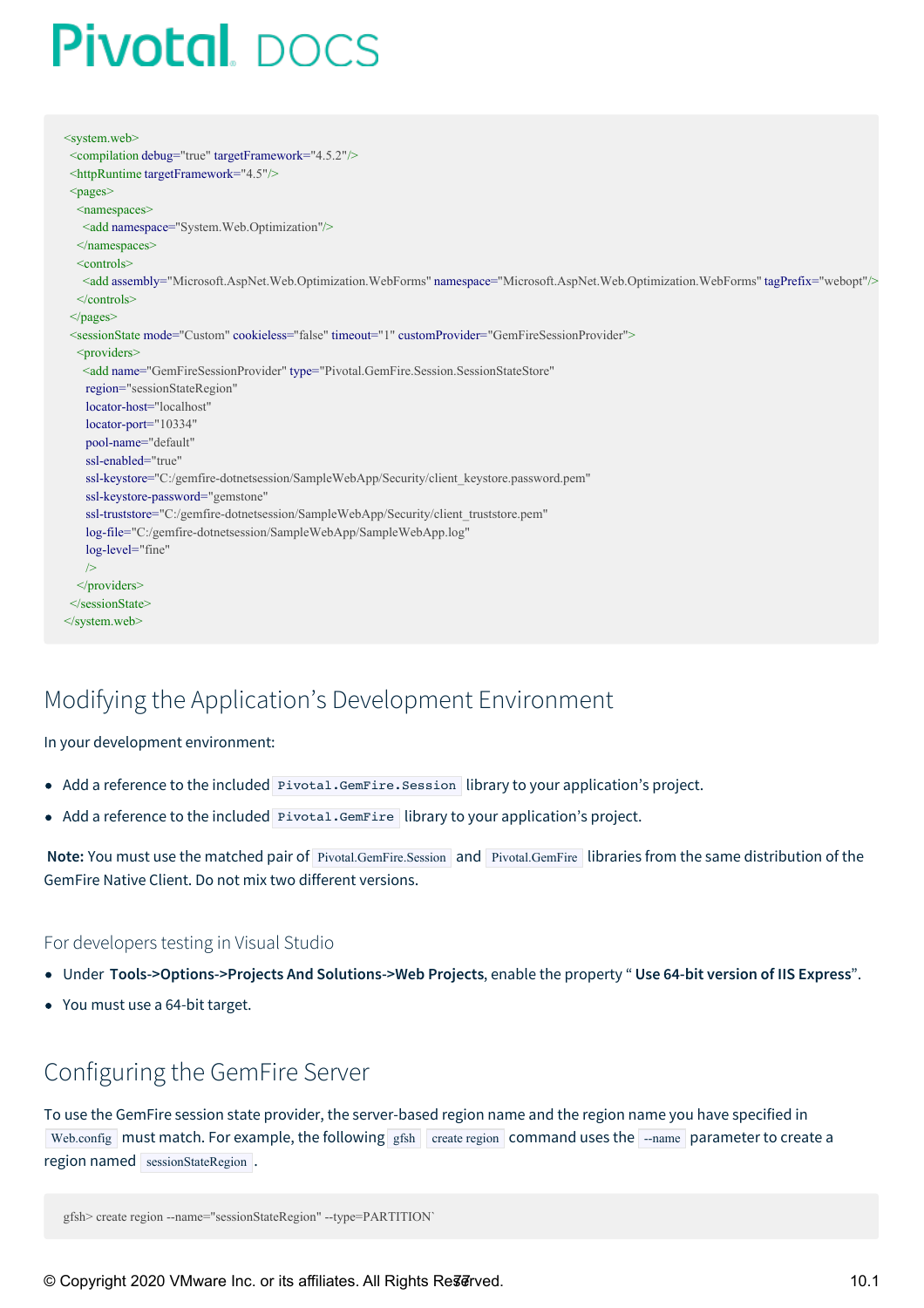```
<system.web>
  <compilation debug="true" targetFramework="4.5.2"/>
  <httpRuntime targetFramework="4.5"/>
  <pages>
    <namespaces>
      <add namespace="System.Web.Optimization"/>
    </namespaces>
    <controls>
      <add assembly="Microsoft.AspNet.Web.Optimization.WebForms" namespace="Microsoft.AspNet.Web.Optimization.WebForms" tagPrefix="webopt"/>
    </controls>
  </pages>
  <sessionState mode="Custom" cookieless="false" timeout="1" customProvider="GemFireSessionProvider">
    <providers>
      <add name="GemFireSessionProvider" type="Pivotal.GemFire.Session.SessionStateStore"
        region="sessionStateRegion"
        locator-host="localhost"
        locator-port="10334"
        pool-name="default"
        ssl-enabled="true"
        ssl-keystore="C:/gemfire-dotnetsession/SampleWebApp/Security/client_keystore.password.pem"
        ssl-keystore-password="gemstone"
        ssl-truststore="C:/gemfire-dotnetsession/SampleWebApp/Security/client_truststore.pem"
        log-file="C:/gemfire-dotnetsession/SampleWebApp/SampleWebApp.log"
        log-level="fine"
        />
    </providers>
  </sessionState>
</system.web>
```

## Modifying the Application's Development Environment

In your development environment:

- Add a reference to the included `Pivotal.GemFire.Session` library to your application's project.
- Add a reference to the included `Pivotal.GemFire` library to your application's project.

**Note:** You must use the matched pair of `Pivotal.GemFire.Session` and `Pivotal.GemFire` libraries from the same distribution of the GemFire Native Client. Do not mix two different versions.

### For developers testing in Visual Studio

- Under **Tools->Options->Projects And Solutions->Web Projects**, enable the property " **Use 64-bit version of IIS Express**".
- You must use a 64-bit target.

## Configuring the GemFire Server

To use the GemFire session state provider, the server-based region name and the region name you have specified in `Web.config` must match. For example, the following `gfsh` `create region` command uses the `--name` parameter to create a region named `sessionStateRegion`.

```
gfsh> create region --name="sessionStateRegion" --type=PARTITION`
```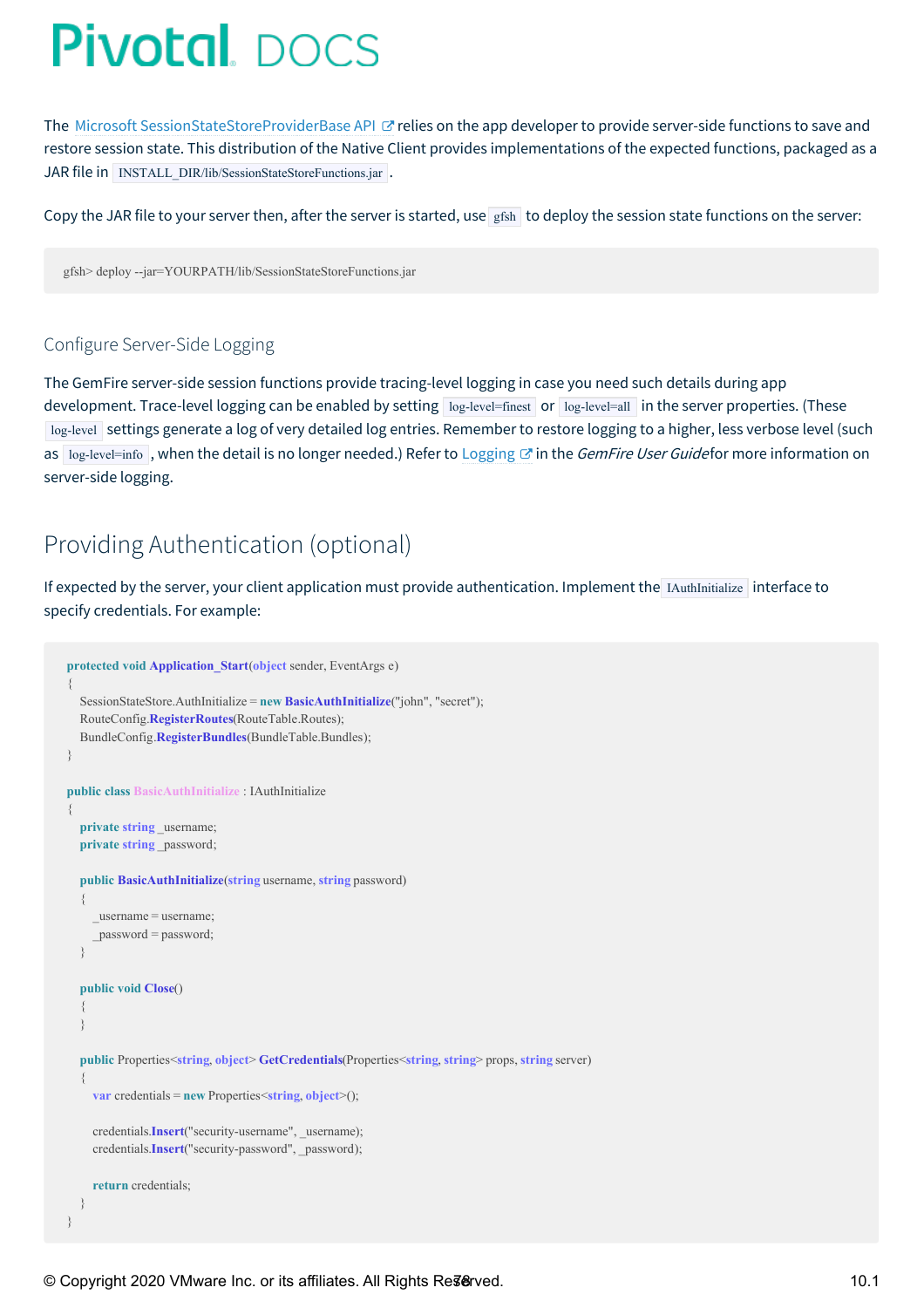The [Microsoft SessionStateStoreProviderBase API](#) relies on the app developer to provide server-side functions to save and restore session state. This distribution of the Native Client provides implementations of the expected functions, packaged as a JAR file in `INSTALL_DIR/lib/SessionStateStoreFunctions.jar` .

Copy the JAR file to your server then, after the server is started, use `gfsh` to deploy the session state functions on the server:

```
gfsh> deploy --jar=YOURPATH/lib/SessionStateStoreFunctions.jar
```

### Configure Server-Side Logging

The GemFire server-side session functions provide tracing-level logging in case you need such details during app development. Trace-level logging can be enabled by setting `log-level=finest` or `log-level=all` in the server properties. (These `log-level` settings generate a log of very detailed log entries. Remember to restore logging to a higher, less verbose level (such as `log-level=info` , when the detail is no longer needed.) Refer to [Logging](#) in the *GemFire User Guide* for more information on server-side logging.

## Providing Authentication (optional)

If expected by the server, your client application must provide authentication. Implement the `IAuthInitialize` interface to specify credentials. For example:

```
protected void Application_Start(object sender, EventArgs e)
{
  SessionStateStore.AuthInitialize = new BasicAuthInitialize("john", "secret");
  RouteConfig.RegisterRoutes(RouteTable.Routes);
  BundleConfig.RegisterBundles(BundleTable.Bundles);
}

public class BasicAuthInitialize : IAuthInitialize
{
  private string _username;
  private string _password;

  public BasicAuthInitialize(string username, string password)
  {
    _username = username;
    _password = password;
  }

  public void Close()
  {
  }

  public Properties<string, object> GetCredentials(Properties<string, string> props, string server)
  {
    var credentials = new Properties<string, object>();

    credentials.Insert("security-username", _username);
    credentials.Insert("security-password", _password);

    return credentials;
  }
}
```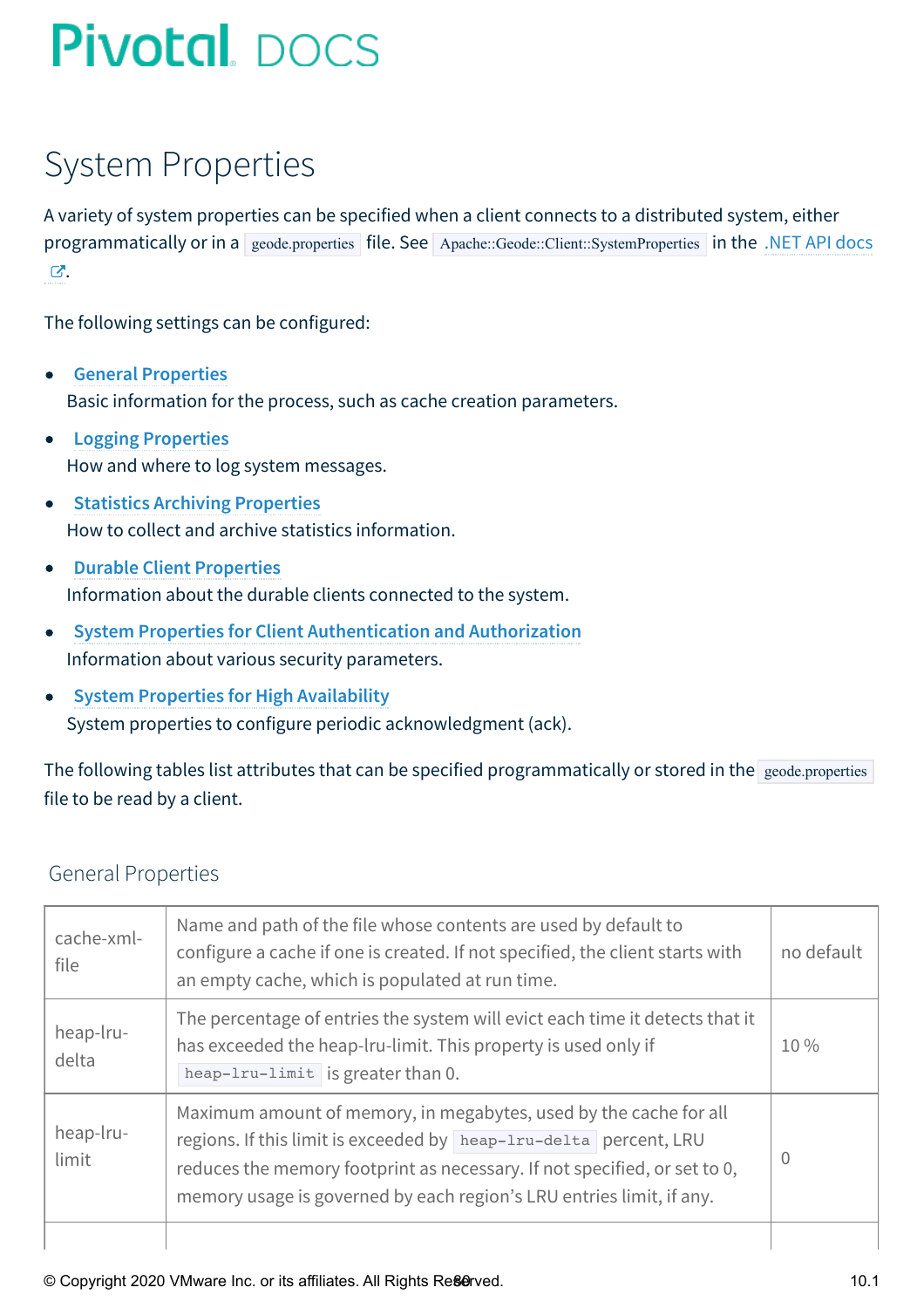# System Properties

A variety of system properties can be specified when a client connects to a distributed system, either programmatically or in a `geode.properties` file. See `Apache::Geode::Client::SystemProperties` in the .NET API docs.

The following settings can be configured:

- **General Properties**
  Basic information for the process, such as cache creation parameters.
- **Logging Properties**
  How and where to log system messages.
- **Statistics Archiving Properties**
  How to collect and archive statistics information.
- **Durable Client Properties**
  Information about the durable clients connected to the system.
- **System Properties for Client Authentication and Authorization**
  Information about various security parameters.
- **System Properties for High Availability**
  System properties to configure periodic acknowledgment (ack).

The following tables list attributes that can be specified programmatically or stored in the `geode.properties` file to be read by a client.

## General Properties

| | | |
|---|---|---|
| cache-xml-file | Name and path of the file whose contents are used by default to configure a cache if one is created. If not specified, the client starts with an empty cache, which is populated at run time. | no default |
| heap-lru-delta | The percentage of entries the system will evict each time it detects that it has exceeded the heap-lru-limit. This property is used only if `heap-lru-limit` is greater than 0. | 10 % |
| heap-lru-limit | Maximum amount of memory, in megabytes, used by the cache for all regions. If this limit is exceeded by `heap-lru-delta` percent, LRU reduces the memory footprint as necessary. If not specified, or set to 0, memory usage is governed by each region's LRU entries limit, if any. | 0 |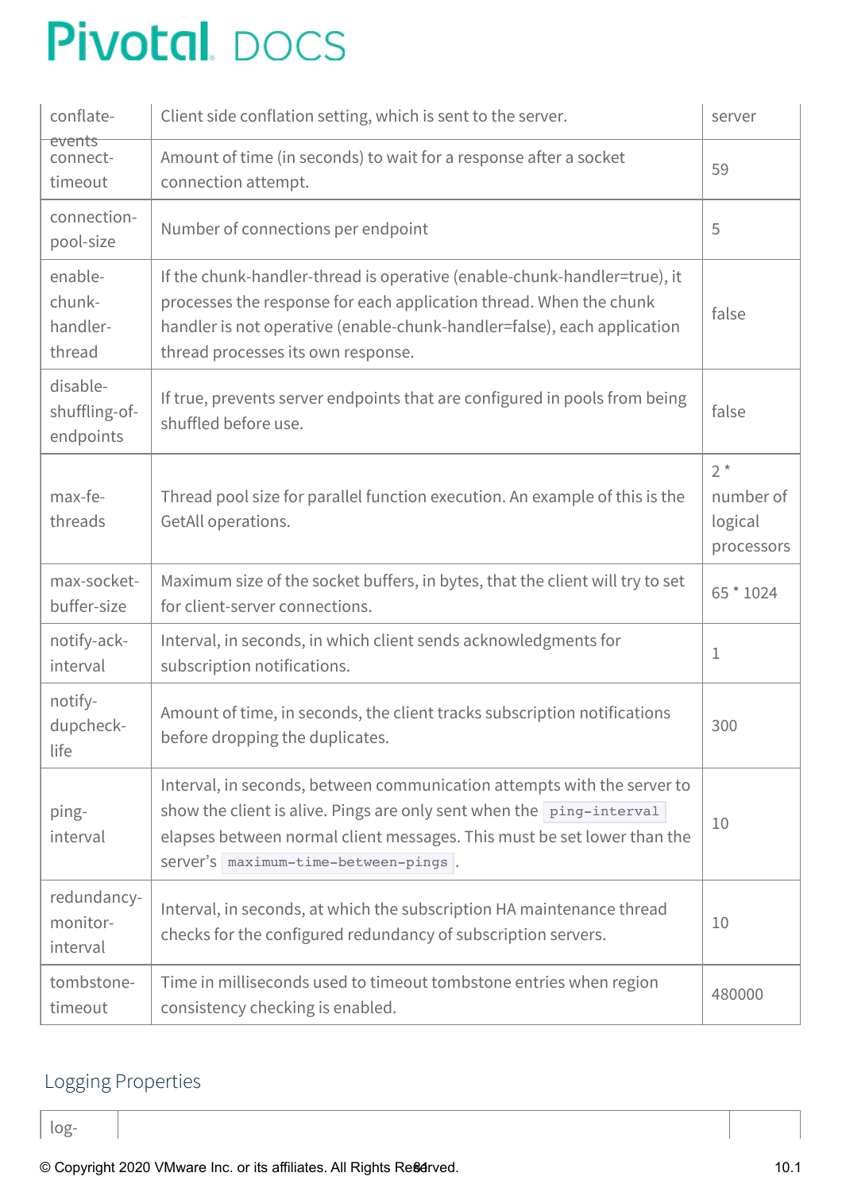| | | |
|---|---|---|
| conflate-events | Client side conflation setting, which is sent to the server. | server |
| connect-timeout | Amount of time (in seconds) to wait for a response after a socket connection attempt. | 59 |
| connection-pool-size | Number of connections per endpoint | 5 |
| enable-chunk-handler-thread | If the chunk-handler-thread is operative (enable-chunk-handler=true), it processes the response for each application thread. When the chunk handler is not operative (enable-chunk-handler=false), each application thread processes its own response. | false |
| disable-shuffling-of-endpoints | If true, prevents server endpoints that are configured in pools from being shuffled before use. | false |
| max-fe-threads | Thread pool size for parallel function execution. An example of this is the GetAll operations. | 2 * number of logical processors |
| max-socket-buffer-size | Maximum size of the socket buffers, in bytes, that the client will try to set for client-server connections. | 65 * 1024 |
| notify-ack-interval | Interval, in seconds, in which client sends acknowledgments for subscription notifications. | 1 |
| notify-dupcheck-life | Amount of time, in seconds, the client tracks subscription notifications before dropping the duplicates. | 300 |
| ping-interval | Interval, in seconds, between communication attempts with the server to show the client is alive. Pings are only sent when the `ping-interval` elapses between normal client messages. This must be set lower than the server's `maximum-time-between-pings`. | 10 |
| redundancy-monitor-interval | Interval, in seconds, at which the subscription HA maintenance thread checks for the configured redundancy of subscription servers. | 10 |
| tombstone-timeout | Time in milliseconds used to timeout tombstone entries when region consistency checking is enabled. | 480000 |

## Logging Properties

| | | |
|---|---|---|
| log- | | |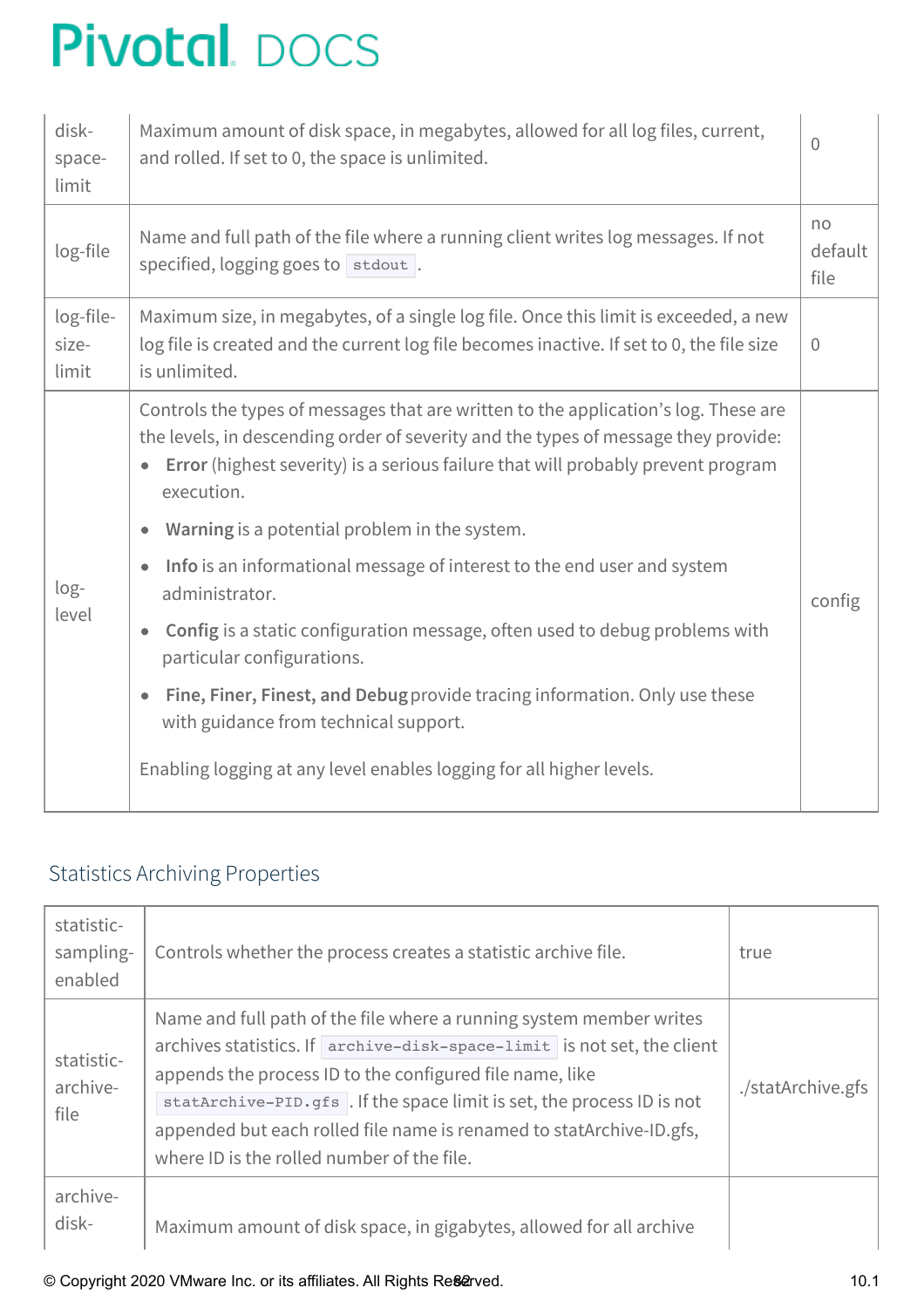| | | |
|---|---|---|
| disk-space-limit | Maximum amount of disk space, in megabytes, allowed for all log files, current, and rolled. If set to 0, the space is unlimited. | 0 |
| log-file | Name and full path of the file where a running client writes log messages. If not specified, logging goes to `stdout`. | no default file |
| log-file-size-limit | Maximum size, in megabytes, of a single log file. Once this limit is exceeded, a new log file is created and the current log file becomes inactive. If set to 0, the file size is unlimited. | 0 |
| log-level | Controls the types of messages that are written to the application's log. These are the levels, in descending order of severity and the types of message they provide:<br>• **Error** (highest severity) is a serious failure that will probably prevent program execution.<br>• **Warning** is a potential problem in the system.<br>• **Info** is an informational message of interest to the end user and system administrator.<br>• **Config** is a static configuration message, often used to debug problems with particular configurations.<br>• **Fine, Finer, Finest, and Debug** provide tracing information. Only use these with guidance from technical support.<br><br>Enabling logging at any level enables logging for all higher levels. | config |

## Statistics Archiving Properties

| | | |
|---|---|---|
| statistic-sampling-enabled | Controls whether the process creates a statistic archive file. | true |
| statistic-archive-file | Name and full path of the file where a running system member writes archives statistics. If `archive-disk-space-limit` is not set, the client appends the process ID to the configured file name, like `statArchive-PID.gfs`. If the space limit is set, the process ID is not appended but each rolled file name is renamed to statArchive-ID.gfs, where ID is the rolled number of the file. | ./statArchive.gfs |
| archive-disk- | Maximum amount of disk space, in gigabytes, allowed for all archive | |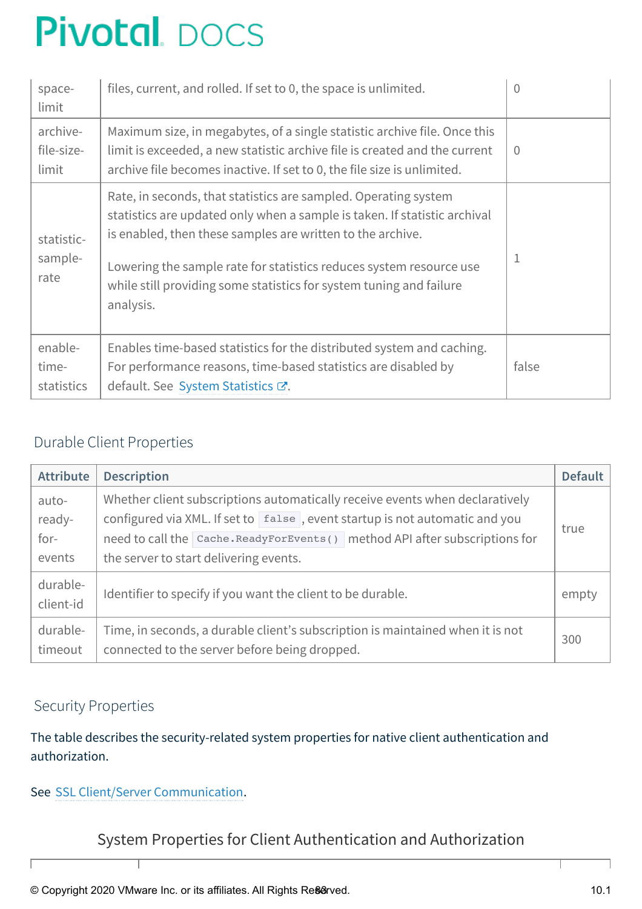| | | |
|---|---|---|
| space-limit | files, current, and rolled. If set to 0, the space is unlimited. | 0 |
| archive-file-size-limit | Maximum size, in megabytes, of a single statistic archive file. Once this limit is exceeded, a new statistic archive file is created and the current archive file becomes inactive. If set to 0, the file size is unlimited. | 0 |
| statistic-sample-rate | Rate, in seconds, that statistics are sampled. Operating system statistics are updated only when a sample is taken. If statistic archival is enabled, then these samples are written to the archive.<br><br>Lowering the sample rate for statistics reduces system resource use while still providing some statistics for system tuning and failure analysis. | 1 |
| enable-time-statistics | Enables time-based statistics for the distributed system and caching. For performance reasons, time-based statistics are disabled by default. See System Statistics. | false |

### Durable Client Properties

| Attribute | Description | Default |
|---|---|---|
| auto-ready-for-events | Whether client subscriptions automatically receive events when declaratively configured via XML. If set to `false`, event startup is not automatic and you need to call the `Cache.ReadyForEvents()` method API after subscriptions for the server to start delivering events. | true |
| durable-client-id | Identifier to specify if you want the client to be durable. | empty |
| durable-timeout | Time, in seconds, a durable client's subscription is maintained when it is not connected to the server before being dropped. | 300 |

### Security Properties

The table describes the security-related system properties for native client authentication and authorization.

See SSL Client/Server Communication.

#### System Properties for Client Authentication and Authorization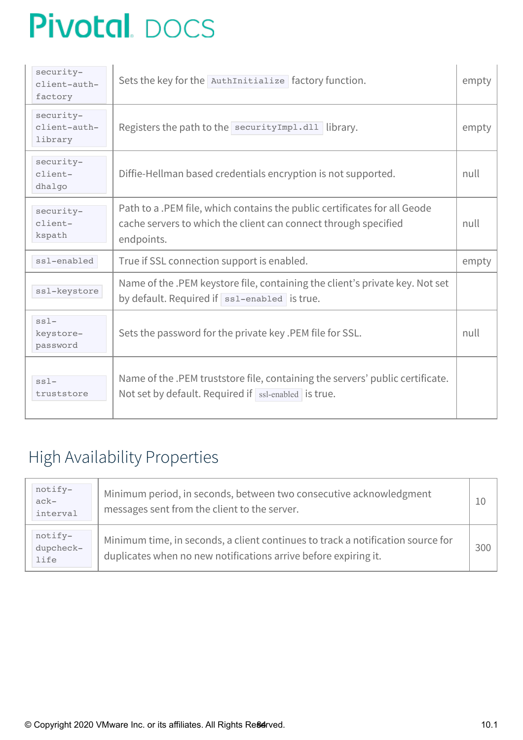| | | |
|---|---|---|
| `security-client-auth-factory` | Sets the key for the `AuthInitialize` factory function. | empty |
| `security-client-auth-library` | Registers the path to the `securityImpl.dll` library. | empty |
| `security-client-dhalgo` | Diffie-Hellman based credentials encryption is not supported. | null |
| `security-client-kspath` | Path to a .PEM file, which contains the public certificates for all Geode cache servers to which the client can connect through specified endpoints. | null |
| `ssl-enabled` | True if SSL connection support is enabled. | empty |
| `ssl-keystore` | Name of the .PEM keystore file, containing the client's private key. Not set by default. Required if `ssl-enabled` is true. | |
| `ssl-keystore-password` | Sets the password for the private key .PEM file for SSL. | null |
| `ssl-truststore` | Name of the .PEM truststore file, containing the servers' public certificate. Not set by default. Required if `ssl-enabled` is true. | |

## High Availability Properties

| | | |
|---|---|---|
| `notify-ack-interval` | Minimum period, in seconds, between two consecutive acknowledgment messages sent from the client to the server. | 10 |
| `notify-dupcheck-life` | Minimum time, in seconds, a client continues to track a notification source for duplicates when no new notifications arrive before expiring it. | 300 |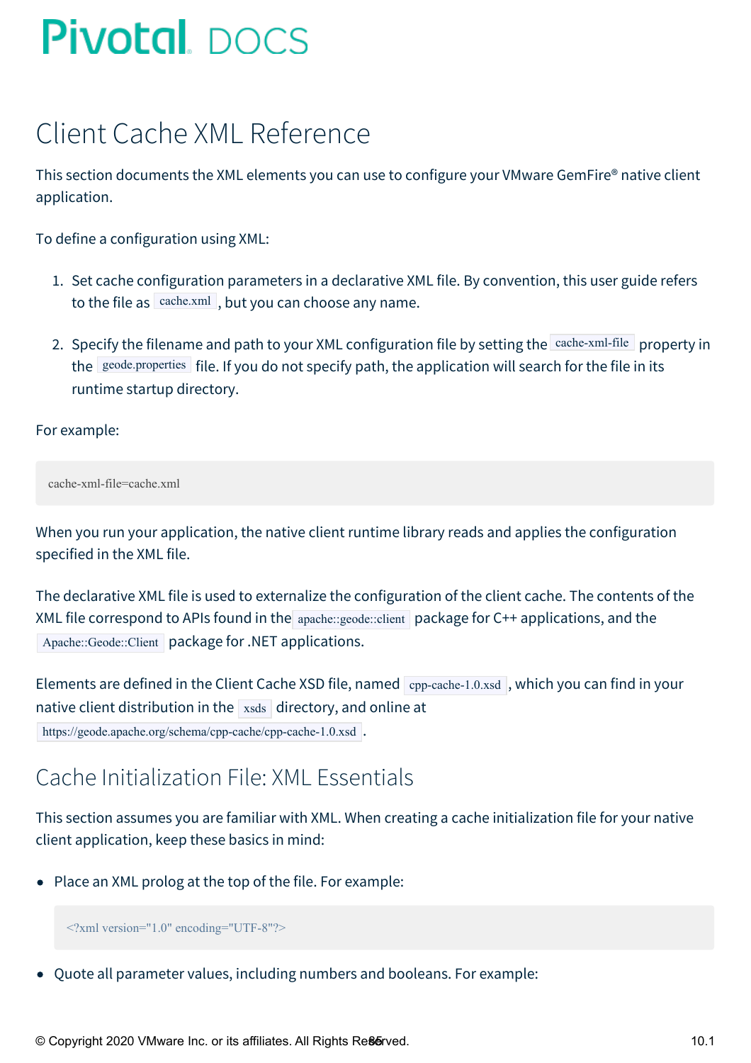# Client Cache XML Reference

This section documents the XML elements you can use to configure your VMware GemFire® native client application.

To define a configuration using XML:

1. Set cache configuration parameters in a declarative XML file. By convention, this user guide refers to the file as `cache.xml`, but you can choose any name.

2. Specify the filename and path to your XML configuration file by setting the `cache-xml-file` property in the `geode.properties` file. If you do not specify path, the application will search for the file in its runtime startup directory.

For example:

```
cache-xml-file=cache.xml
```

When you run your application, the native client runtime library reads and applies the configuration specified in the XML file.

The declarative XML file is used to externalize the configuration of the client cache. The contents of the XML file correspond to APIs found in the `apache::geode::client` package for C++ applications, and the `Apache::Geode::Client` package for .NET applications.

Elements are defined in the Client Cache XSD file, named `cpp-cache-1.0.xsd`, which you can find in your native client distribution in the `xsds` directory, and online at `https://geode.apache.org/schema/cpp-cache/cpp-cache-1.0.xsd`.

## Cache Initialization File: XML Essentials

This section assumes you are familiar with XML. When creating a cache initialization file for your native client application, keep these basics in mind:

- Place an XML prolog at the top of the file. For example:

  ```
  <?xml version="1.0" encoding="UTF-8"?>
  ```

- Quote all parameter values, including numbers and booleans. For example: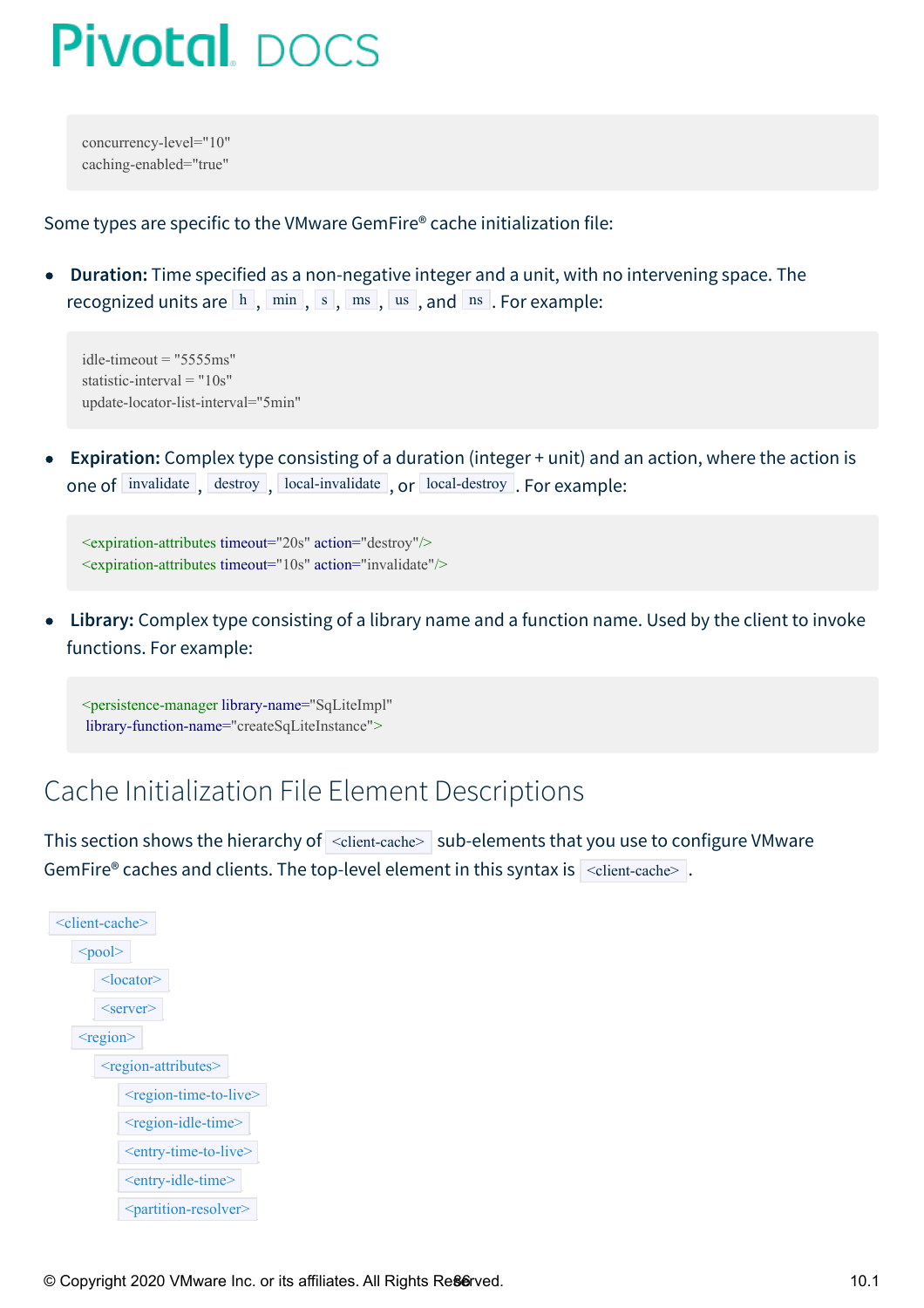```
concurrency-level="10"
caching-enabled="true"
```

Some types are specific to the VMware GemFire® cache initialization file:

- **Duration:** Time specified as a non-negative integer and a unit, with no intervening space. The recognized units are `h`, `min`, `s`, `ms`, `us`, and `ns`. For example:

```
idle-timeout = "5555ms"
statistic-interval = "10s"
update-locator-list-interval="5min"
```

- **Expiration:** Complex type consisting of a duration (integer + unit) and an action, where the action is one of `invalidate`, `destroy`, `local-invalidate`, or `local-destroy`. For example:

```
<expiration-attributes timeout="20s" action="destroy"/>
<expiration-attributes timeout="10s" action="invalidate"/>
```

- **Library:** Complex type consisting of a library name and a function name. Used by the client to invoke functions. For example:

```
<persistence-manager library-name="SqLiteImpl"
 library-function-name="createSqLiteInstance">
```

## Cache Initialization File Element Descriptions

This section shows the hierarchy of `<client-cache>` sub-elements that you use to configure VMware GemFire® caches and clients. The top-level element in this syntax is `<client-cache>`.

- `<client-cache>`
  - `<pool>`
    - `<locator>`
    - `<server>`
  - `<region>`
    - `<region-attributes>`
      - `<region-time-to-live>`
      - `<region-idle-time>`
      - `<entry-time-to-live>`
      - `<entry-idle-time>`
      - `<partition-resolver>`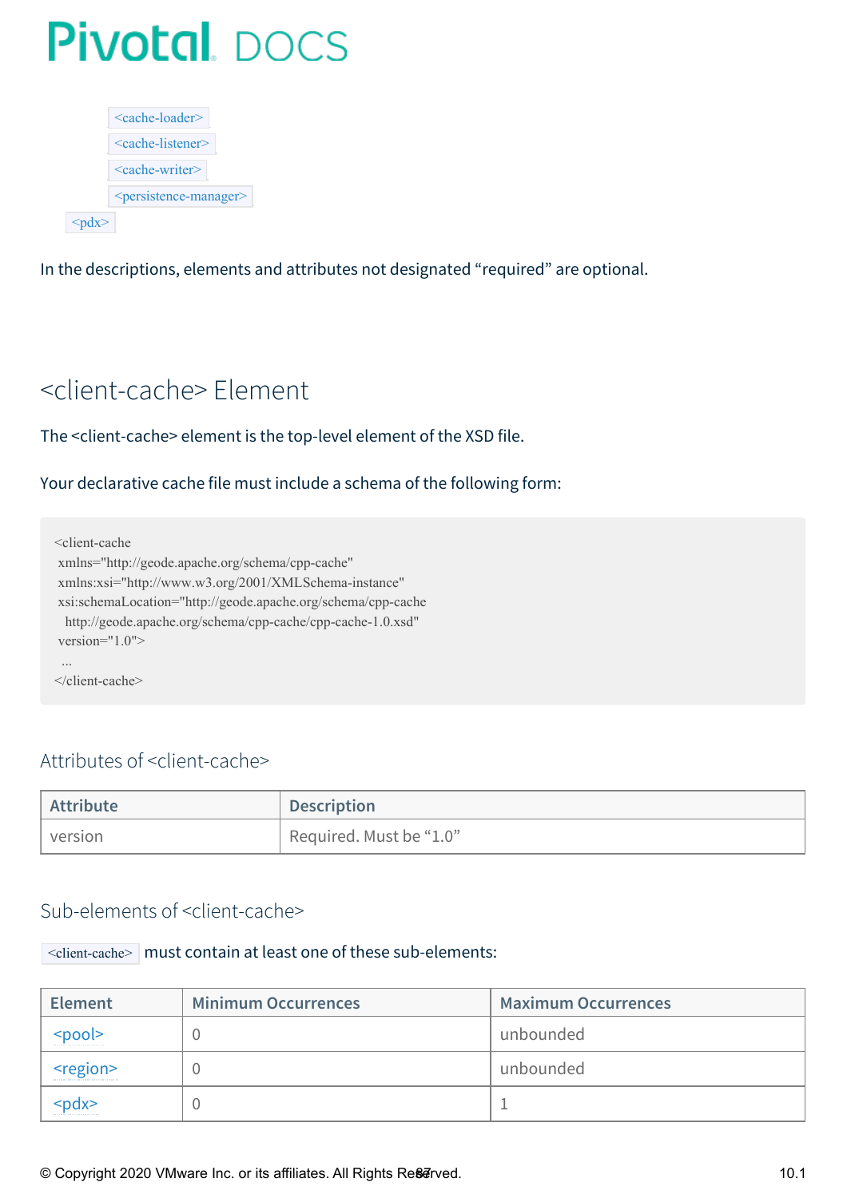- `<cache-loader>`
  - `<cache-listener>`
  - `<cache-writer>`
  - `<persistence-manager>`
- `<pdx>`

In the descriptions, elements and attributes not designated "required" are optional.

## <client-cache> Element

The <client-cache> element is the top-level element of the XSD file.

Your declarative cache file must include a schema of the following form:

```
<client-cache
 xmlns="http://geode.apache.org/schema/cpp-cache"
 xmlns:xsi="http://www.w3.org/2001/XMLSchema-instance"
 xsi:schemaLocation="http://geode.apache.org/schema/cpp-cache
   http://geode.apache.org/schema/cpp-cache/cpp-cache-1.0.xsd"
 version="1.0">
  ...
</client-cache>
```

### Attributes of <client-cache>

| Attribute | Description |
| --- | --- |
| version | Required. Must be "1.0" |

### Sub-elements of <client-cache>

`<client-cache>` must contain at least one of these sub-elements:

| Element | Minimum Occurrences | Maximum Occurrences |
| --- | --- | --- |
| <pool> | 0 | unbounded |
| <region> | 0 | unbounded |
| <pdx> | 0 | 1 |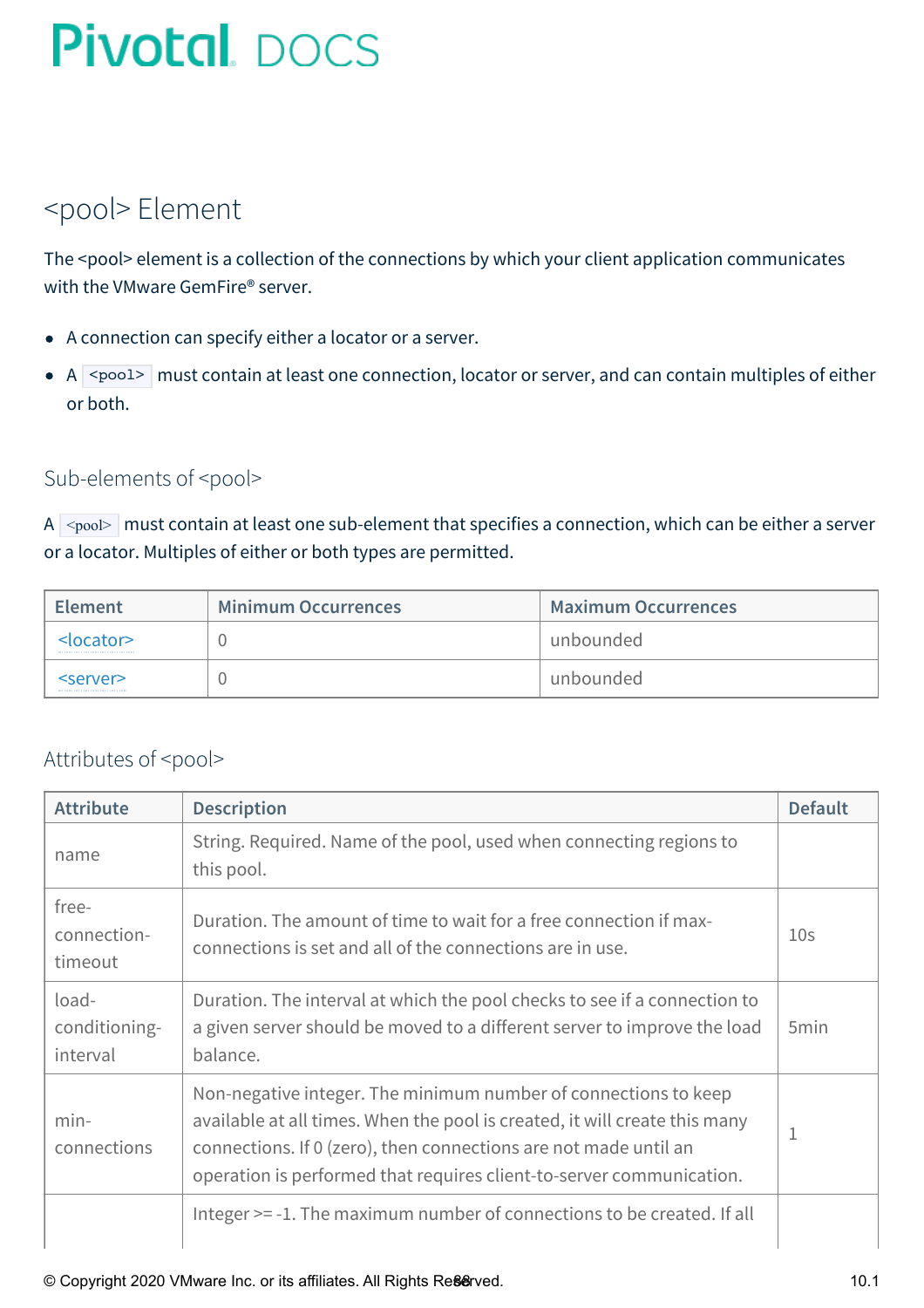# <pool> Element

The <pool> element is a collection of the connections by which your client application communicates with the VMware GemFire® server.

- A connection can specify either a locator or a server.
- A `<pool>` must contain at least one connection, locator or server, and can contain multiples of either or both.

## Sub-elements of <pool>

A `<pool>` must contain at least one sub-element that specifies a connection, which can be either a server or a locator. Multiples of either or both types are permitted.

| Element | Minimum Occurrences | Maximum Occurrences |
| --- | --- | --- |
| <locator> | 0 | unbounded |
| <server> | 0 | unbounded |

## Attributes of <pool>

| Attribute | Description | Default |
| --- | --- | --- |
| name | String. Required. Name of the pool, used when connecting regions to this pool. | |
| free-connection-timeout | Duration. The amount of time to wait for a free connection if max-connections is set and all of the connections are in use. | 10s |
| load-conditioning-interval | Duration. The interval at which the pool checks to see if a connection to a given server should be moved to a different server to improve the load balance. | 5min |
| min-connections | Non-negative integer. The minimum number of connections to keep available at all times. When the pool is created, it will create this many connections. If 0 (zero), then connections are not made until an operation is performed that requires client-to-server communication. | 1 |
| | Integer >= -1. The maximum number of connections to be created. If all | |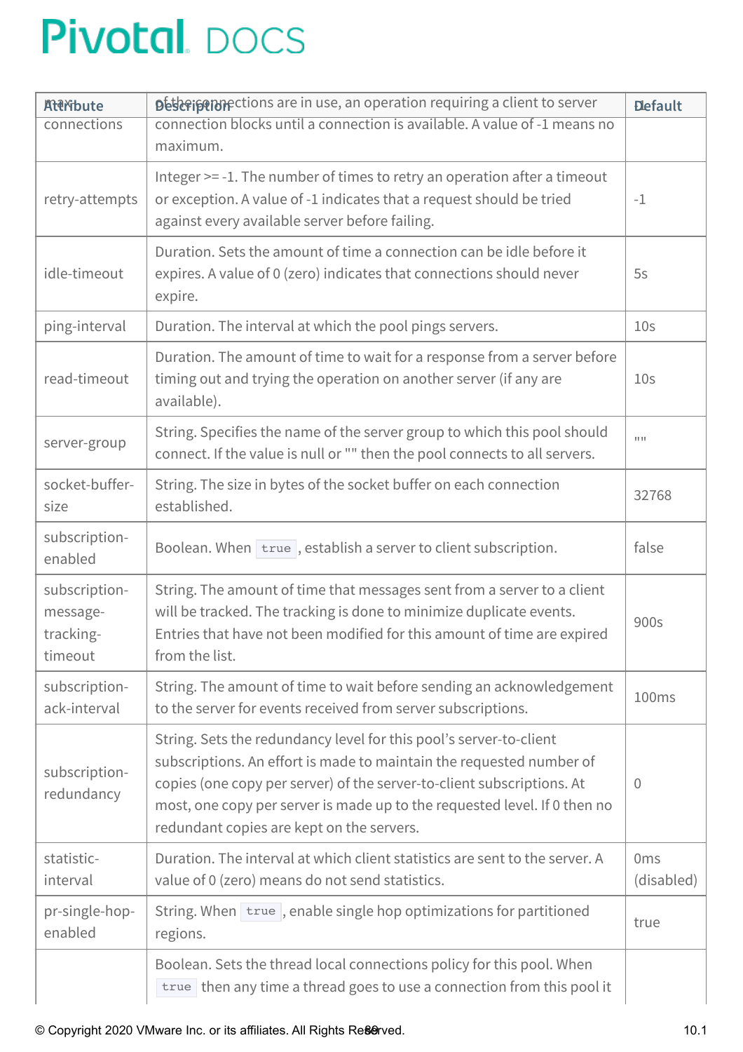| Attribute | Description | Default |
|---|---|---|
| max-connections | of the connections are in use, an operation requiring a client to server connection blocks until a connection is available. A value of -1 means no maximum. | -1 |
| retry-attempts | Integer >= -1. The number of times to retry an operation after a timeout or exception. A value of -1 indicates that a request should be tried against every available server before failing. | -1 |
| idle-timeout | Duration. Sets the amount of time a connection can be idle before it expires. A value of 0 (zero) indicates that connections should never expire. | 5s |
| ping-interval | Duration. The interval at which the pool pings servers. | 10s |
| read-timeout | Duration. The amount of time to wait for a response from a server before timing out and trying the operation on another server (if any are available). | 10s |
| server-group | String. Specifies the name of the server group to which this pool should connect. If the value is null or "" then the pool connects to all servers. | "" |
| socket-buffer-size | String. The size in bytes of the socket buffer on each connection established. | 32768 |
| subscription-enabled | Boolean. When `true`, establish a server to client subscription. | false |
| subscription-message-tracking-timeout | String. The amount of time that messages sent from a server to a client will be tracked. The tracking is done to minimize duplicate events. Entries that have not been modified for this amount of time are expired from the list. | 900s |
| subscription-ack-interval | String. The amount of time to wait before sending an acknowledgement to the server for events received from server subscriptions. | 100ms |
| subscription-redundancy | String. Sets the redundancy level for this pool's server-to-client subscriptions. An effort is made to maintain the requested number of copies (one copy per server) of the server-to-client subscriptions. At most, one copy per server is made up to the requested level. If 0 then no redundant copies are kept on the servers. | 0 |
| statistic-interval | Duration. The interval at which client statistics are sent to the server. A value of 0 (zero) means do not send statistics. | 0ms (disabled) |
| pr-single-hop-enabled | String. When `true`, enable single hop optimizations for partitioned regions. | true |
| | Boolean. Sets the thread local connections policy for this pool. When `true` then any time a thread goes to use a connection from this pool it | |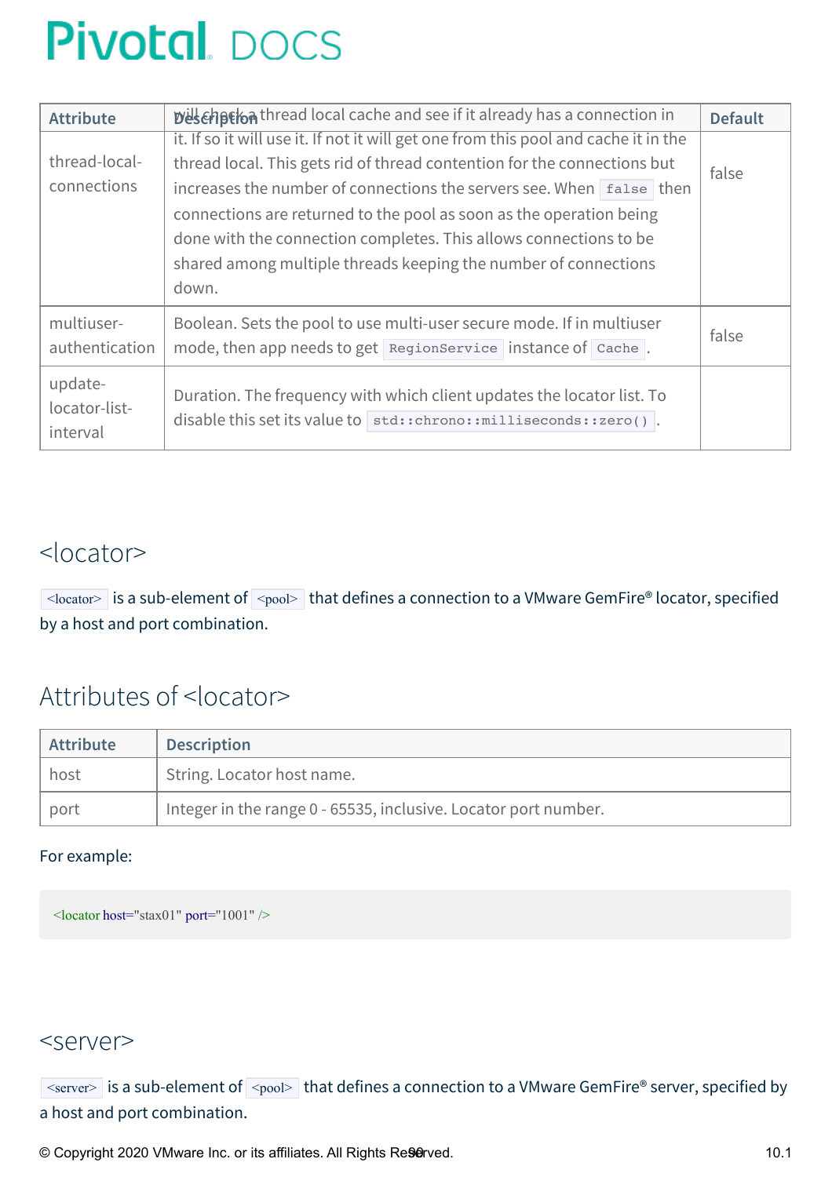| Attribute | Description | Default |
| --- | --- | --- |
| thread-local-connections | will check a thread local cache and see if it already has a connection in it. If so it will use it. If not it will get one from this pool and cache it in the thread local. This gets rid of thread contention for the connections but increases the number of connections the servers see. When `false` then connections are returned to the pool as soon as the operation being done with the connection completes. This allows connections to be shared among multiple threads keeping the number of connections down. | false |
| multiuser-authentication | Boolean. Sets the pool to use multi-user secure mode. If in multiuser mode, then app needs to get `RegionService` instance of `Cache`. | false |
| update-locator-list-interval | Duration. The frequency with which client updates the locator list. To disable this set its value to `std::chrono::milliseconds::zero()`. | |

## <locator>

`<locator>` is a sub-element of `<pool>` that defines a connection to a VMware GemFire® locator, specified by a host and port combination.

## Attributes of <locator>

| Attribute | Description |
| --- | --- |
| host | String. Locator host name. |
| port | Integer in the range 0 - 65535, inclusive. Locator port number. |

For example:

```
<locator host="stax01" port="1001" />
```

## <server>

`<server>` is a sub-element of `<pool>` that defines a connection to a VMware GemFire® server, specified by a host and port combination.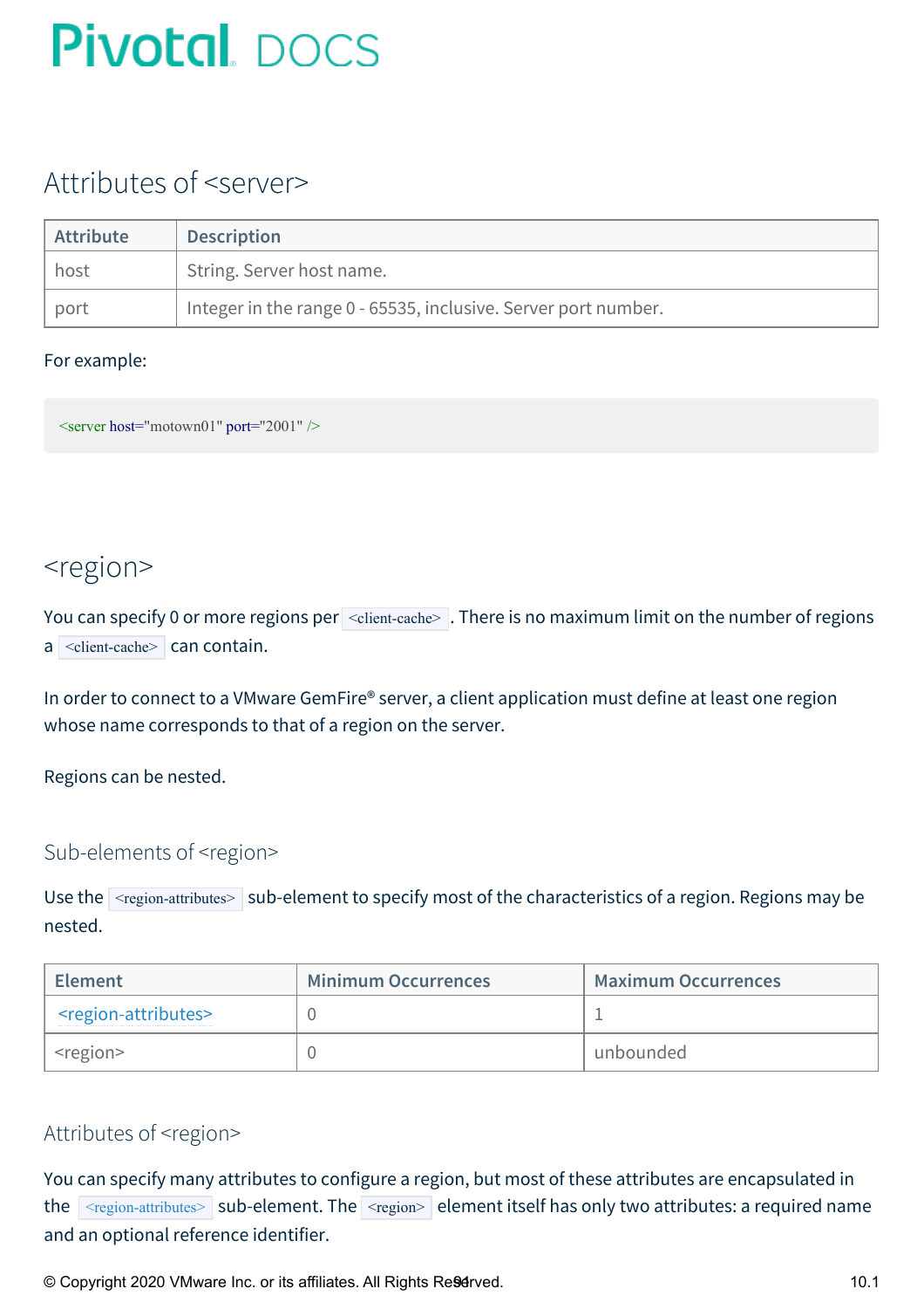## Attributes of <server>

| Attribute | Description |
|---|---|
| host | String. Server host name. |
| port | Integer in the range 0 - 65535, inclusive. Server port number. |

For example:

```
<server host="motown01" port="2001" />
```

# <region>

You can specify 0 or more regions per `<client-cache>`. There is no maximum limit on the number of regions a `<client-cache>` can contain.

In order to connect to a VMware GemFire® server, a client application must define at least one region whose name corresponds to that of a region on the server.

Regions can be nested.

## Sub-elements of <region>

Use the `<region-attributes>` sub-element to specify most of the characteristics of a region. Regions may be nested.

| Element | Minimum Occurrences | Maximum Occurrences |
|---|---|---|
| <region-attributes> | 0 | 1 |
| <region> | 0 | unbounded |

## Attributes of <region>

You can specify many attributes to configure a region, but most of these attributes are encapsulated in the `<region-attributes>` sub-element. The `<region>` element itself has only two attributes: a required name and an optional reference identifier.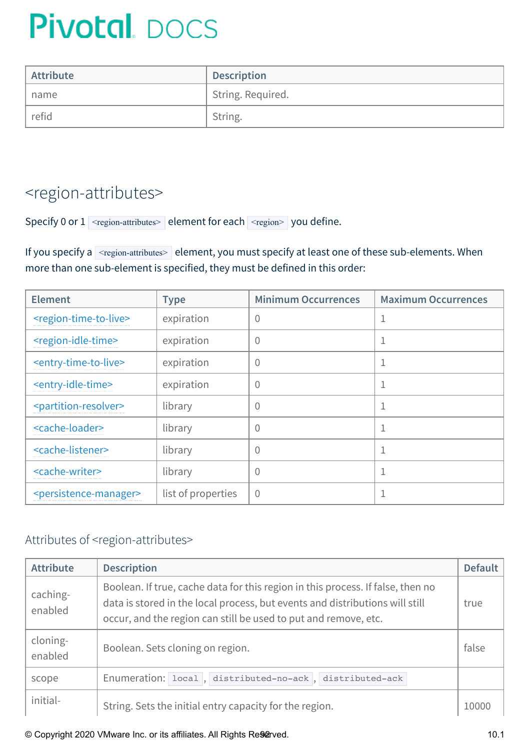| Attribute | Description |
| --- | --- |
| name | String. Required. |
| refid | String. |

## <region-attributes>

Specify 0 or 1 `<region-attributes>` element for each `<region>` you define.

If you specify a `<region-attributes>` element, you must specify at least one of these sub-elements. When more than one sub-element is specified, they must be defined in this order:

| Element | Type | Minimum Occurrences | Maximum Occurrences |
| --- | --- | --- | --- |
| <region-time-to-live> | expiration | 0 | 1 |
| <region-idle-time> | expiration | 0 | 1 |
| <entry-time-to-live> | expiration | 0 | 1 |
| <entry-idle-time> | expiration | 0 | 1 |
| <partition-resolver> | library | 0 | 1 |
| <cache-loader> | library | 0 | 1 |
| <cache-listener> | library | 0 | 1 |
| <cache-writer> | library | 0 | 1 |
| <persistence-manager> | list of properties | 0 | 1 |

### Attributes of <region-attributes>

| Attribute | Description | Default |
| --- | --- | --- |
| caching-enabled | Boolean. If true, cache data for this region in this process. If false, then no data is stored in the local process, but events and distributions will still occur, and the region can still be used to put and remove, etc. | true |
| cloning-enabled | Boolean. Sets cloning on region. | false |
| scope | Enumeration: `local`, `distributed-no-ack`, `distributed-ack` | |
| initial- | String. Sets the initial entry capacity for the region. | 10000 |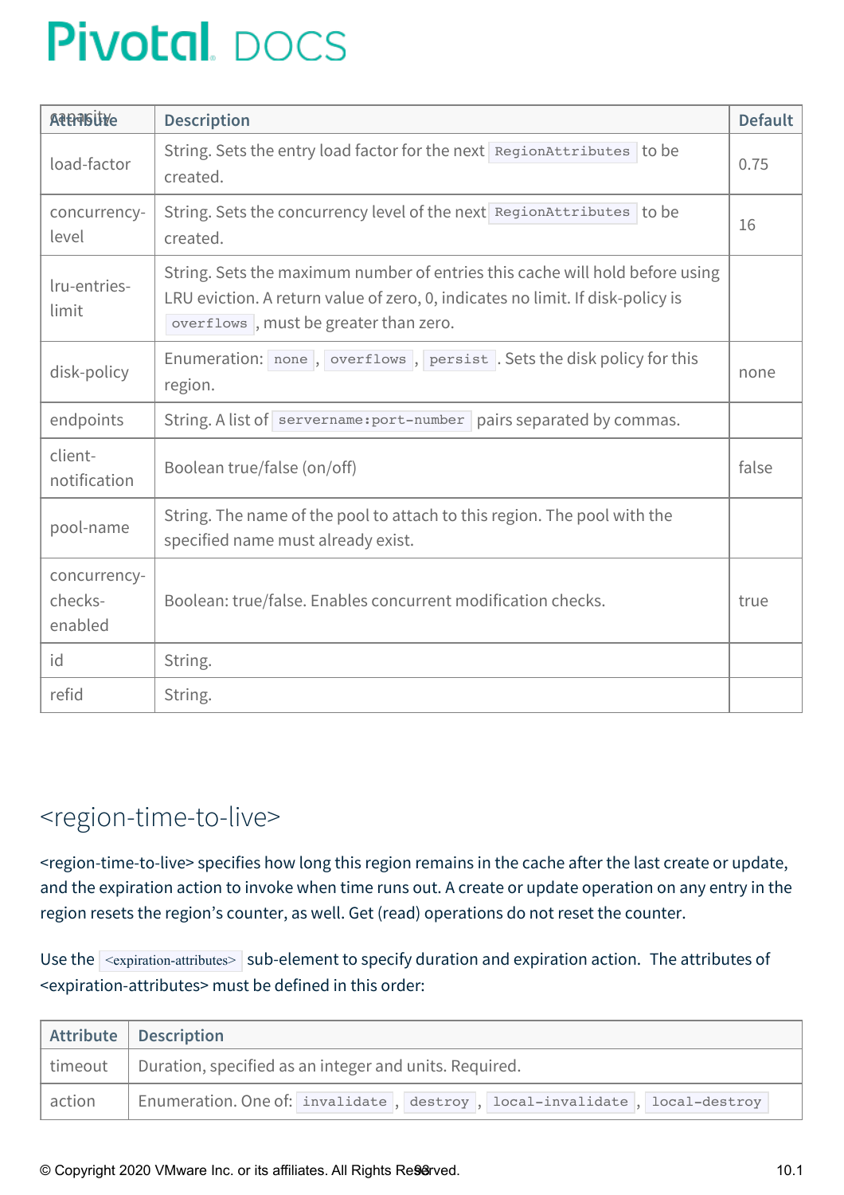| Attribute | Description | Default |
| --- | --- | --- |
| load-factor | String. Sets the entry load factor for the next `RegionAttributes` to be created. | 0.75 |
| concurrency-level | String. Sets the concurrency level of the next `RegionAttributes` to be created. | 16 |
| lru-entries-limit | String. Sets the maximum number of entries this cache will hold before using LRU eviction. A return value of zero, 0, indicates no limit. If disk-policy is `overflows`, must be greater than zero. | |
| disk-policy | Enumeration: `none`, `overflows`, `persist`. Sets the disk policy for this region. | none |
| endpoints | String. A list of `servername:port-number` pairs separated by commas. | |
| client-notification | Boolean true/false (on/off) | false |
| pool-name | String. The name of the pool to attach to this region. The pool with the specified name must already exist. | |
| concurrency-checks-enabled | Boolean: true/false. Enables concurrent modification checks. | true |
| id | String. | |
| refid | String. | |

## <region-time-to-live>

<region-time-to-live> specifies how long this region remains in the cache after the last create or update, and the expiration action to invoke when time runs out. A create or update operation on any entry in the region resets the region's counter, as well. Get (read) operations do not reset the counter.

Use the `<expiration-attributes>` sub-element to specify duration and expiration action. The attributes of <expiration-attributes> must be defined in this order:

| Attribute | Description |
| --- | --- |
| timeout | Duration, specified as an integer and units. Required. |
| action | Enumeration. One of: `invalidate`, `destroy`, `local-invalidate`, `local-destroy` |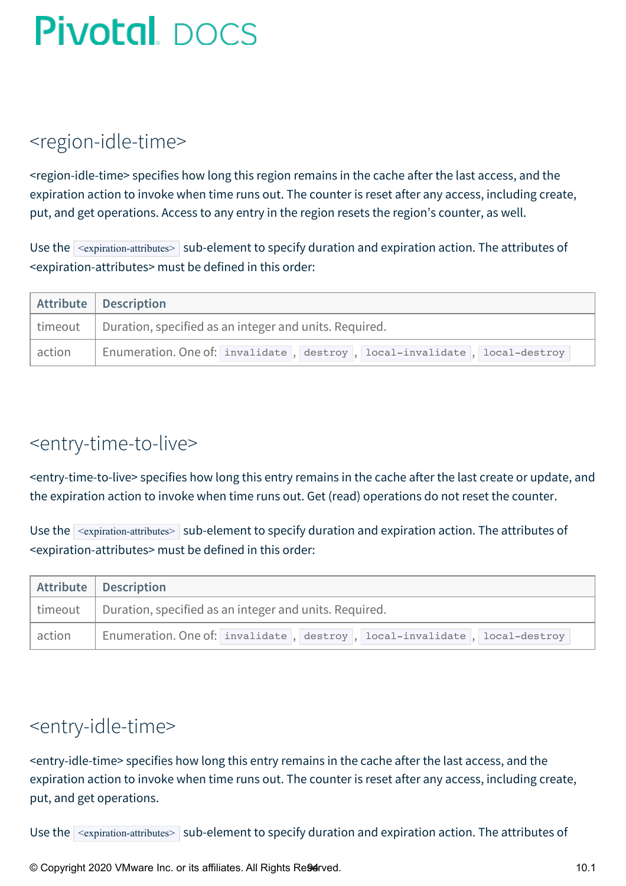## <region-idle-time>

<region-idle-time> specifies how long this region remains in the cache after the last access, and the expiration action to invoke when time runs out. The counter is reset after any access, including create, put, and get operations. Access to any entry in the region resets the region's counter, as well.

Use the `<expiration-attributes>` sub-element to specify duration and expiration action. The attributes of <expiration-attributes> must be defined in this order:

| Attribute | Description |
|---|---|
| timeout | Duration, specified as an integer and units. Required. |
| action | Enumeration. One of: `invalidate`, `destroy`, `local-invalidate`, `local-destroy` |

## <entry-time-to-live>

<entry-time-to-live> specifies how long this entry remains in the cache after the last create or update, and the expiration action to invoke when time runs out. Get (read) operations do not reset the counter.

Use the `<expiration-attributes>` sub-element to specify duration and expiration action. The attributes of <expiration-attributes> must be defined in this order:

| Attribute | Description |
|---|---|
| timeout | Duration, specified as an integer and units. Required. |
| action | Enumeration. One of: `invalidate`, `destroy`, `local-invalidate`, `local-destroy` |

## <entry-idle-time>

<entry-idle-time> specifies how long this entry remains in the cache after the last access, and the expiration action to invoke when time runs out. The counter is reset after any access, including create, put, and get operations.

Use the `<expiration-attributes>` sub-element to specify duration and expiration action. The attributes of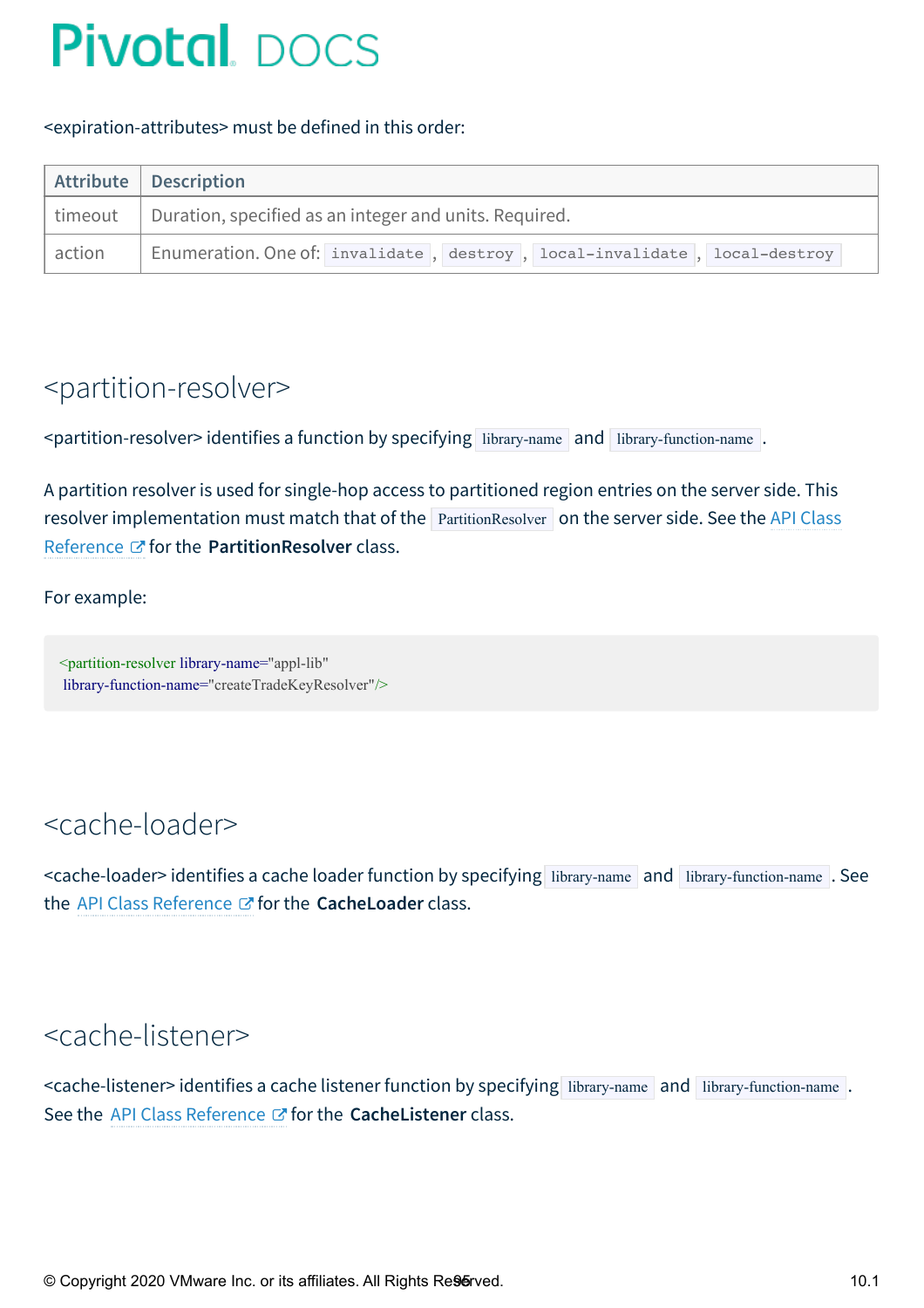<expiration-attributes> must be defined in this order:

| Attribute | Description |
|---|---|
| timeout | Duration, specified as an integer and units. Required. |
| action | Enumeration. One of: `invalidate`, `destroy`, `local-invalidate`, `local-destroy` |

## <partition-resolver>

<partition-resolver> identifies a function by specifying `library-name` and `library-function-name`.

A partition resolver is used for single-hop access to partitioned region entries on the server side. This resolver implementation must match that of the `PartitionResolver` on the server side. See the API Class Reference for the **PartitionResolver** class.

For example:

```
<partition-resolver library-name="appl-lib"
 library-function-name="createTradeKeyResolver"/>
```

## <cache-loader>

<cache-loader> identifies a cache loader function by specifying `library-name` and `library-function-name`. See the API Class Reference for the **CacheLoader** class.

## <cache-listener>

<cache-listener> identifies a cache listener function by specifying `library-name` and `library-function-name`. See the API Class Reference for the **CacheListener** class.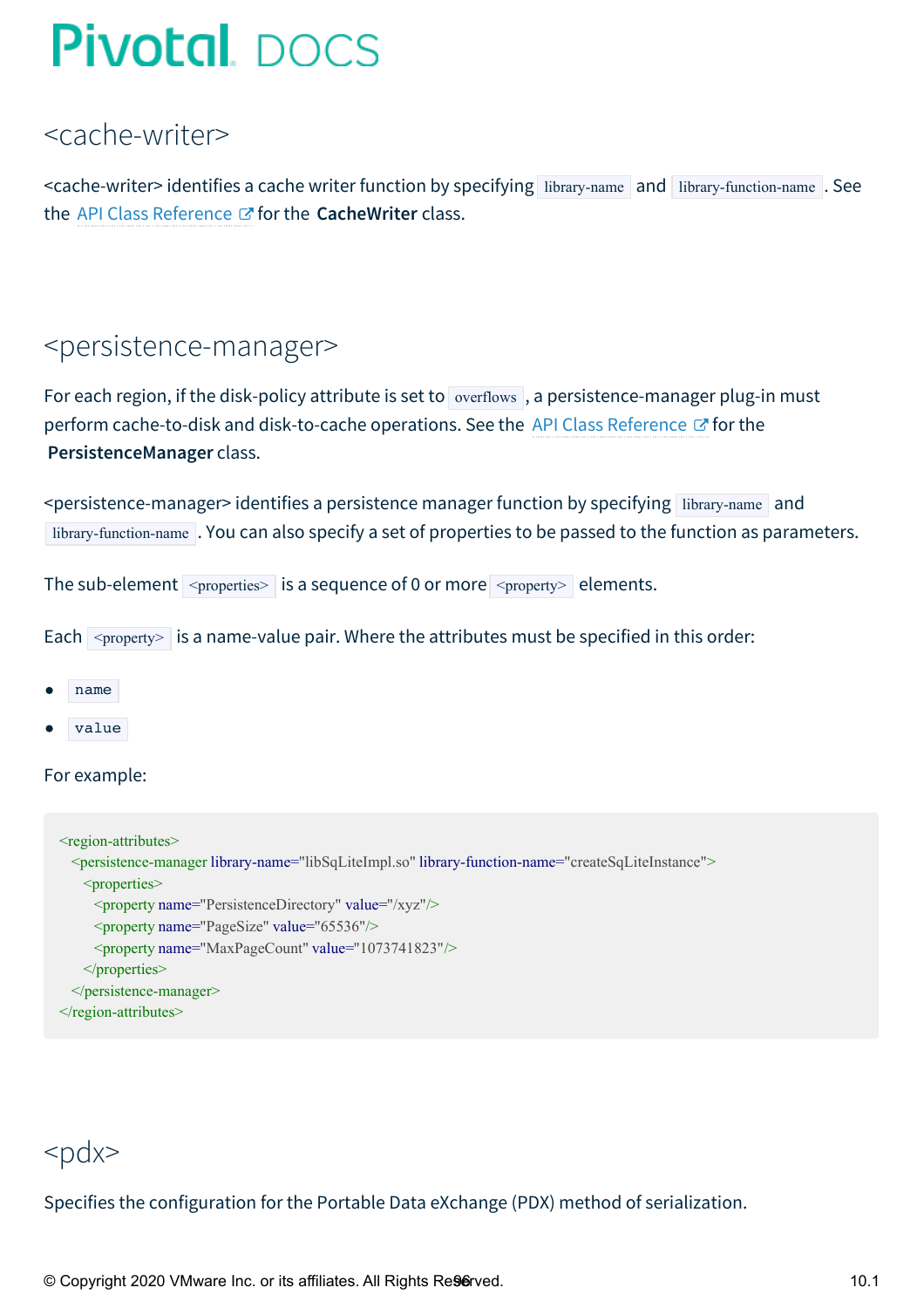## <cache-writer>

<cache-writer> identifies a cache writer function by specifying `library-name` and `library-function-name`. See the API Class Reference for the **CacheWriter** class.

## <persistence-manager>

For each region, if the disk-policy attribute is set to `overflows`, a persistence-manager plug-in must perform cache-to-disk and disk-to-cache operations. See the API Class Reference for the **PersistenceManager** class.

<persistence-manager> identifies a persistence manager function by specifying `library-name` and `library-function-name`. You can also specify a set of properties to be passed to the function as parameters.

The sub-element `<properties>` is a sequence of 0 or more `<property>` elements.

Each `<property>` is a name-value pair. Where the attributes must be specified in this order:

- `name`
- `value`

For example:

```
<region-attributes>
  <persistence-manager library-name="libSqLiteImpl.so" library-function-name="createSqLiteInstance">
    <properties>
      <property name="PersistenceDirectory" value="/xyz"/>
      <property name="PageSize" value="65536"/>
      <property name="MaxPageCount" value="1073741823"/>
    </properties>
  </persistence-manager>
</region-attributes>
```

## <pdx>

Specifies the configuration for the Portable Data eXchange (PDX) method of serialization.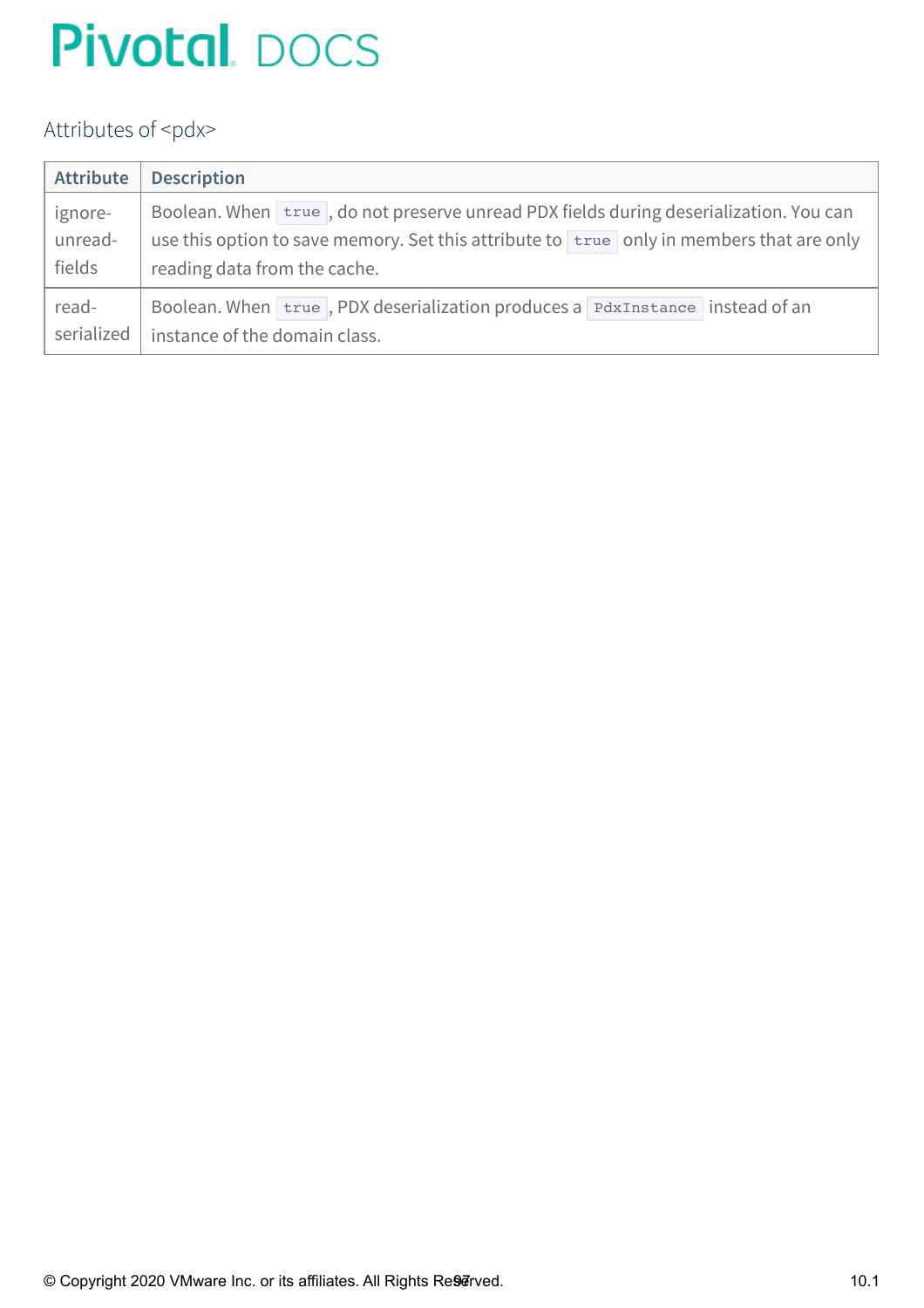Attributes of <pdx>

| Attribute | Description |
| --- | --- |
| ignore-unread-fields | Boolean. When `true`, do not preserve unread PDX fields during deserialization. You can use this option to save memory. Set this attribute to `true` only in members that are only reading data from the cache. |
| read-serialized | Boolean. When `true`, PDX deserialization produces a `PdxInstance` instead of an instance of the domain class. |